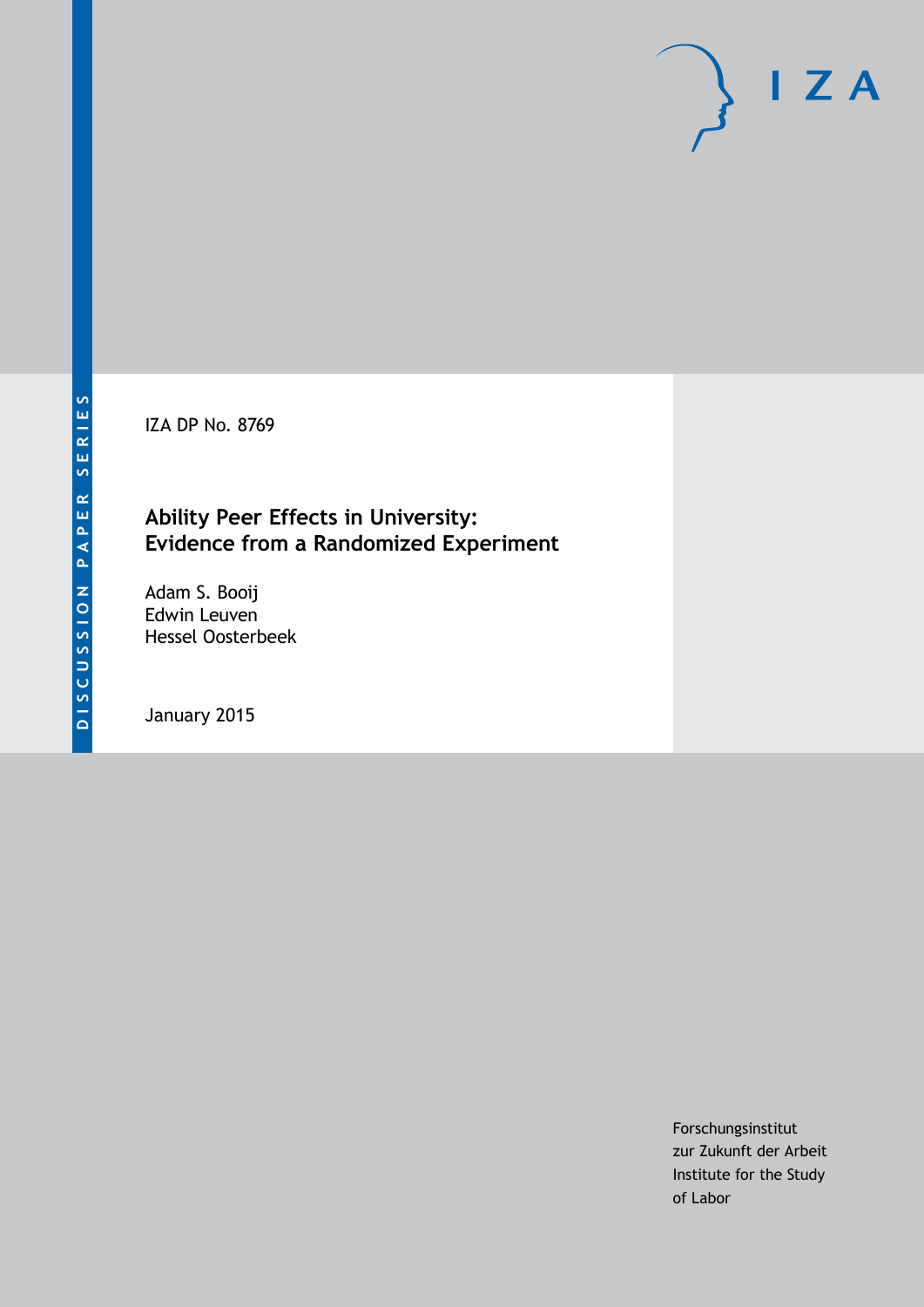DISCUSSION PAPER SERIES

IZA DP No. 8769

# Ability Peer Effects in University: Evidence from a Randomized Experiment

Adam S. Booij
Edwin Leuven
Hessel Oosterbeek

January 2015

Forschungsinstitut
zur Zukunft der Arbeit
Institute for the Study
of Labor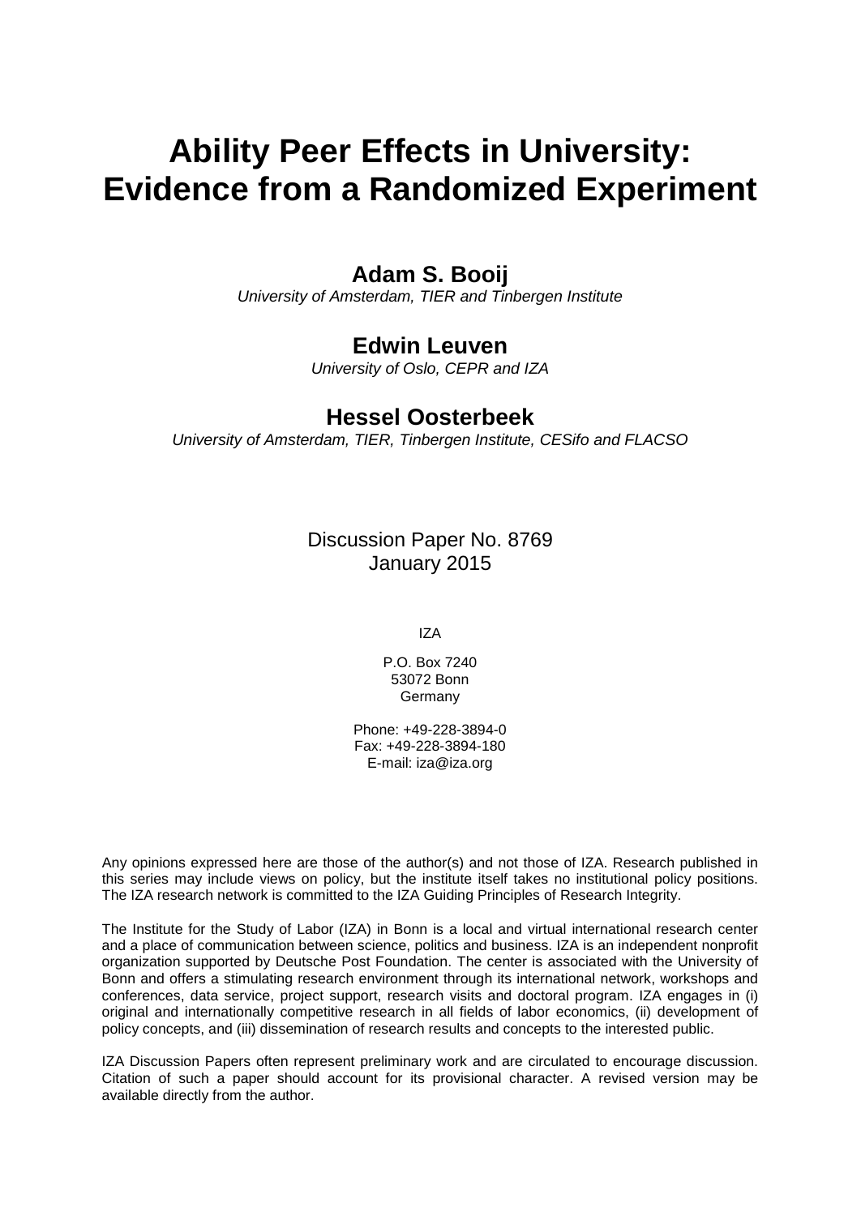# Ability Peer Effects in University: Evidence from a Randomized Experiment

**Adam S. Booij**

*University of Amsterdam, TIER and Tinbergen Institute*

**Edwin Leuven**

*University of Oslo, CEPR and IZA*

**Hessel Oosterbeek**

*University of Amsterdam, TIER, Tinbergen Institute, CESifo and FLACSO*

Discussion Paper No. 8769
January 2015

IZA

P.O. Box 7240
53072 Bonn
Germany

Phone: +49-228-3894-0
Fax: +49-228-3894-180
E-mail: iza@iza.org

Any opinions expressed here are those of the author(s) and not those of IZA. Research published in this series may include views on policy, but the institute itself takes no institutional policy positions. The IZA research network is committed to the IZA Guiding Principles of Research Integrity.

The Institute for the Study of Labor (IZA) in Bonn is a local and virtual international research center and a place of communication between science, politics and business. IZA is an independent nonprofit organization supported by Deutsche Post Foundation. The center is associated with the University of Bonn and offers a stimulating research environment through its international network, workshops and conferences, data service, project support, research visits and doctoral program. IZA engages in (i) original and internationally competitive research in all fields of labor economics, (ii) development of policy concepts, and (iii) dissemination of research results and concepts to the interested public.

IZA Discussion Papers often represent preliminary work and are circulated to encourage discussion. Citation of such a paper should account for its provisional character. A revised version may be available directly from the author.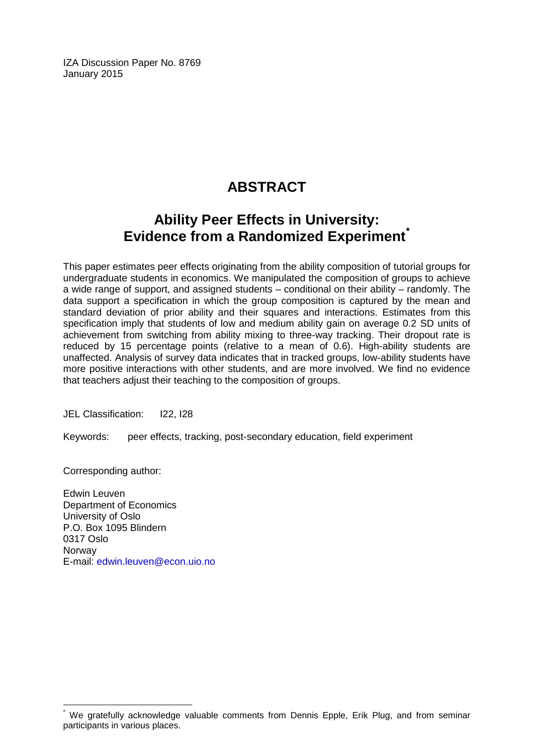IZA Discussion Paper No. 8769
January 2015

# ABSTRACT

## Ability Peer Effects in University: Evidence from a Randomized Experiment*

This paper estimates peer effects originating from the ability composition of tutorial groups for undergraduate students in economics. We manipulated the composition of groups to achieve a wide range of support, and assigned students – conditional on their ability – randomly. The data support a specification in which the group composition is captured by the mean and standard deviation of prior ability and their squares and interactions. Estimates from this specification imply that students of low and medium ability gain on average 0.2 SD units of achievement from switching from ability mixing to three-way tracking. Their dropout rate is reduced by 15 percentage points (relative to a mean of 0.6). High-ability students are unaffected. Analysis of survey data indicates that in tracked groups, low-ability students have more positive interactions with other students, and are more involved. We find no evidence that teachers adjust their teaching to the composition of groups.

JEL Classification: I22, I28

Keywords: peer effects, tracking, post-secondary education, field experiment

Corresponding author:

Edwin Leuven
Department of Economics
University of Oslo
P.O. Box 1095 Blindern
0317 Oslo
Norway
E-mail: edwin.leuven@econ.uio.no

---

* We gratefully acknowledge valuable comments from Dennis Epple, Erik Plug, and from seminar participants in various places.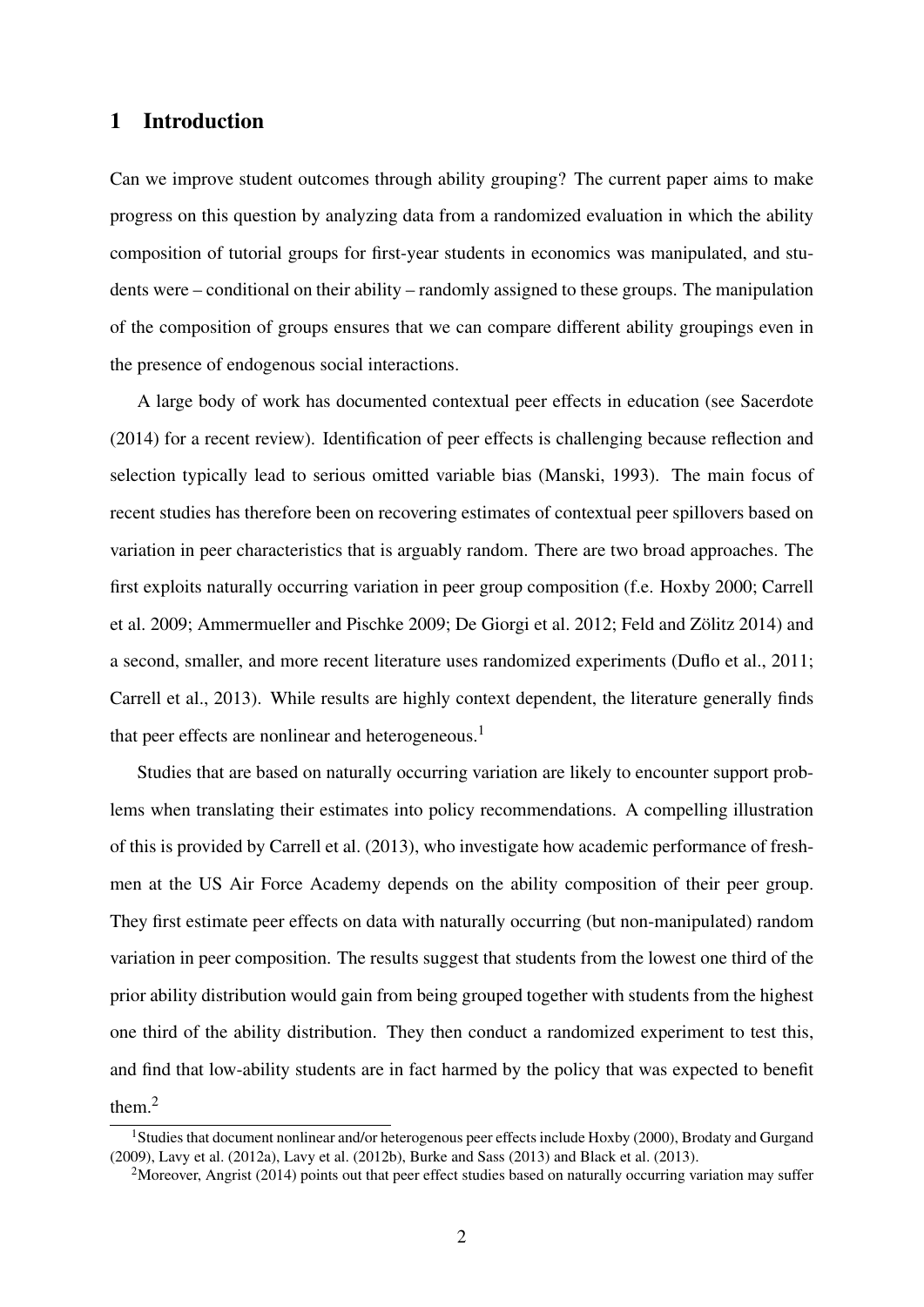# 1 Introduction

Can we improve student outcomes through ability grouping? The current paper aims to make progress on this question by analyzing data from a randomized evaluation in which the ability composition of tutorial groups for first-year students in economics was manipulated, and students were – conditional on their ability – randomly assigned to these groups. The manipulation of the composition of groups ensures that we can compare different ability groupings even in the presence of endogenous social interactions.

A large body of work has documented contextual peer effects in education (see Sacerdote (2014) for a recent review). Identification of peer effects is challenging because reflection and selection typically lead to serious omitted variable bias (Manski, 1993). The main focus of recent studies has therefore been on recovering estimates of contextual peer spillovers based on variation in peer characteristics that is arguably random. There are two broad approaches. The first exploits naturally occurring variation in peer group composition (f.e. Hoxby 2000; Carrell et al. 2009; Ammermueller and Pischke 2009; De Giorgi et al. 2012; Feld and Zölitz 2014) and a second, smaller, and more recent literature uses randomized experiments (Duflo et al., 2011; Carrell et al., 2013). While results are highly context dependent, the literature generally finds that peer effects are nonlinear and heterogeneous.[1]

Studies that are based on naturally occurring variation are likely to encounter support problems when translating their estimates into policy recommendations. A compelling illustration of this is provided by Carrell et al. (2013), who investigate how academic performance of freshmen at the US Air Force Academy depends on the ability composition of their peer group. They first estimate peer effects on data with naturally occurring (but non-manipulated) random variation in peer composition. The results suggest that students from the lowest one third of the prior ability distribution would gain from being grouped together with students from the highest one third of the ability distribution. They then conduct a randomized experiment to test this, and find that low-ability students are in fact harmed by the policy that was expected to benefit them.[2]

[1] Studies that document nonlinear and/or heterogenous peer effects include Hoxby (2000), Brodaty and Gurgand (2009), Lavy et al. (2012a), Lavy et al. (2012b), Burke and Sass (2013) and Black et al. (2013).

[2] Moreover, Angrist (2014) points out that peer effect studies based on naturally occurring variation may suffer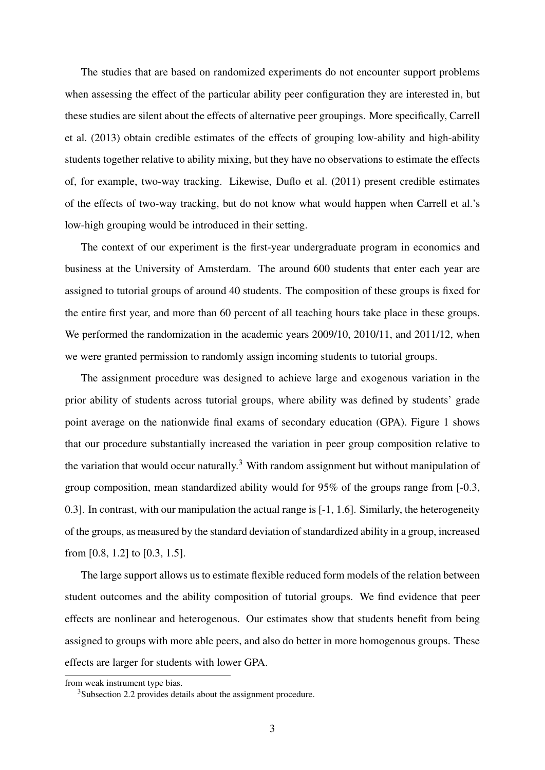The studies that are based on randomized experiments do not encounter support problems when assessing the effect of the particular ability peer configuration they are interested in, but these studies are silent about the effects of alternative peer groupings. More specifically, Carrell et al. (2013) obtain credible estimates of the effects of grouping low-ability and high-ability students together relative to ability mixing, but they have no observations to estimate the effects of, for example, two-way tracking. Likewise, Duflo et al. (2011) present credible estimates of the effects of two-way tracking, but do not know what would happen when Carrell et al.'s low-high grouping would be introduced in their setting.

The context of our experiment is the first-year undergraduate program in economics and business at the University of Amsterdam. The around 600 students that enter each year are assigned to tutorial groups of around 40 students. The composition of these groups is fixed for the entire first year, and more than 60 percent of all teaching hours take place in these groups. We performed the randomization in the academic years 2009/10, 2010/11, and 2011/12, when we were granted permission to randomly assign incoming students to tutorial groups.

The assignment procedure was designed to achieve large and exogenous variation in the prior ability of students across tutorial groups, where ability was defined by students' grade point average on the nationwide final exams of secondary education (GPA). Figure 1 shows that our procedure substantially increased the variation in peer group composition relative to the variation that would occur naturally.[3] With random assignment but without manipulation of group composition, mean standardized ability would for 95% of the groups range from [-0.3, 0.3]. In contrast, with our manipulation the actual range is [-1, 1.6]. Similarly, the heterogeneity of the groups, as measured by the standard deviation of standardized ability in a group, increased from [0.8, 1.2] to [0.3, 1.5].

The large support allows us to estimate flexible reduced form models of the relation between student outcomes and the ability composition of tutorial groups. We find evidence that peer effects are nonlinear and heterogenous. Our estimates show that students benefit from being assigned to groups with more able peers, and also do better in more homogenous groups. These effects are larger for students with lower GPA.

from weak instrument type bias.

[3]Subsection 2.2 provides details about the assignment procedure.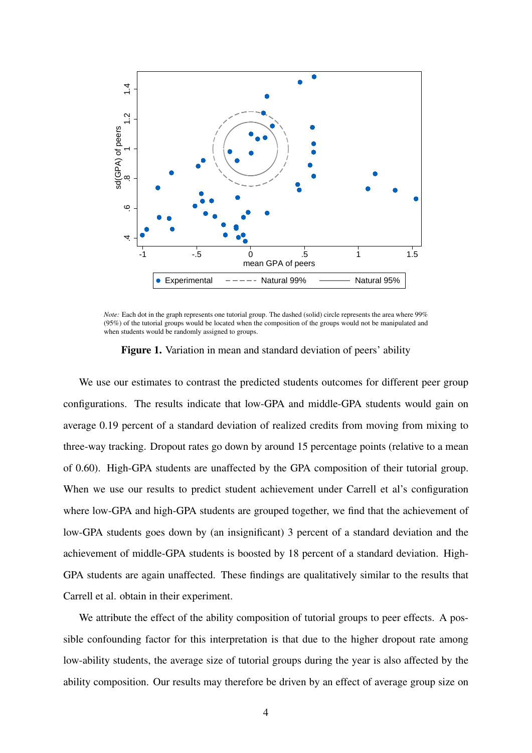*Note:* Each dot in the graph represents one tutorial group. The dashed (solid) circle represents the area where 99% (95%) of the tutorial groups would be located when the composition of the groups would not be manipulated and when students would be randomly assigned to groups.

**Figure 1.** Variation in mean and standard deviation of peers' ability

We use our estimates to contrast the predicted students outcomes for different peer group configurations. The results indicate that low-GPA and middle-GPA students would gain on average 0.19 percent of a standard deviation of realized credits from moving from mixing to three-way tracking. Dropout rates go down by around 15 percentage points (relative to a mean of 0.60). High-GPA students are unaffected by the GPA composition of their tutorial group. When we use our results to predict student achievement under Carrell et al's configuration where low-GPA and high-GPA students are grouped together, we find that the achievement of low-GPA students goes down by (an insignificant) 3 percent of a standard deviation and the achievement of middle-GPA students is boosted by 18 percent of a standard deviation. High-GPA students are again unaffected. These findings are qualitatively similar to the results that Carrell et al. obtain in their experiment.

We attribute the effect of the ability composition of tutorial groups to peer effects. A possible confounding factor for this interpretation is that due to the higher dropout rate among low-ability students, the average size of tutorial groups during the year is also affected by the ability composition. Our results may therefore be driven by an effect of average group size on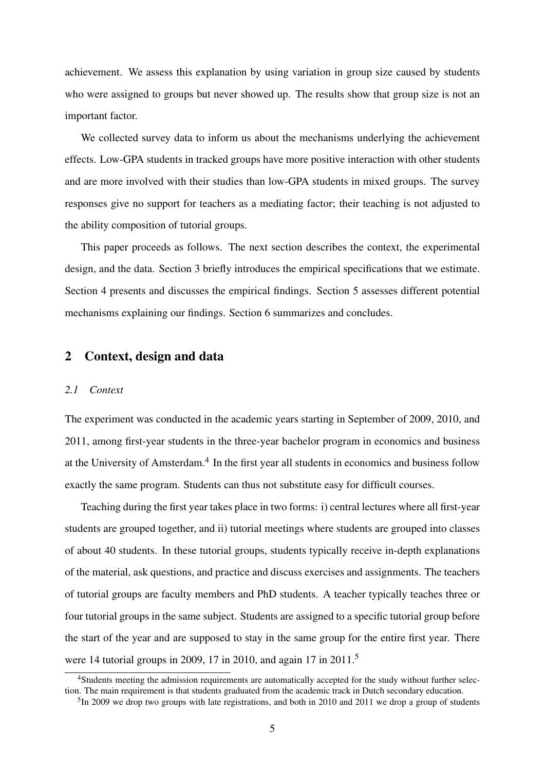achievement. We assess this explanation by using variation in group size caused by students who were assigned to groups but never showed up. The results show that group size is not an important factor.

We collected survey data to inform us about the mechanisms underlying the achievement effects. Low-GPA students in tracked groups have more positive interaction with other students and are more involved with their studies than low-GPA students in mixed groups. The survey responses give no support for teachers as a mediating factor; their teaching is not adjusted to the ability composition of tutorial groups.

This paper proceeds as follows. The next section describes the context, the experimental design, and the data. Section 3 briefly introduces the empirical specifications that we estimate. Section 4 presents and discusses the empirical findings. Section 5 assesses different potential mechanisms explaining our findings. Section 6 summarizes and concludes.

## 2 Context, design and data

### *2.1 Context*

The experiment was conducted in the academic years starting in September of 2009, 2010, and 2011, among first-year students in the three-year bachelor program in economics and business at the University of Amsterdam.[4] In the first year all students in economics and business follow exactly the same program. Students can thus not substitute easy for difficult courses.

Teaching during the first year takes place in two forms: i) central lectures where all first-year students are grouped together, and ii) tutorial meetings where students are grouped into classes of about 40 students. In these tutorial groups, students typically receive in-depth explanations of the material, ask questions, and practice and discuss exercises and assignments. The teachers of tutorial groups are faculty members and PhD students. A teacher typically teaches three or four tutorial groups in the same subject. Students are assigned to a specific tutorial group before the start of the year and are supposed to stay in the same group for the entire first year. There were 14 tutorial groups in 2009, 17 in 2010, and again 17 in 2011.[5]

[4] Students meeting the admission requirements are automatically accepted for the study without further selection. The main requirement is that students graduated from the academic track in Dutch secondary education.

[5] In 2009 we drop two groups with late registrations, and both in 2010 and 2011 we drop a group of students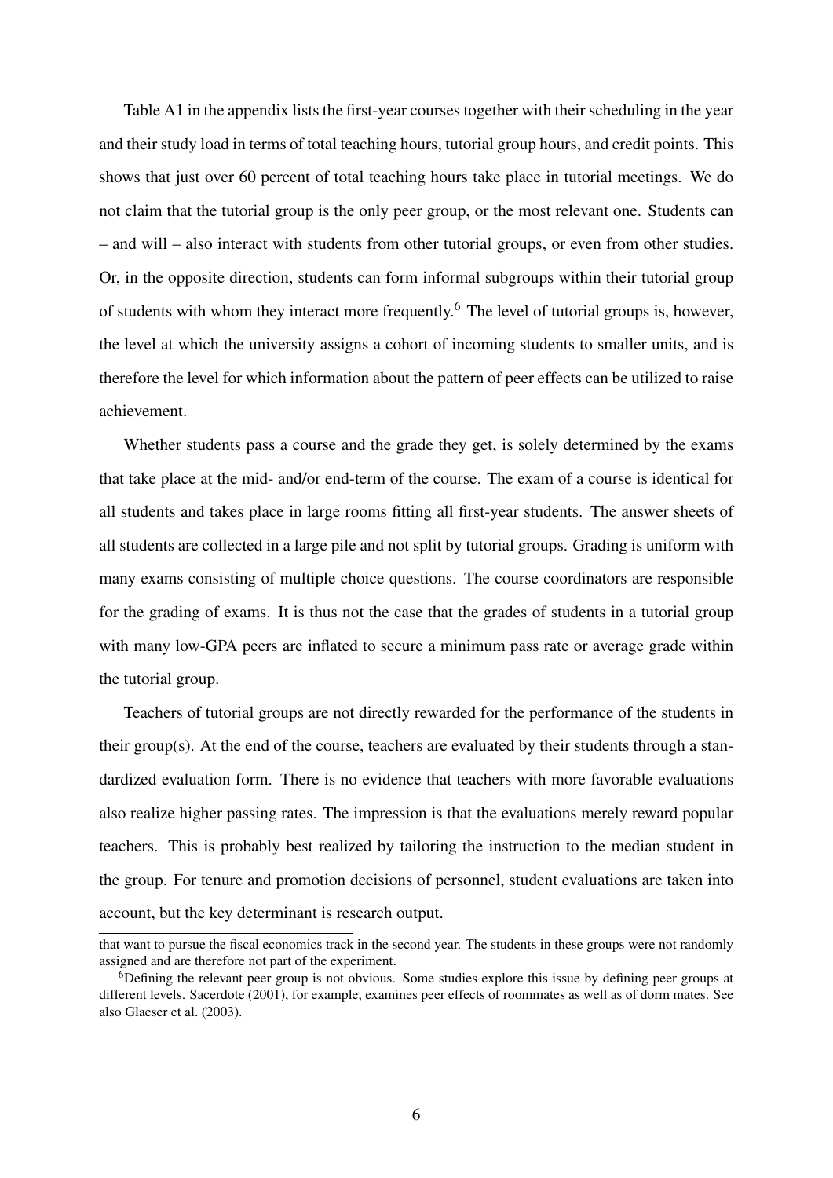Table A1 in the appendix lists the first-year courses together with their scheduling in the year and their study load in terms of total teaching hours, tutorial group hours, and credit points. This shows that just over 60 percent of total teaching hours take place in tutorial meetings. We do not claim that the tutorial group is the only peer group, or the most relevant one. Students can – and will – also interact with students from other tutorial groups, or even from other studies. Or, in the opposite direction, students can form informal subgroups within their tutorial group of students with whom they interact more frequently.[6] The level of tutorial groups is, however, the level at which the university assigns a cohort of incoming students to smaller units, and is therefore the level for which information about the pattern of peer effects can be utilized to raise achievement.

Whether students pass a course and the grade they get, is solely determined by the exams that take place at the mid- and/or end-term of the course. The exam of a course is identical for all students and takes place in large rooms fitting all first-year students. The answer sheets of all students are collected in a large pile and not split by tutorial groups. Grading is uniform with many exams consisting of multiple choice questions. The course coordinators are responsible for the grading of exams. It is thus not the case that the grades of students in a tutorial group with many low-GPA peers are inflated to secure a minimum pass rate or average grade within the tutorial group.

Teachers of tutorial groups are not directly rewarded for the performance of the students in their group(s). At the end of the course, teachers are evaluated by their students through a standardized evaluation form. There is no evidence that teachers with more favorable evaluations also realize higher passing rates. The impression is that the evaluations merely reward popular teachers. This is probably best realized by tailoring the instruction to the median student in the group. For tenure and promotion decisions of personnel, student evaluations are taken into account, but the key determinant is research output.

that want to pursue the fiscal economics track in the second year. The students in these groups were not randomly assigned and are therefore not part of the experiment.

[6] Defining the relevant peer group is not obvious. Some studies explore this issue by defining peer groups at different levels. Sacerdote (2001), for example, examines peer effects of roommates as well as of dorm mates. See also Glaeser et al. (2003).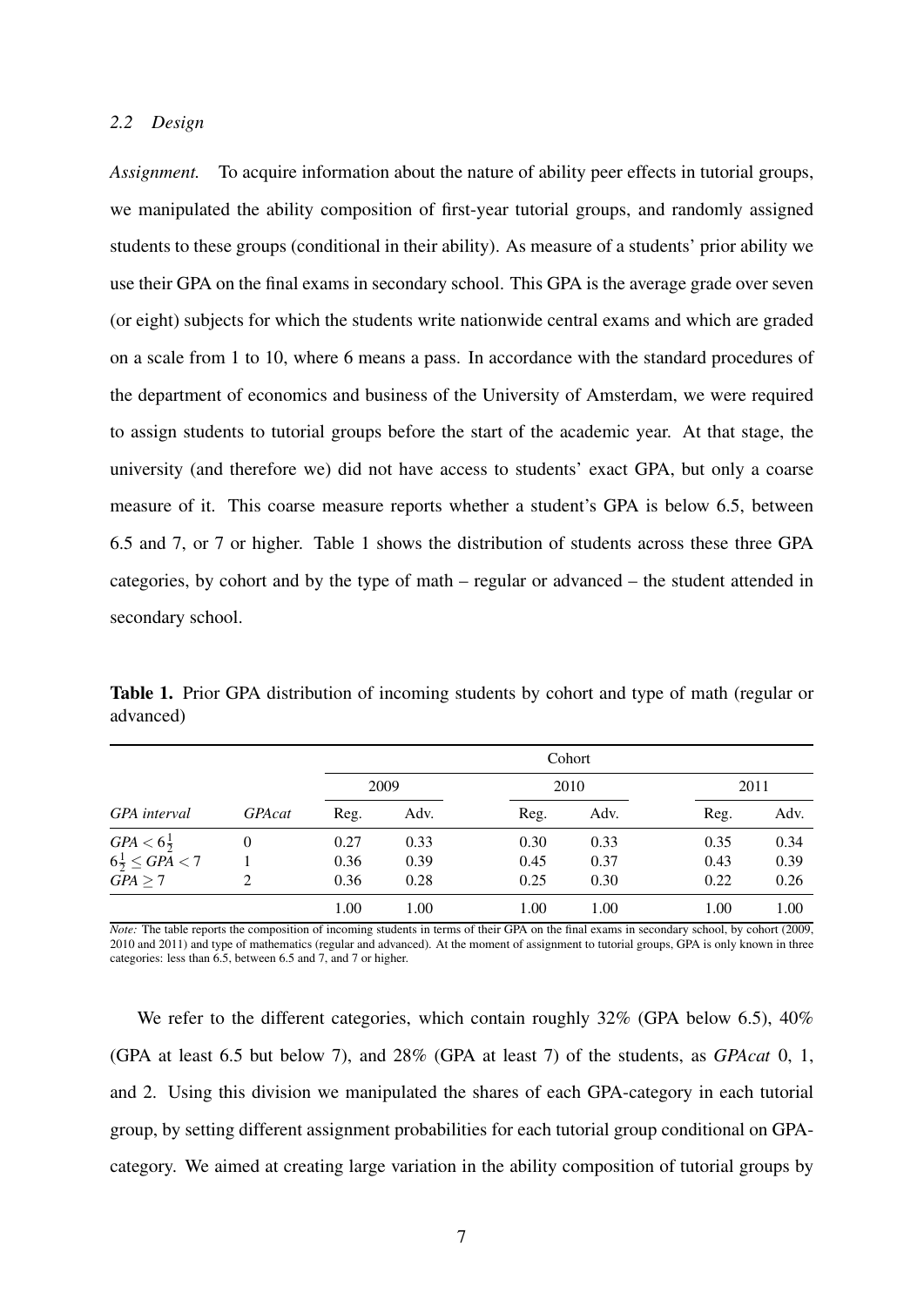### *2.2 Design*

*Assignment.* To acquire information about the nature of ability peer effects in tutorial groups, we manipulated the ability composition of first-year tutorial groups, and randomly assigned students to these groups (conditional in their ability). As measure of a students' prior ability we use their GPA on the final exams in secondary school. This GPA is the average grade over seven (or eight) subjects for which the students write nationwide central exams and which are graded on a scale from 1 to 10, where 6 means a pass. In accordance with the standard procedures of the department of economics and business of the University of Amsterdam, we were required to assign students to tutorial groups before the start of the academic year. At that stage, the university (and therefore we) did not have access to students' exact GPA, but only a coarse measure of it. This coarse measure reports whether a student's GPA is below 6.5, between 6.5 and 7, or 7 or higher. Table 1 shows the distribution of students across these three GPA categories, by cohort and by the type of math – regular or advanced – the student attended in secondary school.

**Table 1.** Prior GPA distribution of incoming students by cohort and type of math (regular or advanced)

| | | Cohort | | | | | |
|---|---|---|---|---|---|---|---|
| | | 2009 | | 2010 | | 2011 | |
| *GPA interval* | *GPAcat* | Reg. | Adv. | Reg. | Adv. | Reg. | Adv. |
| $GPA < 6\frac{1}{2}$ | 0 | 0.27 | 0.33 | 0.30 | 0.33 | 0.35 | 0.34 |
| $6\frac{1}{2} \leq GPA < 7$ | 1 | 0.36 | 0.39 | 0.45 | 0.37 | 0.43 | 0.39 |
| $GPA \geq 7$ | 2 | 0.36 | 0.28 | 0.25 | 0.30 | 0.22 | 0.26 |
| | | 1.00 | 1.00 | 1.00 | 1.00 | 1.00 | 1.00 |

*Note:* The table reports the composition of incoming students in terms of their GPA on the final exams in secondary school, by cohort (2009, 2010 and 2011) and type of mathematics (regular and advanced). At the moment of assignment to tutorial groups, GPA is only known in three categories: less than 6.5, between 6.5 and 7, and 7 or higher.

We refer to the different categories, which contain roughly 32% (GPA below 6.5), 40% (GPA at least 6.5 but below 7), and 28% (GPA at least 7) of the students, as *GPAcat* 0, 1, and 2. Using this division we manipulated the shares of each GPA-category in each tutorial group, by setting different assignment probabilities for each tutorial group conditional on GPA-category. We aimed at creating large variation in the ability composition of tutorial groups by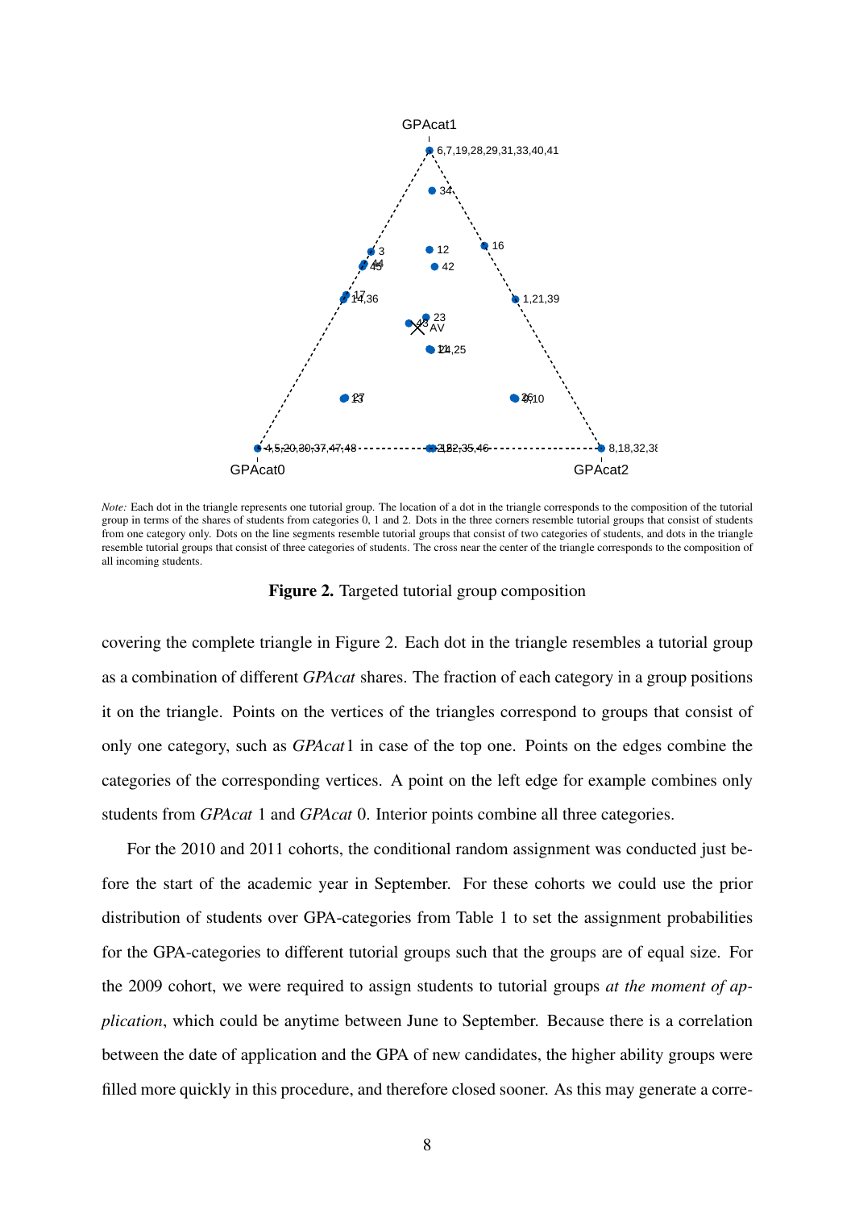*Note:* Each dot in the triangle represents one tutorial group. The location of a dot in the triangle corresponds to the composition of the tutorial group in terms of the shares of students from categories 0, 1 and 2. Dots in the three corners resemble tutorial groups that consist of students from one category only. Dots on the line segments resemble tutorial groups that consist of two categories of students, and dots in the triangle resemble tutorial groups that consist of three categories of students. The cross near the center of the triangle corresponds to the composition of all incoming students.

**Figure 2.** Targeted tutorial group composition

covering the complete triangle in Figure 2. Each dot in the triangle resembles a tutorial group as a combination of different *GPAcat* shares. The fraction of each category in a group positions it on the triangle. Points on the vertices of the triangles correspond to groups that consist of only one category, such as *GPAcat*1 in case of the top one. Points on the edges combine the categories of the corresponding vertices. A point on the left edge for example combines only students from *GPAcat* 1 and *GPAcat* 0. Interior points combine all three categories.

For the 2010 and 2011 cohorts, the conditional random assignment was conducted just before the start of the academic year in September. For these cohorts we could use the prior distribution of students over GPA-categories from Table 1 to set the assignment probabilities for the GPA-categories to different tutorial groups such that the groups are of equal size. For the 2009 cohort, we were required to assign students to tutorial groups *at the moment of application*, which could be anytime between June to September. Because there is a correlation between the date of application and the GPA of new candidates, the higher ability groups were filled more quickly in this procedure, and therefore closed sooner. As this may generate a corre-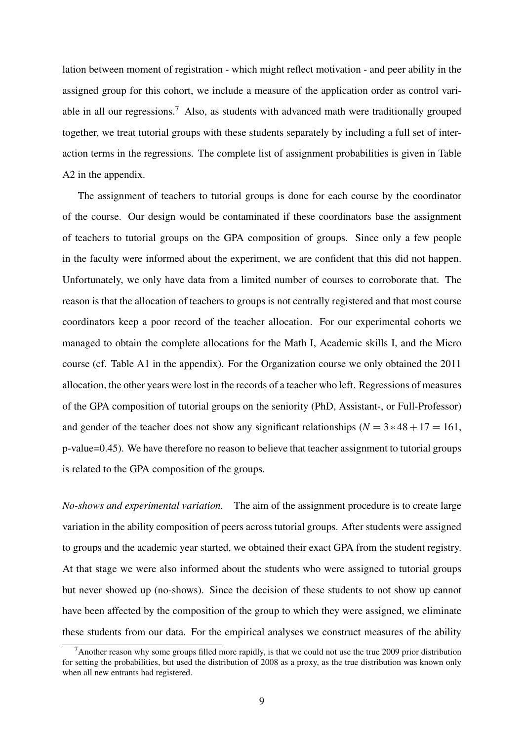lation between moment of registration - which might reflect motivation - and peer ability in the assigned group for this cohort, we include a measure of the application order as control variable in all our regressions.[7] Also, as students with advanced math were traditionally grouped together, we treat tutorial groups with these students separately by including a full set of interaction terms in the regressions. The complete list of assignment probabilities is given in Table A2 in the appendix.

The assignment of teachers to tutorial groups is done for each course by the coordinator of the course. Our design would be contaminated if these coordinators base the assignment of teachers to tutorial groups on the GPA composition of groups. Since only a few people in the faculty were informed about the experiment, we are confident that this did not happen. Unfortunately, we only have data from a limited number of courses to corroborate that. The reason is that the allocation of teachers to groups is not centrally registered and that most course coordinators keep a poor record of the teacher allocation. For our experimental cohorts we managed to obtain the complete allocations for the Math I, Academic skills I, and the Micro course (cf. Table A1 in the appendix). For the Organization course we only obtained the 2011 allocation, the other years were lost in the records of a teacher who left. Regressions of measures of the GPA composition of tutorial groups on the seniority (PhD, Assistant-, or Full-Professor) and gender of the teacher does not show any significant relationships ($N = 3 * 48 + 17 = 161$, p-value=0.45). We have therefore no reason to believe that teacher assignment to tutorial groups is related to the GPA composition of the groups.

*No-shows and experimental variation.* The aim of the assignment procedure is to create large variation in the ability composition of peers across tutorial groups. After students were assigned to groups and the academic year started, we obtained their exact GPA from the student registry. At that stage we were also informed about the students who were assigned to tutorial groups but never showed up (no-shows). Since the decision of these students to not show up cannot have been affected by the composition of the group to which they were assigned, we eliminate these students from our data. For the empirical analyses we construct measures of the ability

[7] Another reason why some groups filled more rapidly, is that we could not use the true 2009 prior distribution for setting the probabilities, but used the distribution of 2008 as a proxy, as the true distribution was known only when all new entrants had registered.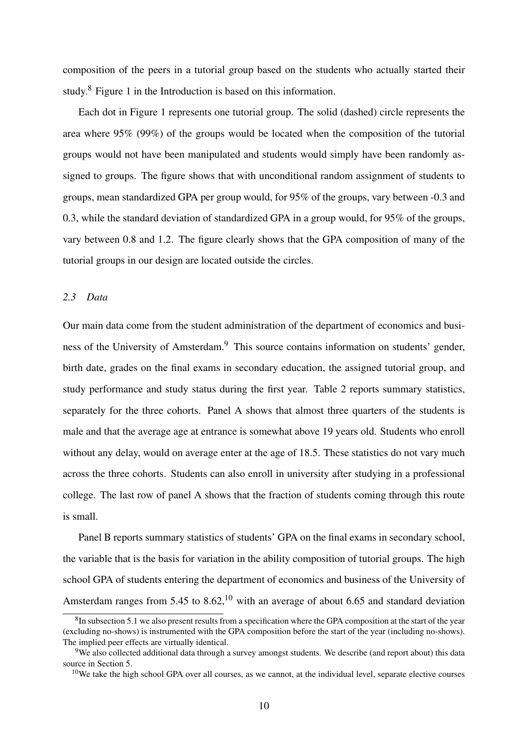composition of the peers in a tutorial group based on the students who actually started their study.[8] Figure 1 in the Introduction is based on this information.

Each dot in Figure 1 represents one tutorial group. The solid (dashed) circle represents the area where 95% (99%) of the groups would be located when the composition of the tutorial groups would not have been manipulated and students would simply have been randomly assigned to groups. The figure shows that with unconditional random assignment of students to groups, mean standardized GPA per group would, for 95% of the groups, vary between -0.3 and 0.3, while the standard deviation of standardized GPA in a group would, for 95% of the groups, vary between 0.8 and 1.2. The figure clearly shows that the GPA composition of many of the tutorial groups in our design are located outside the circles.

### *2.3 Data*

Our main data come from the student administration of the department of economics and business of the University of Amsterdam.[9] This source contains information on students' gender, birth date, grades on the final exams in secondary education, the assigned tutorial group, and study performance and study status during the first year. Table 2 reports summary statistics, separately for the three cohorts. Panel A shows that almost three quarters of the students is male and that the average age at entrance is somewhat above 19 years old. Students who enroll without any delay, would on average enter at the age of 18.5. These statistics do not vary much across the three cohorts. Students can also enroll in university after studying in a professional college. The last row of panel A shows that the fraction of students coming through this route is small.

Panel B reports summary statistics of students' GPA on the final exams in secondary school, the variable that is the basis for variation in the ability composition of tutorial groups. The high school GPA of students entering the department of economics and business of the University of Amsterdam ranges from 5.45 to 8.62,[10] with an average of about 6.65 and standard deviation

[8] In subsection 5.1 we also present results from a specification where the GPA composition at the start of the year (excluding no-shows) is instrumented with the GPA composition before the start of the year (including no-shows). The implied peer effects are virtually identical.

[9] We also collected additional data through a survey amongst students. We describe (and report about) this data source in Section 5.

[10] We take the high school GPA over all courses, as we cannot, at the individual level, separate elective courses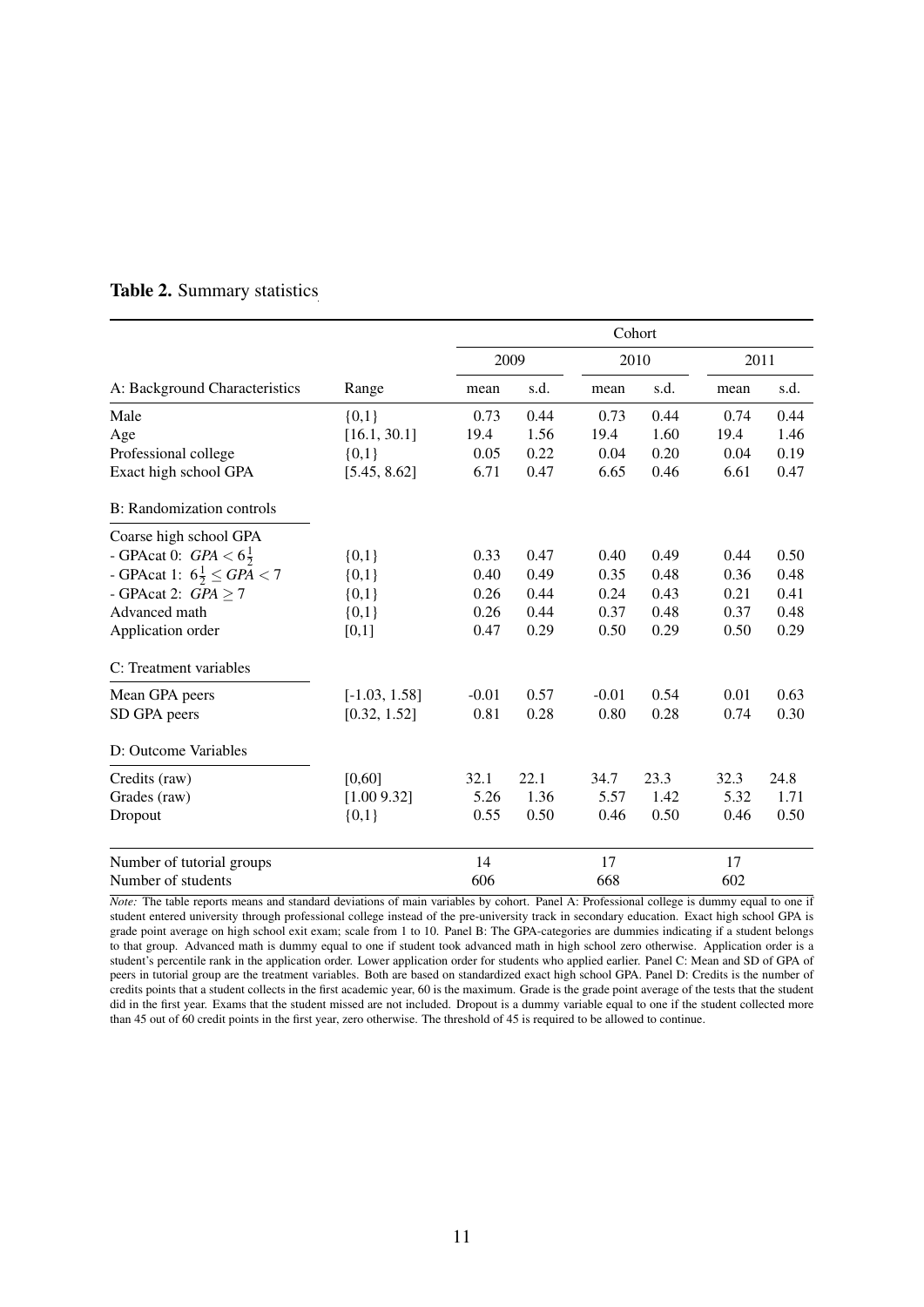**Table 2.** Summary statistics

| | | Cohort | | | | | |
|---|---|---|---|---|---|---|---|
| | | 2009 | | 2010 | | 2011 | |
| A: Background Characteristics | Range | mean | s.d. | mean | s.d. | mean | s.d. |
| Male | {0,1} | 0.73 | 0.44 | 0.73 | 0.44 | 0.74 | 0.44 |
| Age | [16.1, 30.1] | 19.4 | 1.56 | 19.4 | 1.60 | 19.4 | 1.46 |
| Professional college | {0,1} | 0.05 | 0.22 | 0.04 | 0.20 | 0.04 | 0.19 |
| Exact high school GPA | [5.45, 8.62] | 6.71 | 0.47 | 6.65 | 0.46 | 6.61 | 0.47 |
| B: Randomization controls | | | | | | | |
| Coarse high school GPA | | | | | | | |
| - GPAcat 0: $GPA < 6\frac{1}{2}$ | {0,1} | 0.33 | 0.47 | 0.40 | 0.49 | 0.44 | 0.50 |
| - GPAcat 1: $6\frac{1}{2} \leq GPA < 7$ | {0,1} | 0.40 | 0.49 | 0.35 | 0.48 | 0.36 | 0.48 |
| - GPAcat 2: $GPA \geq 7$ | {0,1} | 0.26 | 0.44 | 0.24 | 0.43 | 0.21 | 0.41 |
| Advanced math | {0,1} | 0.26 | 0.44 | 0.37 | 0.48 | 0.37 | 0.48 |
| Application order | [0,1] | 0.47 | 0.29 | 0.50 | 0.29 | 0.50 | 0.29 |
| C: Treatment variables | | | | | | | |
| Mean GPA peers | [-1.03, 1.58] | -0.01 | 0.57 | -0.01 | 0.54 | 0.01 | 0.63 |
| SD GPA peers | [0.32, 1.52] | 0.81 | 0.28 | 0.80 | 0.28 | 0.74 | 0.30 |
| D: Outcome Variables | | | | | | | |
| Credits (raw) | [0,60] | 32.1 | 22.1 | 34.7 | 23.3 | 32.3 | 24.8 |
| Grades (raw) | [1.00 9.32] | 5.26 | 1.36 | 5.57 | 1.42 | 5.32 | 1.71 |
| Dropout | {0,1} | 0.55 | 0.50 | 0.46 | 0.50 | 0.46 | 0.50 |
| Number of tutorial groups | | 14 | | 17 | | 17 | |
| Number of students | | 606 | | 668 | | 602 | |

*Note:* The table reports means and standard deviations of main variables by cohort. Panel A: Professional college is dummy equal to one if student entered university through professional college instead of the pre-university track in secondary education. Exact high school GPA is grade point average on high school exit exam; scale from 1 to 10. Panel B: The GPA-categories are dummies indicating if a student belongs to that group. Advanced math is dummy equal to one if student took advanced math in high school zero otherwise. Application order is a student's percentile rank in the application order. Lower application order for students who applied earlier. Panel C: Mean and SD of GPA of peers in tutorial group are the treatment variables. Both are based on standardized exact high school GPA. Panel D: Credits is the number of credits points that a student collects in the first academic year, 60 is the maximum. Grade is the grade point average of the tests that the student did in the first year. Exams that the student missed are not included. Dropout is a dummy variable equal to one if the student collected more than 45 out of 60 credit points in the first year, zero otherwise. The threshold of 45 is required to be allowed to continue.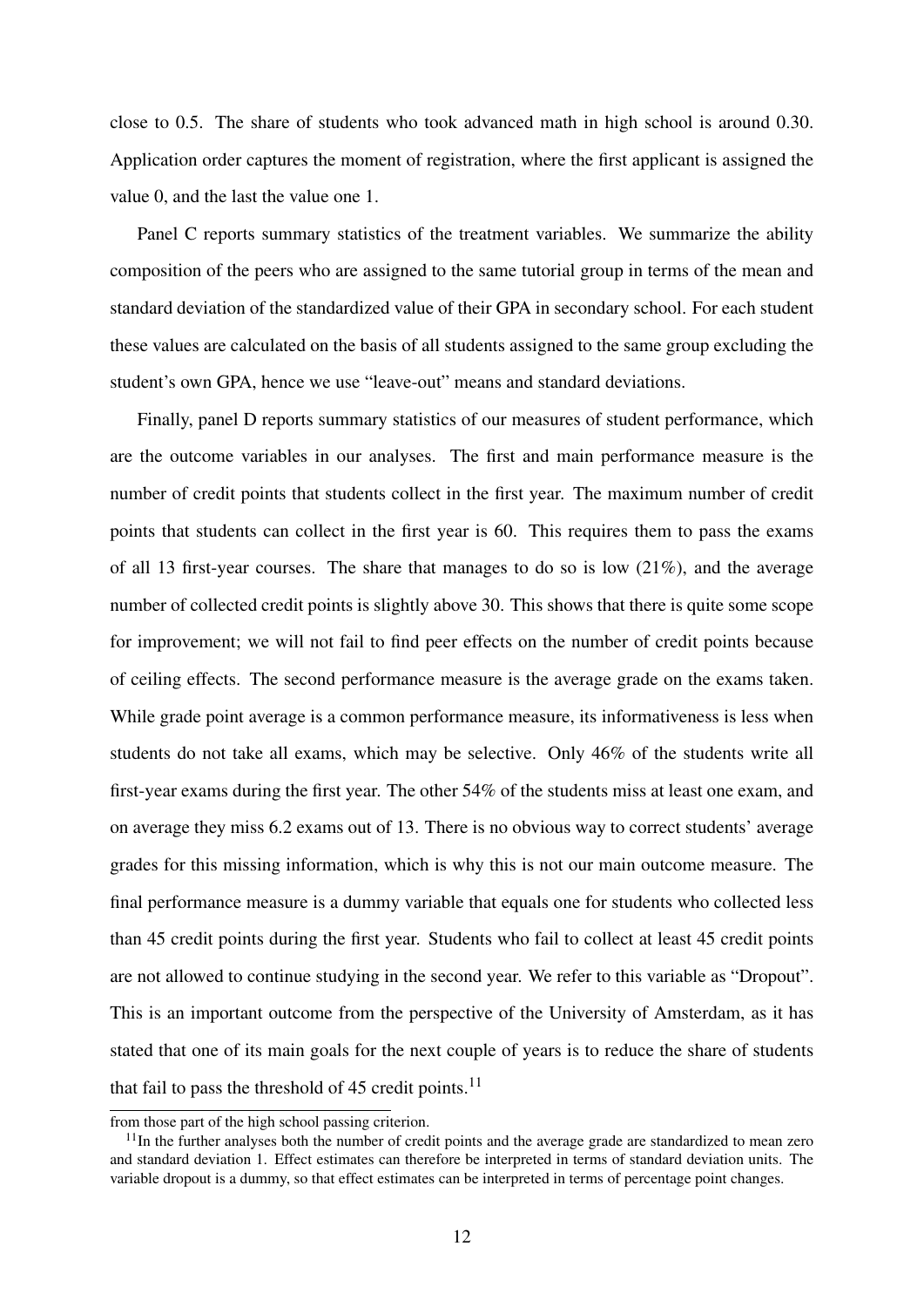close to 0.5. The share of students who took advanced math in high school is around 0.30. Application order captures the moment of registration, where the first applicant is assigned the value 0, and the last the value one 1.

Panel C reports summary statistics of the treatment variables. We summarize the ability composition of the peers who are assigned to the same tutorial group in terms of the mean and standard deviation of the standardized value of their GPA in secondary school. For each student these values are calculated on the basis of all students assigned to the same group excluding the student's own GPA, hence we use "leave-out" means and standard deviations.

Finally, panel D reports summary statistics of our measures of student performance, which are the outcome variables in our analyses. The first and main performance measure is the number of credit points that students collect in the first year. The maximum number of credit points that students can collect in the first year is 60. This requires them to pass the exams of all 13 first-year courses. The share that manages to do so is low (21%), and the average number of collected credit points is slightly above 30. This shows that there is quite some scope for improvement; we will not fail to find peer effects on the number of credit points because of ceiling effects. The second performance measure is the average grade on the exams taken. While grade point average is a common performance measure, its informativeness is less when students do not take all exams, which may be selective. Only 46% of the students write all first-year exams during the first year. The other 54% of the students miss at least one exam, and on average they miss 6.2 exams out of 13. There is no obvious way to correct students' average grades for this missing information, which is why this is not our main outcome measure. The final performance measure is a dummy variable that equals one for students who collected less than 45 credit points during the first year. Students who fail to collect at least 45 credit points are not allowed to continue studying in the second year. We refer to this variable as "Dropout". This is an important outcome from the perspective of the University of Amsterdam, as it has stated that one of its main goals for the next couple of years is to reduce the share of students that fail to pass the threshold of 45 credit points.[11]

from those part of the high school passing criterion.

[11] In the further analyses both the number of credit points and the average grade are standardized to mean zero and standard deviation 1. Effect estimates can therefore be interpreted in terms of standard deviation units. The variable dropout is a dummy, so that effect estimates can be interpreted in terms of percentage point changes.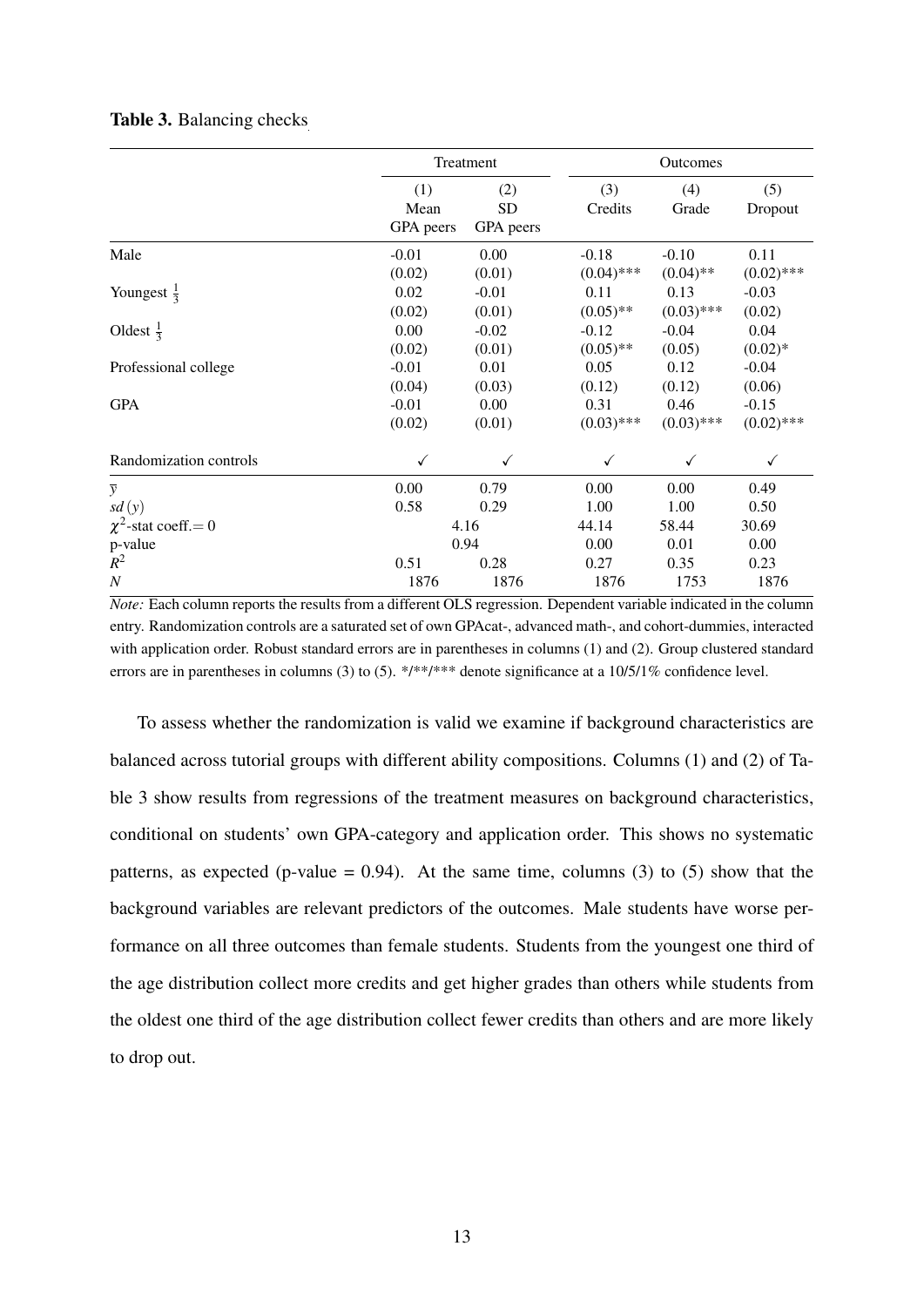**Table 3.** Balancing checks

| | Treatment | | Outcomes | | |
|---|---|---|---|---|---|
| | (1) Mean GPA peers | (2) SD GPA peers | (3) Credits | (4) Grade | (5) Dropout |
| Male | -0.01 | 0.00 | -0.18 | -0.10 | 0.11 |
| | (0.02) | (0.01) | (0.04)*** | (0.04)** | (0.02)*** |
| Youngest $\frac{1}{3}$ | 0.02 | -0.01 | 0.11 | 0.13 | -0.03 |
| | (0.02) | (0.01) | (0.05)** | (0.03)*** | (0.02) |
| Oldest $\frac{1}{3}$ | 0.00 | -0.02 | -0.12 | -0.04 | 0.04 |
| | (0.02) | (0.01) | (0.05)** | (0.05) | (0.02)* |
| Professional college | -0.01 | 0.01 | 0.05 | 0.12 | -0.04 |
| | (0.04) | (0.03) | (0.12) | (0.12) | (0.06) |
| GPA | -0.01 | 0.00 | 0.31 | 0.46 | -0.15 |
| | (0.02) | (0.01) | (0.03)*** | (0.03)*** | (0.02)*** |
| Randomization controls | ✓ | ✓ | ✓ | ✓ | ✓ |
| $\overline{y}$ | 0.00 | 0.79 | 0.00 | 0.00 | 0.49 |
| $sd(y)$ | 0.58 | 0.29 | 1.00 | 1.00 | 0.50 |
| $\chi^2$-stat coeff.$=0$ | 4.16 | | 44.14 | 58.44 | 30.69 |
| p-value | 0.94 | | 0.00 | 0.01 | 0.00 |
| $R^2$ | 0.51 | 0.28 | 0.27 | 0.35 | 0.23 |
| $N$ | 1876 | 1876 | 1876 | 1753 | 1876 |

*Note:* Each column reports the results from a different OLS regression. Dependent variable indicated in the column entry. Randomization controls are a saturated set of own GPAcat-, advanced math-, and cohort-dummies, interacted with application order. Robust standard errors are in parentheses in columns (1) and (2). Group clustered standard errors are in parentheses in columns (3) to (5). */**/*** denote significance at a 10/5/1% confidence level.

To assess whether the randomization is valid we examine if background characteristics are balanced across tutorial groups with different ability compositions. Columns (1) and (2) of Table 3 show results from regressions of the treatment measures on background characteristics, conditional on students' own GPA-category and application order. This shows no systematic patterns, as expected (p-value = 0.94). At the same time, columns (3) to (5) show that the background variables are relevant predictors of the outcomes. Male students have worse performance on all three outcomes than female students. Students from the youngest one third of the age distribution collect more credits and get higher grades than others while students from the oldest one third of the age distribution collect fewer credits than others and are more likely to drop out.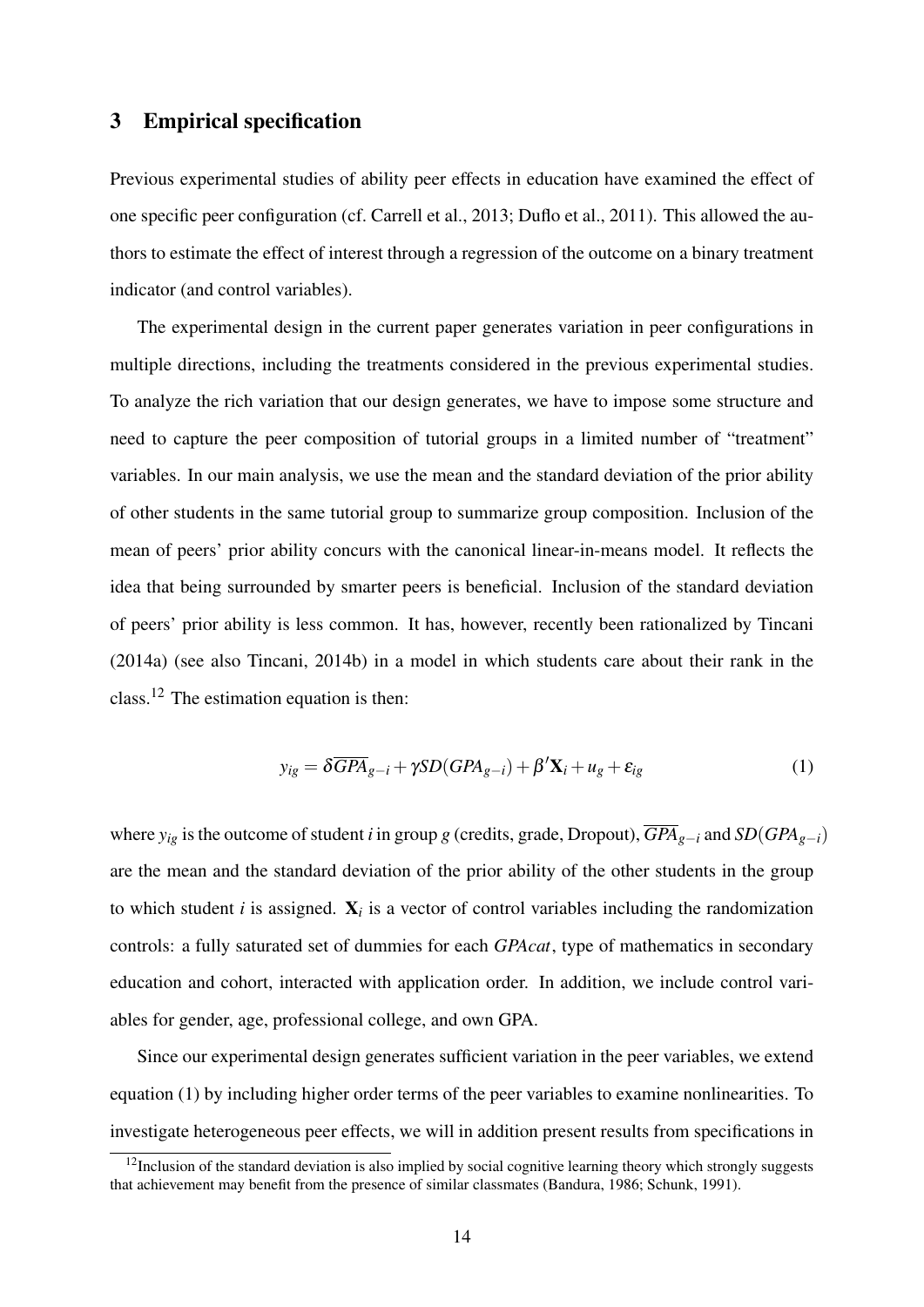## 3 Empirical specification

Previous experimental studies of ability peer effects in education have examined the effect of one specific peer configuration (cf. Carrell et al., 2013; Duflo et al., 2011). This allowed the authors to estimate the effect of interest through a regression of the outcome on a binary treatment indicator (and control variables).

The experimental design in the current paper generates variation in peer configurations in multiple directions, including the treatments considered in the previous experimental studies. To analyze the rich variation that our design generates, we have to impose some structure and need to capture the peer composition of tutorial groups in a limited number of "treatment" variables. In our main analysis, we use the mean and the standard deviation of the prior ability of other students in the same tutorial group to summarize group composition. Inclusion of the mean of peers' prior ability concurs with the canonical linear-in-means model. It reflects the idea that being surrounded by smarter peers is beneficial. Inclusion of the standard deviation of peers' prior ability is less common. It has, however, recently been rationalized by Tincani (2014a) (see also Tincani, 2014b) in a model in which students care about their rank in the class.[12] The estimation equation is then:

$$y_{ig} = \delta \overline{GPA}_{g-i} + \gamma SD(GPA_{g-i}) + \beta' \mathbf{X}_i + u_g + \varepsilon_{ig} \tag{1}$$

where $y_{ig}$ is the outcome of student $i$ in group $g$ (credits, grade, Dropout), $\overline{GPA}_{g-i}$ and $SD(GPA_{g-i})$ are the mean and the standard deviation of the prior ability of the other students in the group to which student $i$ is assigned. $\mathbf{X}_i$ is a vector of control variables including the randomization controls: a fully saturated set of dummies for each *GPAcat*, type of mathematics in secondary education and cohort, interacted with application order. In addition, we include control variables for gender, age, professional college, and own GPA.

Since our experimental design generates sufficient variation in the peer variables, we extend equation (1) by including higher order terms of the peer variables to examine nonlinearities. To investigate heterogeneous peer effects, we will in addition present results from specifications in

[12] Inclusion of the standard deviation is also implied by social cognitive learning theory which strongly suggests that achievement may benefit from the presence of similar classmates (Bandura, 1986; Schunk, 1991).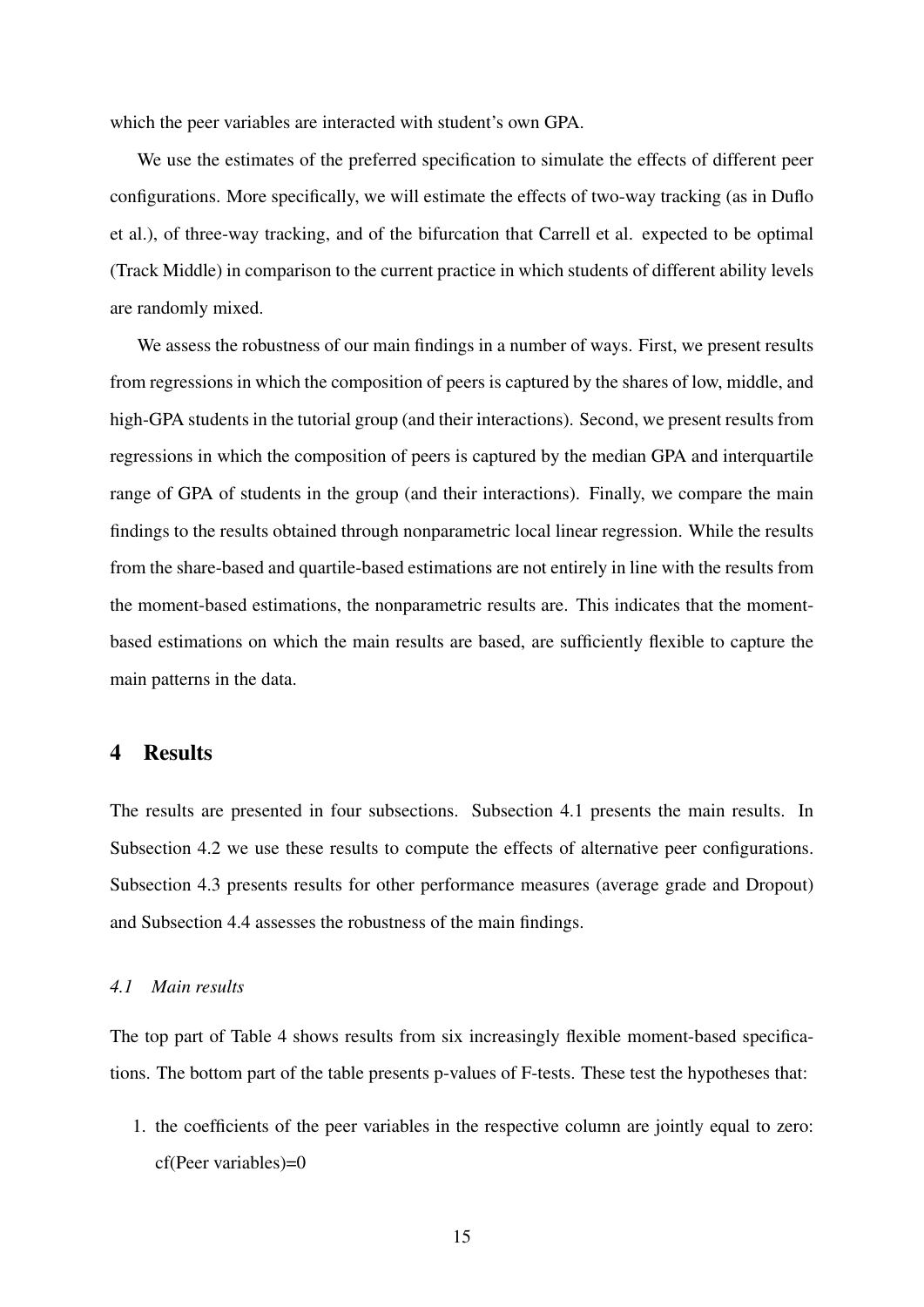which the peer variables are interacted with student's own GPA.

We use the estimates of the preferred specification to simulate the effects of different peer configurations. More specifically, we will estimate the effects of two-way tracking (as in Duflo et al.), of three-way tracking, and of the bifurcation that Carrell et al. expected to be optimal (Track Middle) in comparison to the current practice in which students of different ability levels are randomly mixed.

We assess the robustness of our main findings in a number of ways. First, we present results from regressions in which the composition of peers is captured by the shares of low, middle, and high-GPA students in the tutorial group (and their interactions). Second, we present results from regressions in which the composition of peers is captured by the median GPA and interquartile range of GPA of students in the group (and their interactions). Finally, we compare the main findings to the results obtained through nonparametric local linear regression. While the results from the share-based and quartile-based estimations are not entirely in line with the results from the moment-based estimations, the nonparametric results are. This indicates that the moment-based estimations on which the main results are based, are sufficiently flexible to capture the main patterns in the data.

## 4 Results

The results are presented in four subsections. Subsection 4.1 presents the main results. In Subsection 4.2 we use these results to compute the effects of alternative peer configurations. Subsection 4.3 presents results for other performance measures (average grade and Dropout) and Subsection 4.4 assesses the robustness of the main findings.

### *4.1 Main results*

The top part of Table 4 shows results from six increasingly flexible moment-based specifications. The bottom part of the table presents p-values of F-tests. These test the hypotheses that:

1. the coefficients of the peer variables in the respective column are jointly equal to zero: cf(Peer variables)=0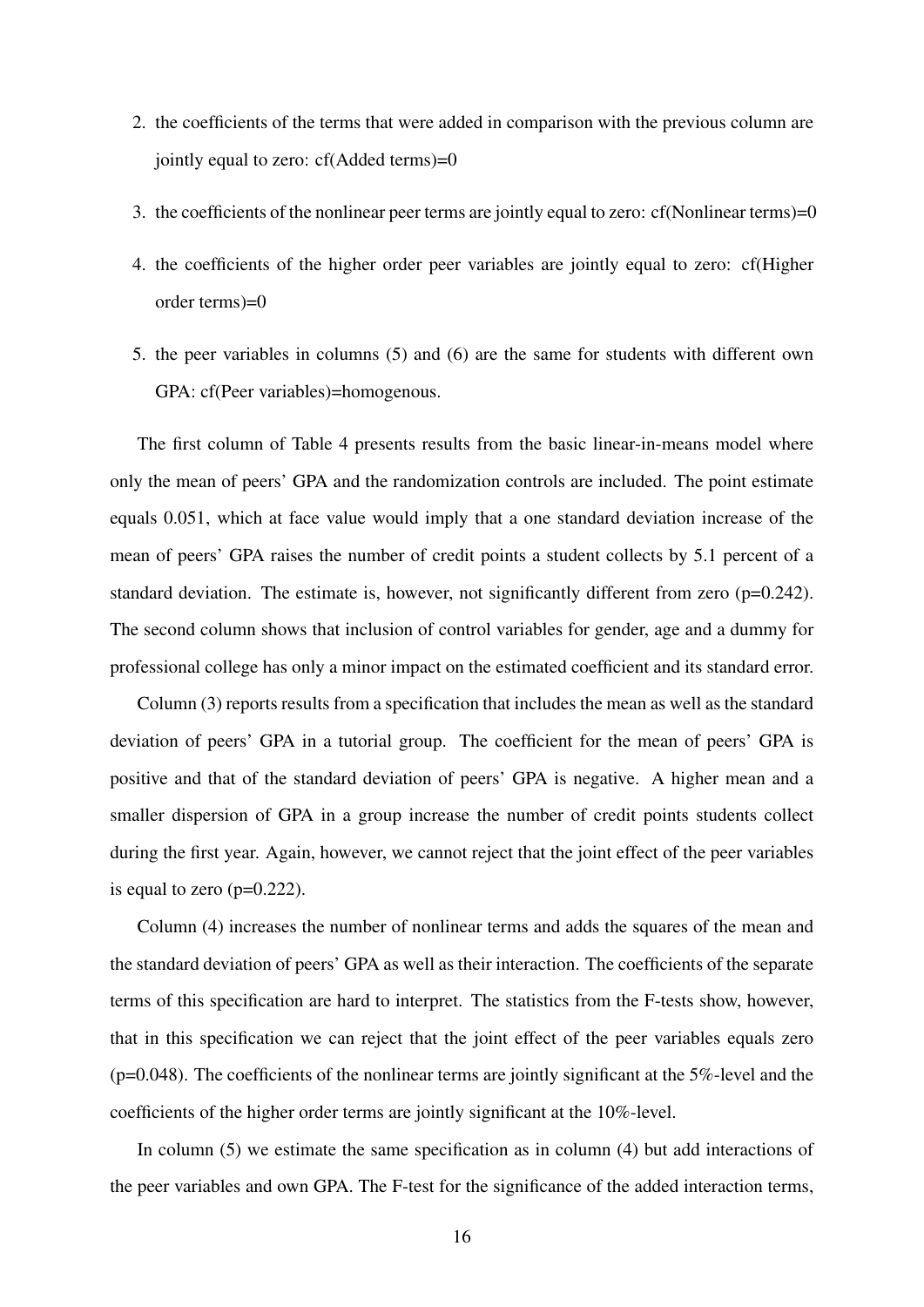2. the coefficients of the terms that were added in comparison with the previous column are jointly equal to zero: cf(Added terms)=0
3. the coefficients of the nonlinear peer terms are jointly equal to zero: cf(Nonlinear terms)=0
4. the coefficients of the higher order peer variables are jointly equal to zero: cf(Higher order terms)=0
5. the peer variables in columns (5) and (6) are the same for students with different own GPA: cf(Peer variables)=homogenous.

The first column of Table 4 presents results from the basic linear-in-means model where only the mean of peers' GPA and the randomization controls are included. The point estimate equals 0.051, which at face value would imply that a one standard deviation increase of the mean of peers' GPA raises the number of credit points a student collects by 5.1 percent of a standard deviation. The estimate is, however, not significantly different from zero (p=0.242). The second column shows that inclusion of control variables for gender, age and a dummy for professional college has only a minor impact on the estimated coefficient and its standard error.

Column (3) reports results from a specification that includes the mean as well as the standard deviation of peers' GPA in a tutorial group. The coefficient for the mean of peers' GPA is positive and that of the standard deviation of peers' GPA is negative. A higher mean and a smaller dispersion of GPA in a group increase the number of credit points students collect during the first year. Again, however, we cannot reject that the joint effect of the peer variables is equal to zero (p=0.222).

Column (4) increases the number of nonlinear terms and adds the squares of the mean and the standard deviation of peers' GPA as well as their interaction. The coefficients of the separate terms of this specification are hard to interpret. The statistics from the F-tests show, however, that in this specification we can reject that the joint effect of the peer variables equals zero (p=0.048). The coefficients of the nonlinear terms are jointly significant at the 5%-level and the coefficients of the higher order terms are jointly significant at the 10%-level.

In column (5) we estimate the same specification as in column (4) but add interactions of the peer variables and own GPA. The F-test for the significance of the added interaction terms,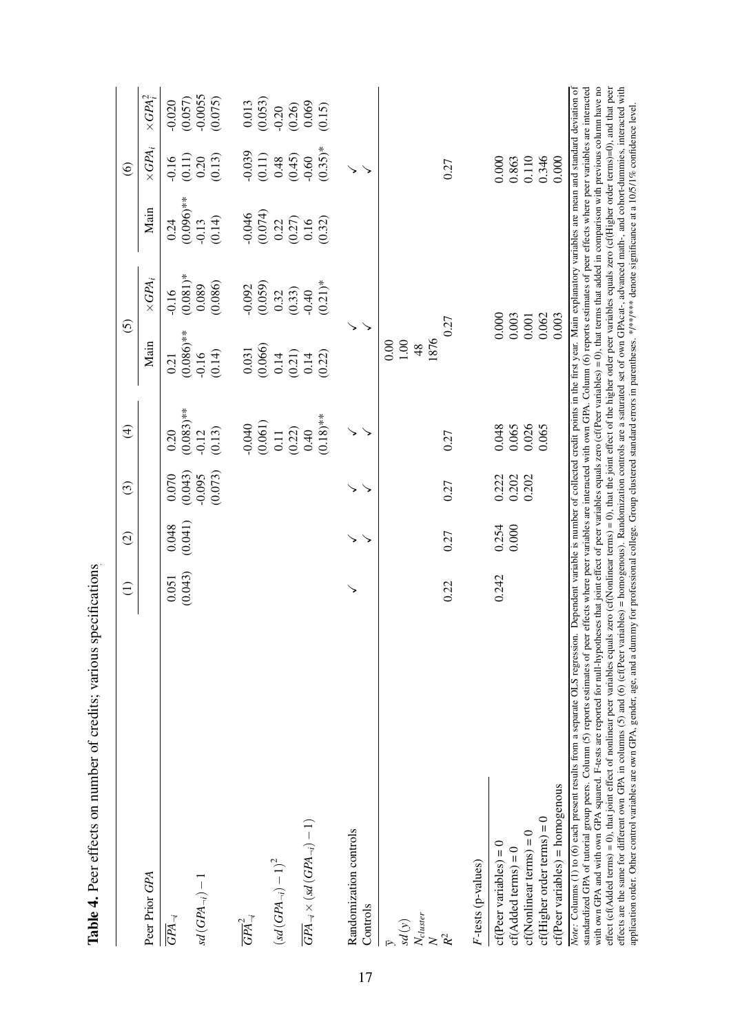**Table 4.** Peer effects on number of credits; various specifications

| Peer Prior *GPA* | (1) | (2) | (3) | (4) | (5) Main | (5) $\times GPA_i$ | (6) Main | (6) $\times GPA_i$ | (6) $\times GPA_i^2$ |
|---|---|---|---|---|---|---|---|---|---|
| $\overline{GPA}_{-i}$ | 0.051 | 0.048 | 0.070 | 0.20 | 0.21 | -0.16 | 0.24 | -0.16 | -0.020 |
| | (0.043) | (0.041) | (0.043) | (0.083)** | (0.086)** | (0.081)* | (0.096)** | (0.11) | (0.057) |
| $sd(GPA_{-i})-1$ | | | -0.095 | -0.12 | -0.16 | 0.089 | -0.13 | 0.20 | -0.0055 |
| | | | (0.073) | (0.13) | (0.14) | (0.086) | (0.14) | (0.13) | (0.075) |
| $\overline{GPA}^2_{-i}$ | | | | -0.040 | 0.031 | -0.092 | -0.046 | -0.039 | 0.013 |
| | | | | (0.061) | (0.066) | (0.059) | (0.074) | (0.11) | (0.053) |
| $(sd(GPA_{-i})-1)^2$ | | | | 0.11 | 0.14 | 0.32 | 0.22 | 0.48 | -0.20 |
| | | | | (0.22) | (0.21) | (0.33) | (0.27) | (0.45) | (0.26) |
| $\overline{GPA}_{-i}\times(sd(GPA_{-i})-1)$ | | | | 0.40 | 0.14 | -0.40 | 0.16 | -0.60 | 0.069 |
| | | | | (0.18)** | (0.22) | (0.21)* | (0.32) | (0.35)* | (0.15) |
| Randomization controls | ✓ | ✓ | ✓ | ✓ | | ✓ | | ✓ | |
| Controls | | ✓ | ✓ | ✓ | | ✓ | | ✓ | |
| $\bar{y}$ | | | | | 0.00 | | | | |
| $sd(y)$ | | | | | 1.00 | | | | |
| $N_{cluster}$ | | | | | 48 | | | | |
| $N$ | | | | | 1876 | | | | |
| $R^2$ | 0.22 | 0.27 | 0.27 | 0.27 | | 0.27 | | 0.27 | |
| *F*-tests (p-values) | | | | | | | | | |
| cf(Peer variables) = 0 | 0.242 | 0.254 | 0.222 | 0.048 | | 0.000 | | 0.000 | |
| cf(Added terms) = 0 | | 0.000 | 0.202 | 0.065 | | 0.003 | | 0.863 | |
| cf(Nonlinear terms) = 0 | | | 0.202 | 0.026 | | 0.001 | | 0.110 | |
| cf(Higher order terms) = 0 | | | | 0.065 | | 0.062 | | 0.346 | |
| cf(Peer variables) = homogenous | | | | | | 0.003 | | 0.000 | |

*Note:* Columns (1) to (6) each present results from a separate OLS regression. Dependent variable is number of collected credit points in the first year. Main explanatory variables are mean and standard deviation of standardized GPA of tutorial group peers. Column (5) reports estimates of peer effects where peer variables are interacted with own GPA. Column (6) reports estimates of peer effects where peer variables are interacted with own GPA and with own GPA squared. F-tests are reported for null-hypotheses that joint effect of peer variables equals zero (cf(Peer variables) = 0), that terms that added in comparison with previous column have no effect (cf(Added terms) = 0), that joint effect of nonlinear peer variables equals zero (cf(Nonlinear terms) = 0), that the joint effect of the higher order peer variables equals zero (cf(Higher order terms)=0), and that peer effects are the same for different own GPA in columns (5) and (6) (cf(Peer variables) = homogenous). Randomization controls are a saturated set of own GPAcat-, advanced math-, and cohort-dummies, interacted with application order. Other control variables are own GPA, gender, age, and a dummy for professional college. Group clustered standard errors in parentheses. \*/\*\*/\*\*\* denote significance at a 10/5/1% confidence level.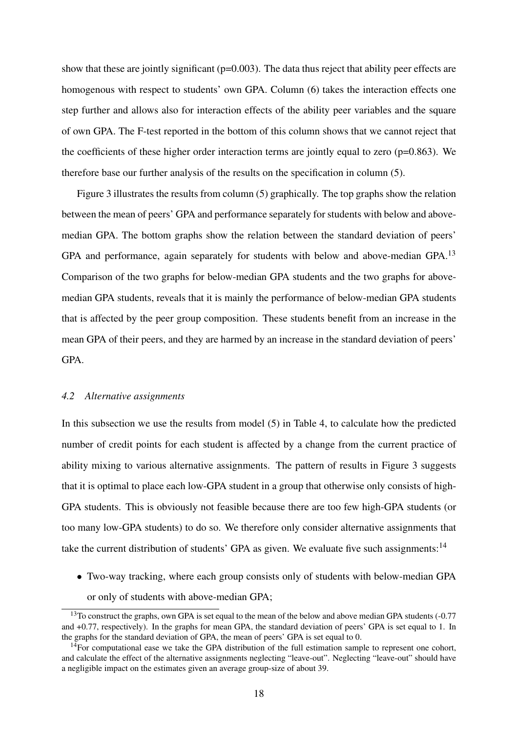show that these are jointly significant (p=0.003). The data thus reject that ability peer effects are homogenous with respect to students' own GPA. Column (6) takes the interaction effects one step further and allows also for interaction effects of the ability peer variables and the square of own GPA. The F-test reported in the bottom of this column shows that we cannot reject that the coefficients of these higher order interaction terms are jointly equal to zero (p=0.863). We therefore base our further analysis of the results on the specification in column (5).

Figure 3 illustrates the results from column (5) graphically. The top graphs show the relation between the mean of peers' GPA and performance separately for students with below and above-median GPA. The bottom graphs show the relation between the standard deviation of peers' GPA and performance, again separately for students with below and above-median GPA.[13] Comparison of the two graphs for below-median GPA students and the two graphs for above-median GPA students, reveals that it is mainly the performance of below-median GPA students that is affected by the peer group composition. These students benefit from an increase in the mean GPA of their peers, and they are harmed by an increase in the standard deviation of peers' GPA.

### *4.2 Alternative assignments*

In this subsection we use the results from model (5) in Table 4, to calculate how the predicted number of credit points for each student is affected by a change from the current practice of ability mixing to various alternative assignments. The pattern of results in Figure 3 suggests that it is optimal to place each low-GPA student in a group that otherwise only consists of high-GPA students. This is obviously not feasible because there are too few high-GPA students (or too many low-GPA students) to do so. We therefore only consider alternative assignments that take the current distribution of students' GPA as given. We evaluate five such assignments:[14]

- Two-way tracking, where each group consists only of students with below-median GPA or only of students with above-median GPA;

[13] To construct the graphs, own GPA is set equal to the mean of the below and above median GPA students (-0.77 and +0.77, respectively). In the graphs for mean GPA, the standard deviation of peers' GPA is set equal to 1. In the graphs for the standard deviation of GPA, the mean of peers' GPA is set equal to 0.

[14] For computational ease we take the GPA distribution of the full estimation sample to represent one cohort, and calculate the effect of the alternative assignments neglecting "leave-out". Neglecting "leave-out" should have a negligible impact on the estimates given an average group-size of about 39.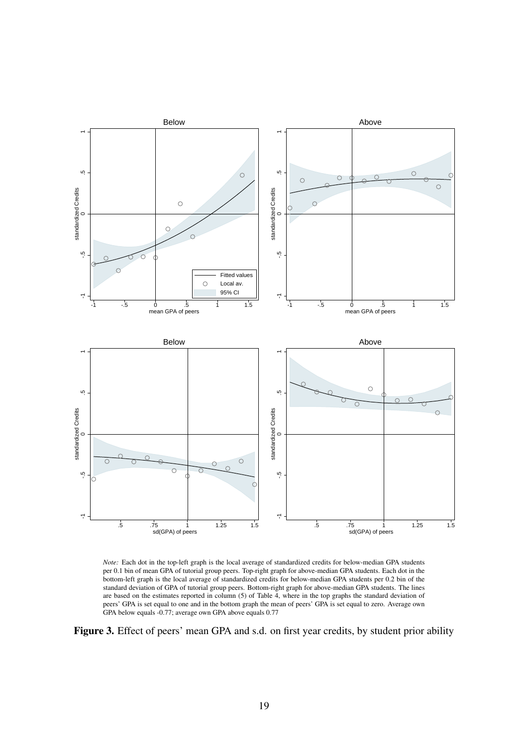*Note:* Each dot in the top-left graph is the local average of standardized credits for below-median GPA students per 0.1 bin of mean GPA of tutorial group peers. Top-right graph for above-median GPA students. Each dot in the bottom-left graph is the local average of standardized credits for below-median GPA students per 0.2 bin of the standard deviation of GPA of tutorial group peers. Bottom-right graph for above-median GPA students. The lines are based on the estimates reported in column (5) of Table 4, where in the top graphs the standard deviation of peers' GPA is set equal to one and in the bottom graph the mean of peers' GPA is set equal to zero. Average own GPA below equals -0.77; average own GPA above equals 0.77

**Figure 3.** Effect of peers' mean GPA and s.d. on first year credits, by student prior ability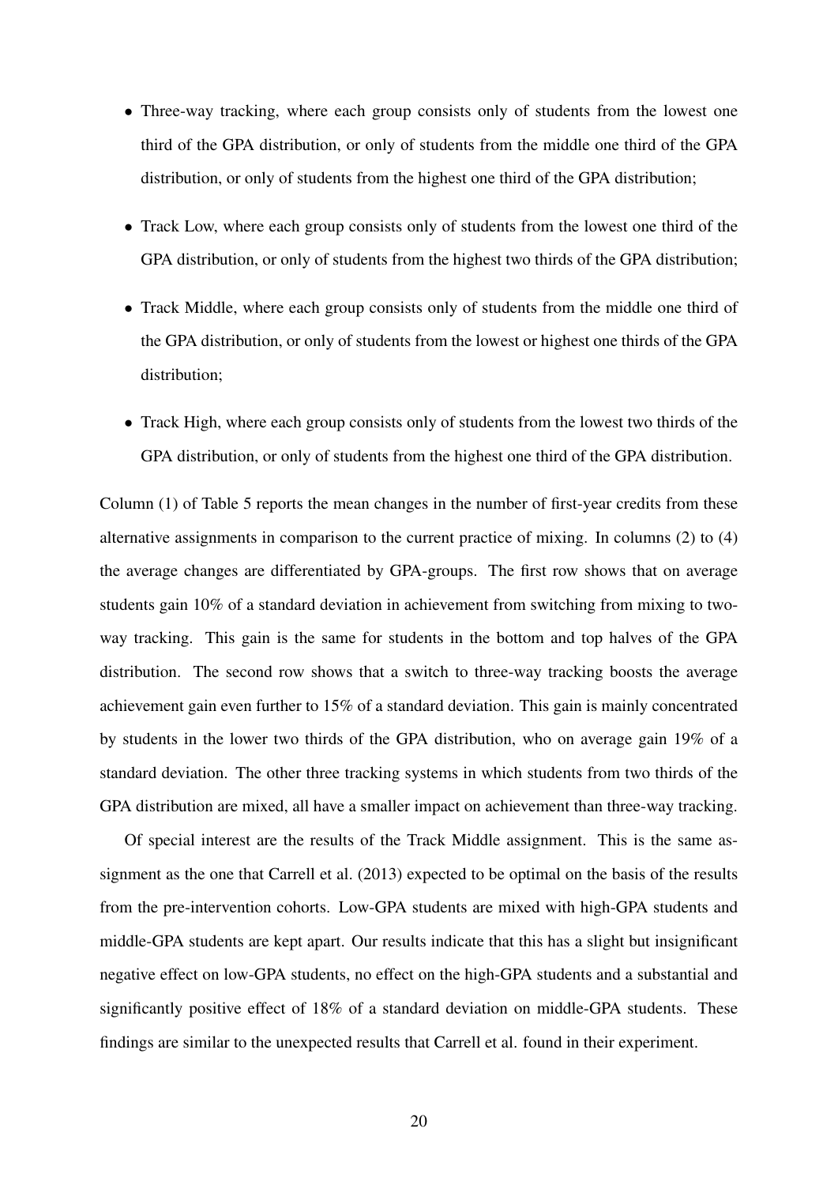- Three-way tracking, where each group consists only of students from the lowest one third of the GPA distribution, or only of students from the middle one third of the GPA distribution, or only of students from the highest one third of the GPA distribution;
- Track Low, where each group consists only of students from the lowest one third of the GPA distribution, or only of students from the highest two thirds of the GPA distribution;
- Track Middle, where each group consists only of students from the middle one third of the GPA distribution, or only of students from the lowest or highest one thirds of the GPA distribution;
- Track High, where each group consists only of students from the lowest two thirds of the GPA distribution, or only of students from the highest one third of the GPA distribution.

Column (1) of Table 5 reports the mean changes in the number of first-year credits from these alternative assignments in comparison to the current practice of mixing. In columns (2) to (4) the average changes are differentiated by GPA-groups. The first row shows that on average students gain 10% of a standard deviation in achievement from switching from mixing to two-way tracking. This gain is the same for students in the bottom and top halves of the GPA distribution. The second row shows that a switch to three-way tracking boosts the average achievement gain even further to 15% of a standard deviation. This gain is mainly concentrated by students in the lower two thirds of the GPA distribution, who on average gain 19% of a standard deviation. The other three tracking systems in which students from two thirds of the GPA distribution are mixed, all have a smaller impact on achievement than three-way tracking.

Of special interest are the results of the Track Middle assignment. This is the same assignment as the one that Carrell et al. (2013) expected to be optimal on the basis of the results from the pre-intervention cohorts. Low-GPA students are mixed with high-GPA students and middle-GPA students are kept apart. Our results indicate that this has a slight but insignificant negative effect on low-GPA students, no effect on the high-GPA students and a substantial and significantly positive effect of 18% of a standard deviation on middle-GPA students. These findings are similar to the unexpected results that Carrell et al. found in their experiment.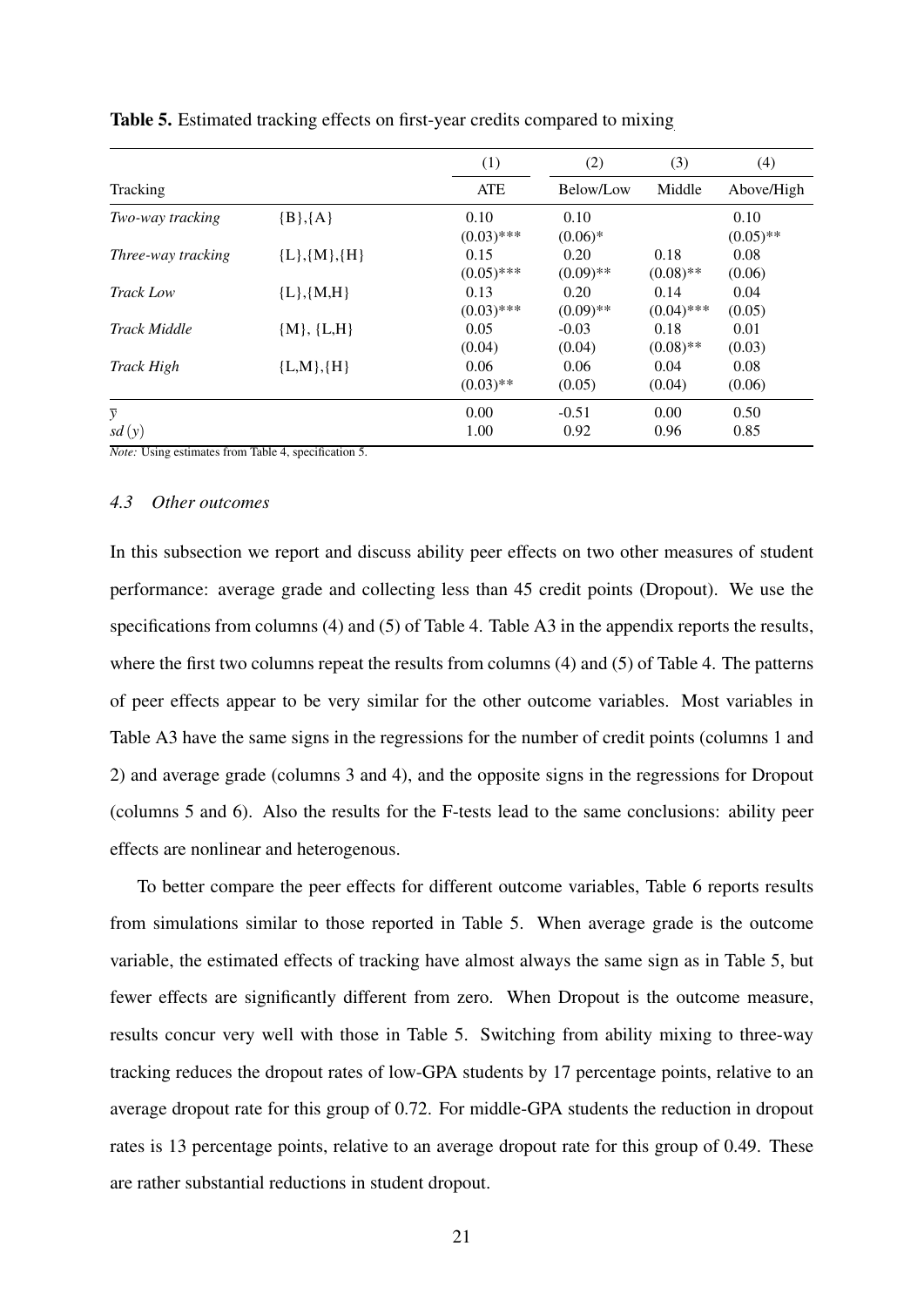**Table 5.** Estimated tracking effects on first-year credits compared to mixing

| Tracking | | (1) ATE | (2) Below/Low | (3) Middle | (4) Above/High |
|---|---|---|---|---|---|
| *Two-way tracking* | {B},{A} | 0.10 | 0.10 | | 0.10 |
| | | (0.03)*** | (0.06)* | | (0.05)** |
| *Three-way tracking* | {L},{M},{H} | 0.15 | 0.20 | 0.18 | 0.08 |
| | | (0.05)*** | (0.09)** | (0.08)** | (0.06) |
| *Track Low* | {L},{M,H} | 0.13 | 0.20 | 0.14 | 0.04 |
| | | (0.03)*** | (0.09)** | (0.04)*** | (0.05) |
| *Track Middle* | {M}, {L,H} | 0.05 | -0.03 | 0.18 | 0.01 |
| | | (0.04) | (0.04) | (0.08)** | (0.03) |
| *Track High* | {L,M},{H} | 0.06 | 0.06 | 0.04 | 0.08 |
| | | (0.03)** | (0.05) | (0.04) | (0.06) |
| $\overline{y}$ | | 0.00 | -0.51 | 0.00 | 0.50 |
| $sd(y)$ | | 1.00 | 0.92 | 0.96 | 0.85 |

*Note:* Using estimates from Table 4, specification 5.

### *4.3 Other outcomes*

In this subsection we report and discuss ability peer effects on two other measures of student performance: average grade and collecting less than 45 credit points (Dropout). We use the specifications from columns (4) and (5) of Table 4. Table A3 in the appendix reports the results, where the first two columns repeat the results from columns (4) and (5) of Table 4. The patterns of peer effects appear to be very similar for the other outcome variables. Most variables in Table A3 have the same signs in the regressions for the number of credit points (columns 1 and 2) and average grade (columns 3 and 4), and the opposite signs in the regressions for Dropout (columns 5 and 6). Also the results for the F-tests lead to the same conclusions: ability peer effects are nonlinear and heterogenous.

To better compare the peer effects for different outcome variables, Table 6 reports results from simulations similar to those reported in Table 5. When average grade is the outcome variable, the estimated effects of tracking have almost always the same sign as in Table 5, but fewer effects are significantly different from zero. When Dropout is the outcome measure, results concur very well with those in Table 5. Switching from ability mixing to three-way tracking reduces the dropout rates of low-GPA students by 17 percentage points, relative to an average dropout rate for this group of 0.72. For middle-GPA students the reduction in dropout rates is 13 percentage points, relative to an average dropout rate for this group of 0.49. These are rather substantial reductions in student dropout.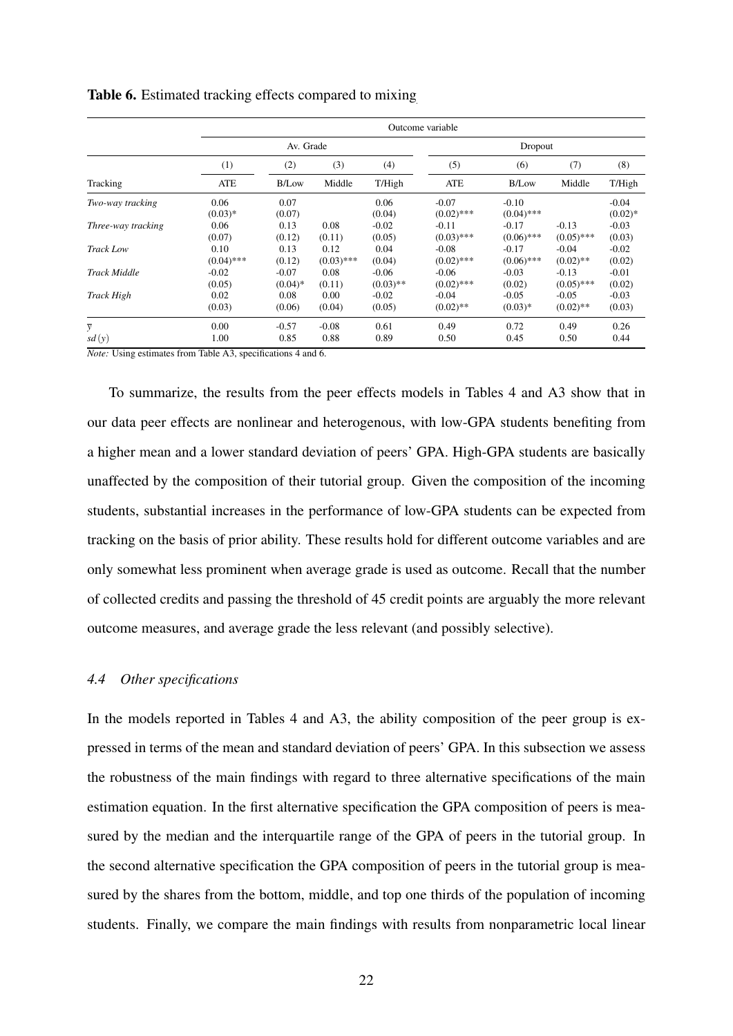**Table 6.** Estimated tracking effects compared to mixing

| | Outcome variable | | | | | | | |
|---|---|---|---|---|---|---|---|---|
| | Av. Grade | | | | Dropout | | | |
| | (1) | (2) | (3) | (4) | (5) | (6) | (7) | (8) |
| Tracking | ATE | B/Low | Middle | T/High | ATE | B/Low | Middle | T/High |
| *Two-way tracking* | 0.06 | 0.07 | | 0.06 | -0.07 | -0.10 | | -0.04 |
| | (0.03)* | (0.07) | | (0.04) | (0.02)*** | (0.04)*** | | (0.02)* |
| *Three-way tracking* | 0.06 | 0.13 | 0.08 | -0.02 | -0.11 | -0.17 | -0.13 | -0.03 |
| | (0.07) | (0.12) | (0.11) | (0.05) | (0.03)*** | (0.06)*** | (0.05)*** | (0.03) |
| *Track Low* | 0.10 | 0.13 | 0.12 | 0.04 | -0.08 | -0.17 | -0.04 | -0.02 |
| | (0.04)*** | (0.12) | (0.03)*** | (0.04) | (0.02)*** | (0.06)*** | (0.02)** | (0.02) |
| *Track Middle* | -0.02 | -0.07 | 0.08 | -0.06 | -0.06 | -0.03 | -0.13 | -0.01 |
| | (0.05) | (0.04)* | (0.11) | (0.03)** | (0.02)*** | (0.02) | (0.05)*** | (0.02) |
| *Track High* | 0.02 | 0.08 | 0.00 | -0.02 | -0.04 | -0.05 | -0.05 | -0.03 |
| | (0.03) | (0.06) | (0.04) | (0.05) | (0.02)** | (0.03)* | (0.02)** | (0.03) |
| $\overline{y}$ | 0.00 | -0.57 | -0.08 | 0.61 | 0.49 | 0.72 | 0.49 | 0.26 |
| $sd(y)$ | 1.00 | 0.85 | 0.88 | 0.89 | 0.50 | 0.45 | 0.50 | 0.44 |

*Note:* Using estimates from Table A3, specifications 4 and 6.

To summarize, the results from the peer effects models in Tables 4 and A3 show that in our data peer effects are nonlinear and heterogenous, with low-GPA students benefiting from a higher mean and a lower standard deviation of peers' GPA. High-GPA students are basically unaffected by the composition of their tutorial group. Given the composition of the incoming students, substantial increases in the performance of low-GPA students can be expected from tracking on the basis of prior ability. These results hold for different outcome variables and are only somewhat less prominent when average grade is used as outcome. Recall that the number of collected credits and passing the threshold of 45 credit points are arguably the more relevant outcome measures, and average grade the less relevant (and possibly selective).

### *4.4 Other specifications*

In the models reported in Tables 4 and A3, the ability composition of the peer group is expressed in terms of the mean and standard deviation of peers' GPA. In this subsection we assess the robustness of the main findings with regard to three alternative specifications of the main estimation equation. In the first alternative specification the GPA composition of peers is measured by the median and the interquartile range of the GPA of peers in the tutorial group. In the second alternative specification the GPA composition of peers in the tutorial group is measured by the shares from the bottom, middle, and top one thirds of the population of incoming students. Finally, we compare the main findings with results from nonparametric local linear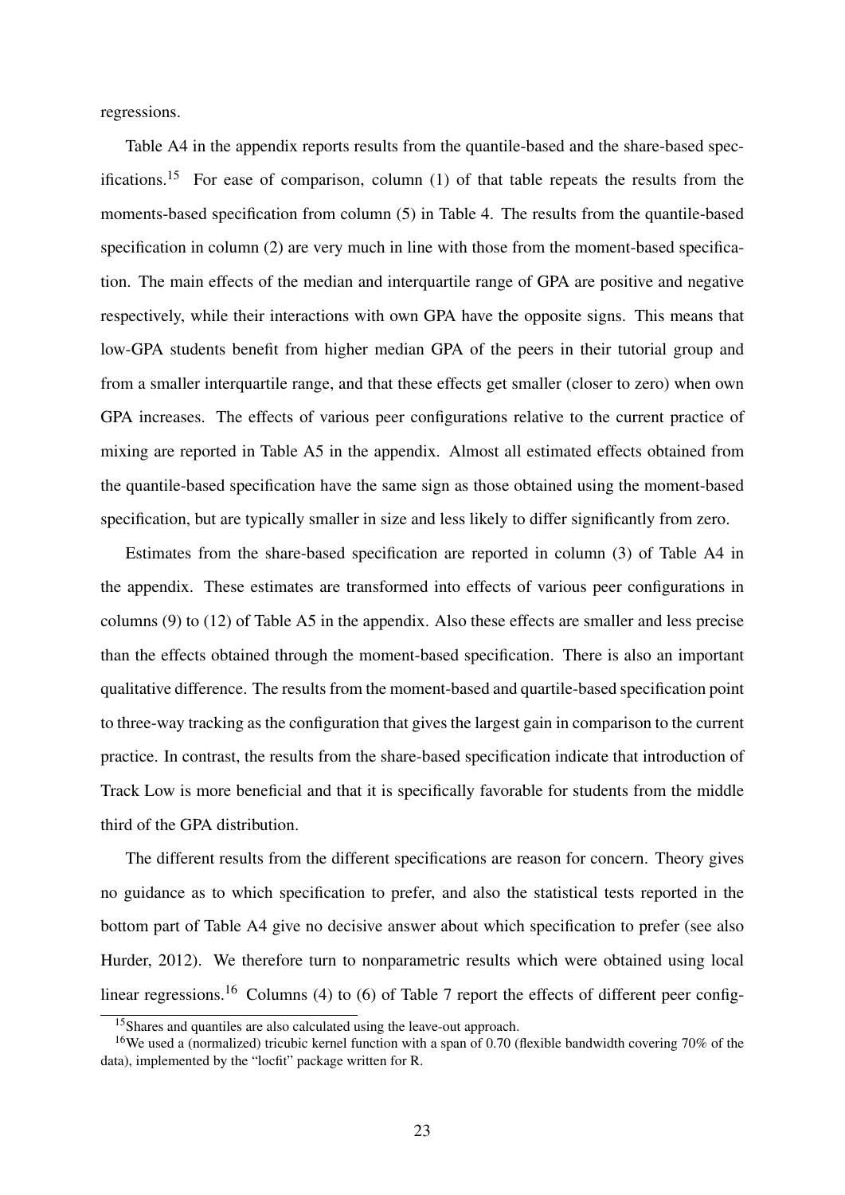regressions.

Table A4 in the appendix reports results from the quantile-based and the share-based specifications.[15] For ease of comparison, column (1) of that table repeats the results from the moments-based specification from column (5) in Table 4. The results from the quantile-based specification in column (2) are very much in line with those from the moment-based specification. The main effects of the median and interquartile range of GPA are positive and negative respectively, while their interactions with own GPA have the opposite signs. This means that low-GPA students benefit from higher median GPA of the peers in their tutorial group and from a smaller interquartile range, and that these effects get smaller (closer to zero) when own GPA increases. The effects of various peer configurations relative to the current practice of mixing are reported in Table A5 in the appendix. Almost all estimated effects obtained from the quantile-based specification have the same sign as those obtained using the moment-based specification, but are typically smaller in size and less likely to differ significantly from zero.

Estimates from the share-based specification are reported in column (3) of Table A4 in the appendix. These estimates are transformed into effects of various peer configurations in columns (9) to (12) of Table A5 in the appendix. Also these effects are smaller and less precise than the effects obtained through the moment-based specification. There is also an important qualitative difference. The results from the moment-based and quartile-based specification point to three-way tracking as the configuration that gives the largest gain in comparison to the current practice. In contrast, the results from the share-based specification indicate that introduction of Track Low is more beneficial and that it is specifically favorable for students from the middle third of the GPA distribution.

The different results from the different specifications are reason for concern. Theory gives no guidance as to which specification to prefer, and also the statistical tests reported in the bottom part of Table A4 give no decisive answer about which specification to prefer (see also Hurder, 2012). We therefore turn to nonparametric results which were obtained using local linear regressions.[16] Columns (4) to (6) of Table 7 report the effects of different peer config-

[15] Shares and quantiles are also calculated using the leave-out approach.

[16] We used a (normalized) tricubic kernel function with a span of 0.70 (flexible bandwidth covering 70% of the data), implemented by the "locfit" package written for R.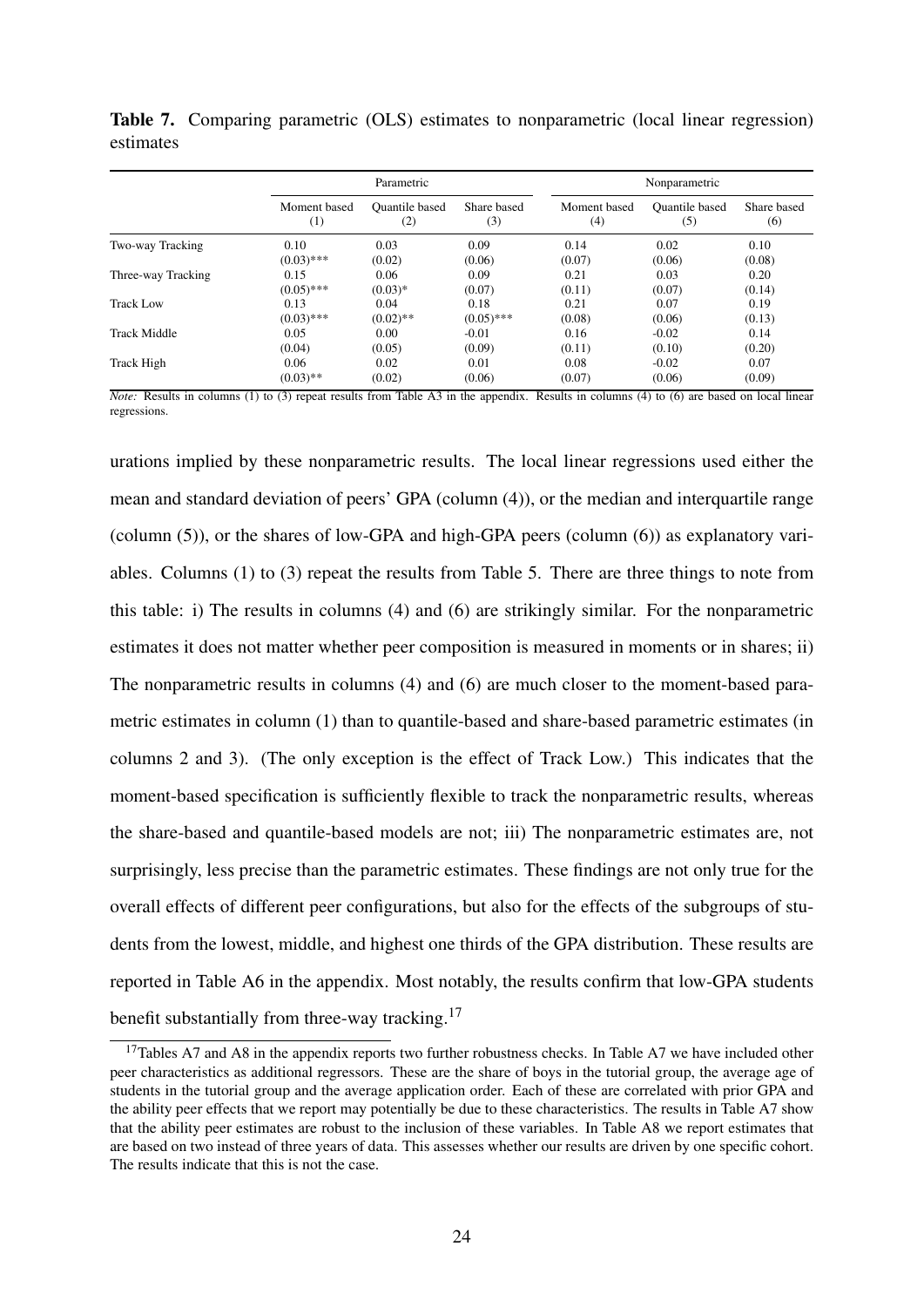**Table 7.** Comparing parametric (OLS) estimates to nonparametric (local linear regression) estimates

| | Parametric | | | Nonparametric | | |
|---|---|---|---|---|---|---|
| | Moment based (1) | Quantile based (2) | Share based (3) | Moment based (4) | Quantile based (5) | Share based (6) |
| Two-way Tracking | 0.10 | 0.03 | 0.09 | 0.14 | 0.02 | 0.10 |
| | (0.03)*** | (0.02) | (0.06) | (0.07) | (0.06) | (0.08) |
| Three-way Tracking | 0.15 | 0.06 | 0.09 | 0.21 | 0.03 | 0.20 |
| | (0.05)*** | (0.03)* | (0.07) | (0.11) | (0.07) | (0.14) |
| Track Low | 0.13 | 0.04 | 0.18 | 0.21 | 0.07 | 0.19 |
| | (0.03)*** | (0.02)** | (0.05)*** | (0.08) | (0.06) | (0.13) |
| Track Middle | 0.05 | 0.00 | -0.01 | 0.16 | -0.02 | 0.14 |
| | (0.04) | (0.05) | (0.09) | (0.11) | (0.10) | (0.20) |
| Track High | 0.06 | 0.02 | 0.01 | 0.08 | -0.02 | 0.07 |
| | (0.03)** | (0.02) | (0.06) | (0.07) | (0.06) | (0.09) |

*Note:* Results in columns (1) to (3) repeat results from Table A3 in the appendix. Results in columns (4) to (6) are based on local linear regressions.

urations implied by these nonparametric results. The local linear regressions used either the mean and standard deviation of peers' GPA (column (4)), or the median and interquartile range (column (5)), or the shares of low-GPA and high-GPA peers (column (6)) as explanatory variables. Columns (1) to (3) repeat the results from Table 5. There are three things to note from this table: i) The results in columns (4) and (6) are strikingly similar. For the nonparametric estimates it does not matter whether peer composition is measured in moments or in shares; ii) The nonparametric results in columns (4) and (6) are much closer to the moment-based parametric estimates in column (1) than to quantile-based and share-based parametric estimates (in columns 2 and 3). (The only exception is the effect of Track Low.) This indicates that the moment-based specification is sufficiently flexible to track the nonparametric results, whereas the share-based and quantile-based models are not; iii) The nonparametric estimates are, not surprisingly, less precise than the parametric estimates. These findings are not only true for the overall effects of different peer configurations, but also for the effects of the subgroups of students from the lowest, middle, and highest one thirds of the GPA distribution. These results are reported in Table A6 in the appendix. Most notably, the results confirm that low-GPA students benefit substantially from three-way tracking.[17]

[17] Tables A7 and A8 in the appendix reports two further robustness checks. In Table A7 we have included other peer characteristics as additional regressors. These are the share of boys in the tutorial group, the average age of students in the tutorial group and the average application order. Each of these are correlated with prior GPA and the ability peer effects that we report may potentially be due to these characteristics. The results in Table A7 show that the ability peer estimates are robust to the inclusion of these variables. In Table A8 we report estimates that are based on two instead of three years of data. This assesses whether our results are driven by one specific cohort. The results indicate that this is not the case.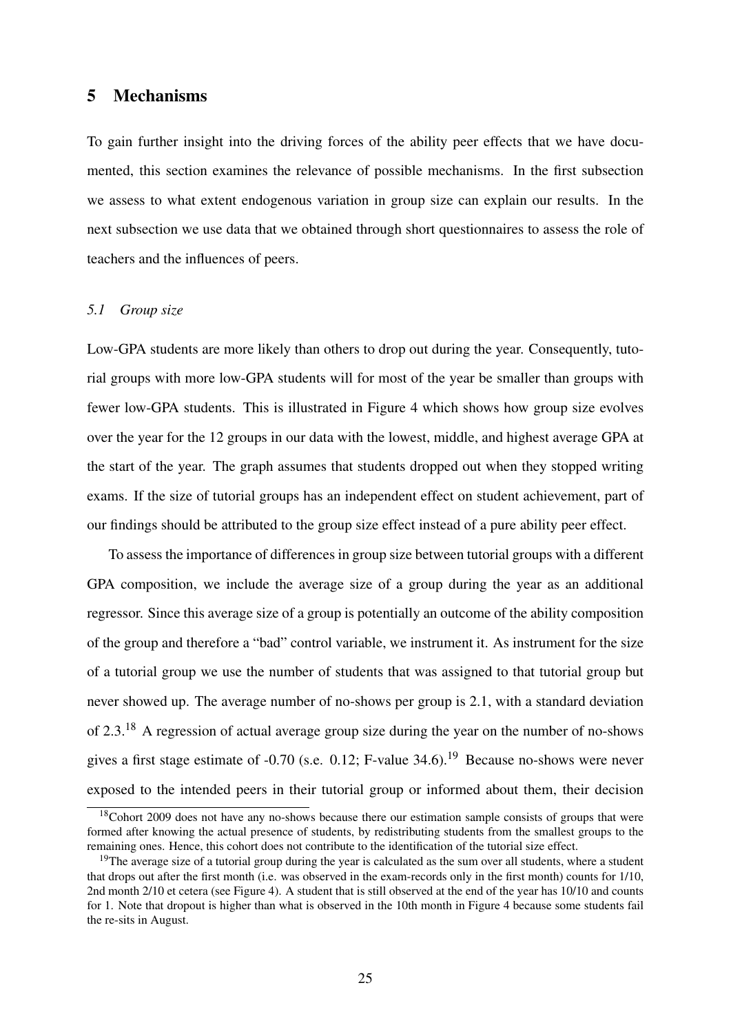## 5 Mechanisms

To gain further insight into the driving forces of the ability peer effects that we have documented, this section examines the relevance of possible mechanisms. In the first subsection we assess to what extent endogenous variation in group size can explain our results. In the next subsection we use data that we obtained through short questionnaires to assess the role of teachers and the influences of peers.

### *5.1 Group size*

Low-GPA students are more likely than others to drop out during the year. Consequently, tutorial groups with more low-GPA students will for most of the year be smaller than groups with fewer low-GPA students. This is illustrated in Figure 4 which shows how group size evolves over the year for the 12 groups in our data with the lowest, middle, and highest average GPA at the start of the year. The graph assumes that students dropped out when they stopped writing exams. If the size of tutorial groups has an independent effect on student achievement, part of our findings should be attributed to the group size effect instead of a pure ability peer effect.

To assess the importance of differences in group size between tutorial groups with a different GPA composition, we include the average size of a group during the year as an additional regressor. Since this average size of a group is potentially an outcome of the ability composition of the group and therefore a "bad" control variable, we instrument it. As instrument for the size of a tutorial group we use the number of students that was assigned to that tutorial group but never showed up. The average number of no-shows per group is 2.1, with a standard deviation of 2.3.[18] A regression of actual average group size during the year on the number of no-shows gives a first stage estimate of -0.70 (s.e. 0.12; F-value 34.6).[19] Because no-shows were never exposed to the intended peers in their tutorial group or informed about them, their decision

[18]Cohort 2009 does not have any no-shows because there our estimation sample consists of groups that were formed after knowing the actual presence of students, by redistributing students from the smallest groups to the remaining ones. Hence, this cohort does not contribute to the identification of the tutorial size effect.

[19]The average size of a tutorial group during the year is calculated as the sum over all students, where a student that drops out after the first month (i.e. was observed in the exam-records only in the first month) counts for 1/10, 2nd month 2/10 et cetera (see Figure 4). A student that is still observed at the end of the year has 10/10 and counts for 1. Note that dropout is higher than what is observed in the 10th month in Figure 4 because some students fail the re-sits in August.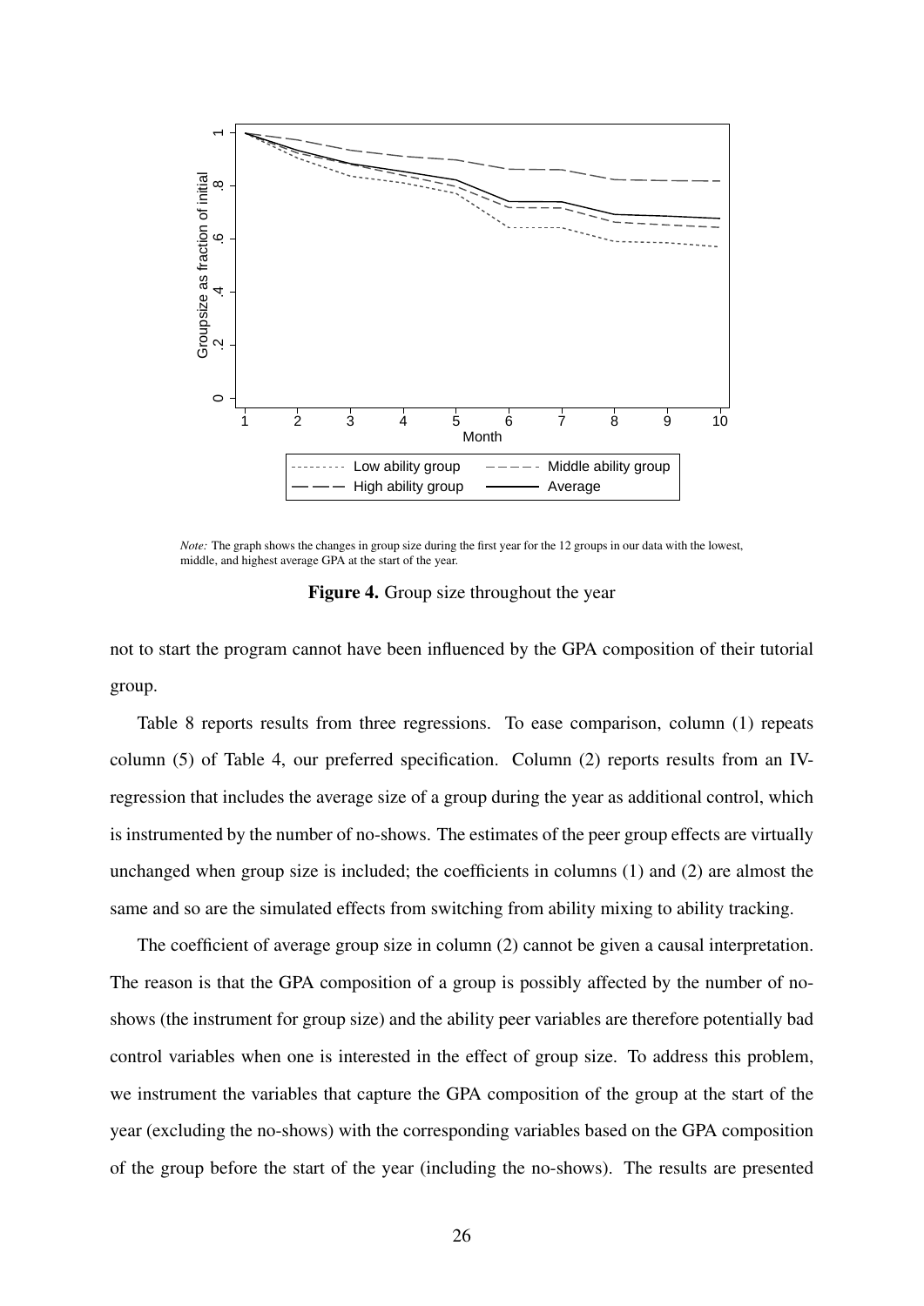*Note:* The graph shows the changes in group size during the first year for the 12 groups in our data with the lowest, middle, and highest average GPA at the start of the year.

**Figure 4.** Group size throughout the year

not to start the program cannot have been influenced by the GPA composition of their tutorial group.

Table 8 reports results from three regressions. To ease comparison, column (1) repeats column (5) of Table 4, our preferred specification. Column (2) reports results from an IV-regression that includes the average size of a group during the year as additional control, which is instrumented by the number of no-shows. The estimates of the peer group effects are virtually unchanged when group size is included; the coefficients in columns (1) and (2) are almost the same and so are the simulated effects from switching from ability mixing to ability tracking.

The coefficient of average group size in column (2) cannot be given a causal interpretation. The reason is that the GPA composition of a group is possibly affected by the number of no-shows (the instrument for group size) and the ability peer variables are therefore potentially bad control variables when one is interested in the effect of group size. To address this problem, we instrument the variables that capture the GPA composition of the group at the start of the year (excluding the no-shows) with the corresponding variables based on the GPA composition of the group before the start of the year (including the no-shows). The results are presented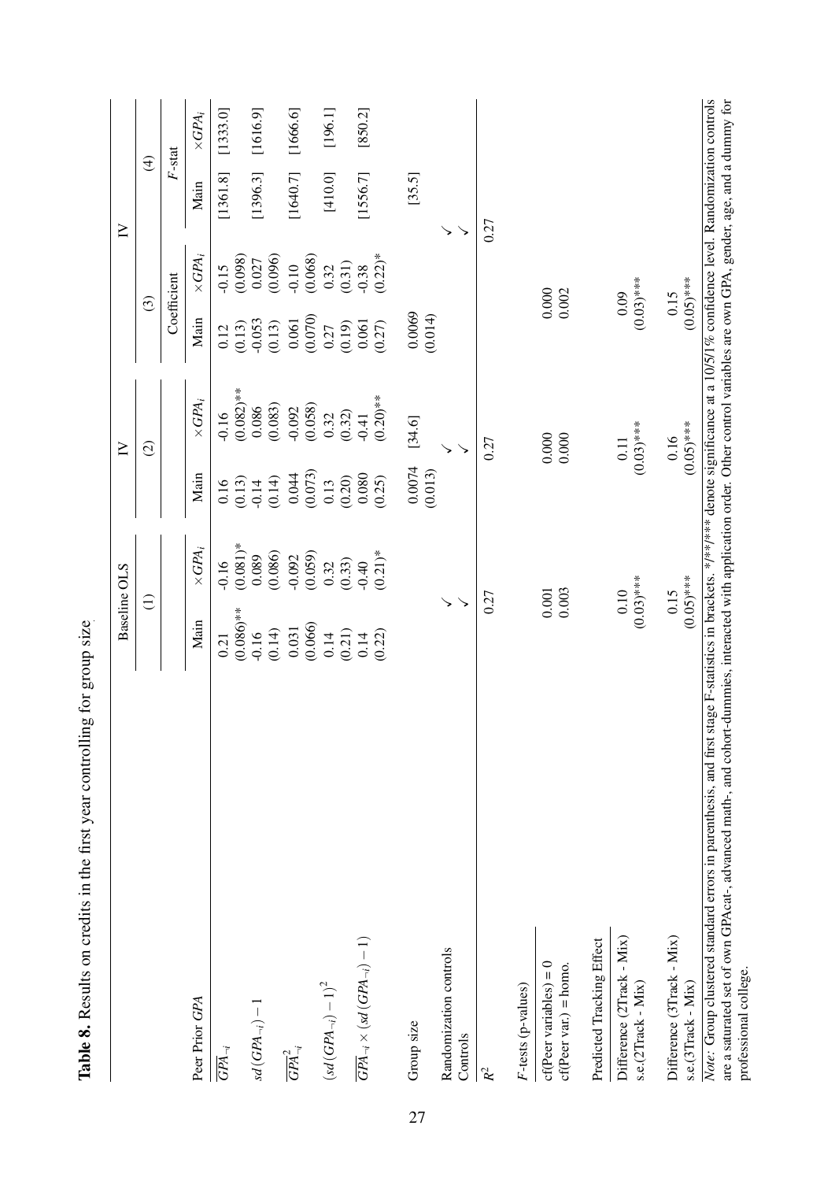**Table 8.** Results on credits in the first year controlling for group size

| | Baseline OLS | | IV | | IV | | | |
|---|---|---|---|---|---|---|---|---|
| | (1) | | (2) | | (3) | | (4) | |
| | | | | | Coefficient | | $F$-stat | |
| Peer Prior $GPA$ | Main | $\times GPA_i$ | Main | $\times GPA_i$ | Main | $\times GPA_i$ | Main | $\times GPA_i$ |
| $\overline{GPA}_{\neg i}$ | 0.21 | -0.16 | 0.16 | -0.16 | 0.12 | -0.15 | [1361.8] | [1333.0] |
| | (0.086)** | (0.081)* | (0.13) | (0.082)** | (0.13) | (0.098) | | |
| $sd(GPA_{\neg i})-1$ | -0.16 | 0.089 | -0.14 | 0.086 | -0.053 | 0.027 | [1396.3] | [1616.9] |
| | (0.14) | (0.086) | (0.14) | (0.083) | (0.13) | (0.096) | | |
| $\overline{GPA}^2_{\neg i}$ | 0.031 | -0.092 | 0.044 | -0.092 | 0.061 | -0.10 | [1640.7] | [1666.6] |
| | (0.066) | (0.059) | (0.073) | (0.058) | (0.070) | (0.068) | | |
| $(sd(GPA_{\neg i})-1)^2$ | 0.14 | 0.32 | 0.13 | 0.32 | 0.27 | 0.32 | [410.0] | [196.1] |
| | (0.21) | (0.33) | (0.20) | (0.32) | (0.19) | (0.31) | | |
| $\overline{GPA}_{\neg i}\times(sd(GPA_{\neg i})-1)$ | 0.14 | -0.40 | 0.080 | -0.41 | 0.061 | -0.38 | [1556.7] | [850.2] |
| | (0.22) | (0.21)* | (0.25) | (0.20)** | (0.27) | (0.22)* | | |
| Group size | | | 0.0074 | [34.6] | 0.0069 | | [35.5] | |
| | | | (0.013) | | (0.014) | | | |
| Randomization controls | ✓ | | ✓ | | ✓ | | | |
| Controls | ✓ | | ✓ | | ✓ | | | |
| $R^2$ | 0.27 | | 0.27 | | 0.27 | | | |
| $F$-tests (p-values) | | | | | | | | |
| cf(Peer variables) = 0 | 0.001 | | 0.000 | | 0.000 | | | |
| cf(Peer var.) = homo. | 0.003 | | 0.000 | | 0.002 | | | |
| Predicted Tracking Effect | | | | | | | | |
| Difference (2Track - Mix) | 0.10 | | 0.11 | | 0.09 | | | |
| s.e.(2Track - Mix) | (0.03)*** | | (0.03)*** | | (0.03)*** | | | |
| Difference (3Track - Mix) | 0.15 | | 0.16 | | 0.15 | | | |
| s.e.(3Track - Mix) | (0.05)*** | | (0.05)*** | | (0.05)*** | | | |

*Note:* Group clustered standard errors in parenthesis, and first stage F-statistics in brackets. \*/\*\*/\*\*\* denote significance at a 10/5/1% confidence level. Randomization controls are a saturated set of own GPAcat-, advanced math-, and cohort-dummies, interacted with application order. Other control variables are own GPA, gender, age, and a dummy for professional college.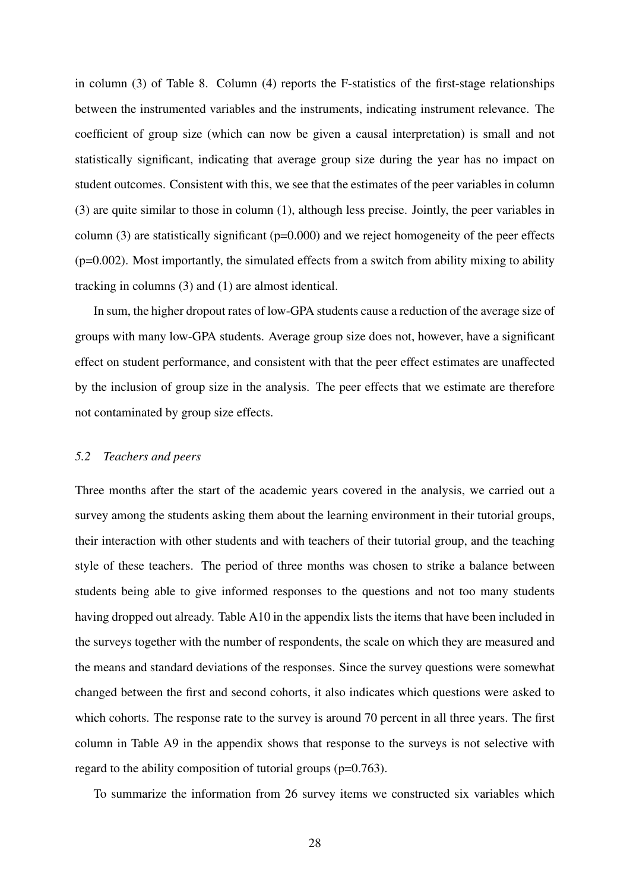in column (3) of Table 8. Column (4) reports the F-statistics of the first-stage relationships between the instrumented variables and the instruments, indicating instrument relevance. The coefficient of group size (which can now be given a causal interpretation) is small and not statistically significant, indicating that average group size during the year has no impact on student outcomes. Consistent with this, we see that the estimates of the peer variables in column (3) are quite similar to those in column (1), although less precise. Jointly, the peer variables in column (3) are statistically significant (p=0.000) and we reject homogeneity of the peer effects (p=0.002). Most importantly, the simulated effects from a switch from ability mixing to ability tracking in columns (3) and (1) are almost identical.

In sum, the higher dropout rates of low-GPA students cause a reduction of the average size of groups with many low-GPA students. Average group size does not, however, have a significant effect on student performance, and consistent with that the peer effect estimates are unaffected by the inclusion of group size in the analysis. The peer effects that we estimate are therefore not contaminated by group size effects.

### *5.2 Teachers and peers*

Three months after the start of the academic years covered in the analysis, we carried out a survey among the students asking them about the learning environment in their tutorial groups, their interaction with other students and with teachers of their tutorial group, and the teaching style of these teachers. The period of three months was chosen to strike a balance between students being able to give informed responses to the questions and not too many students having dropped out already. Table A10 in the appendix lists the items that have been included in the surveys together with the number of respondents, the scale on which they are measured and the means and standard deviations of the responses. Since the survey questions were somewhat changed between the first and second cohorts, it also indicates which questions were asked to which cohorts. The response rate to the survey is around 70 percent in all three years. The first column in Table A9 in the appendix shows that response to the surveys is not selective with regard to the ability composition of tutorial groups (p=0.763).

To summarize the information from 26 survey items we constructed six variables which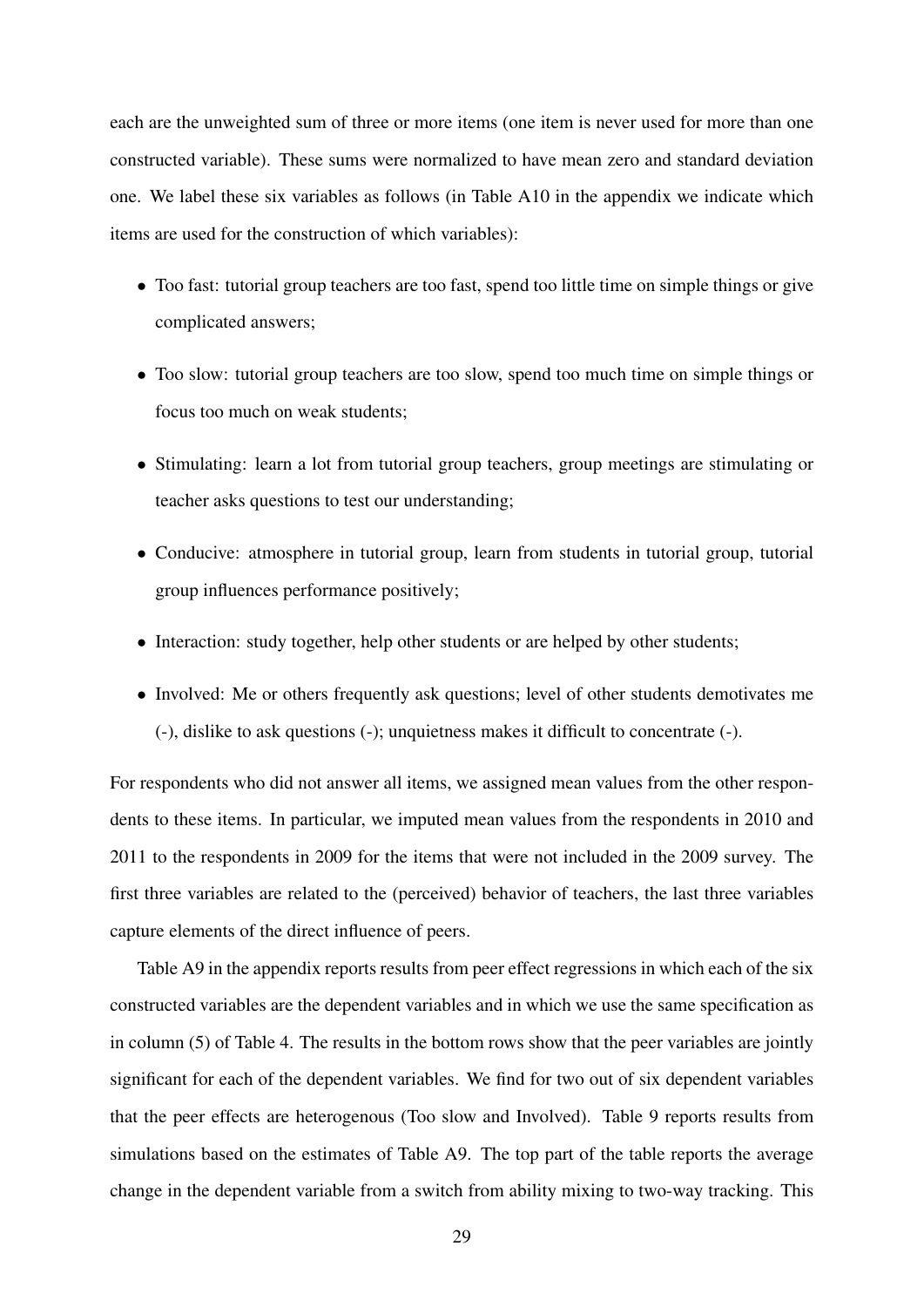each are the unweighted sum of three or more items (one item is never used for more than one constructed variable). These sums were normalized to have mean zero and standard deviation one. We label these six variables as follows (in Table A10 in the appendix we indicate which items are used for the construction of which variables):

- Too fast: tutorial group teachers are too fast, spend too little time on simple things or give complicated answers;
- Too slow: tutorial group teachers are too slow, spend too much time on simple things or focus too much on weak students;
- Stimulating: learn a lot from tutorial group teachers, group meetings are stimulating or teacher asks questions to test our understanding;
- Conducive: atmosphere in tutorial group, learn from students in tutorial group, tutorial group influences performance positively;
- Interaction: study together, help other students or are helped by other students;
- Involved: Me or others frequently ask questions; level of other students demotivates me (-), dislike to ask questions (-); unquietness makes it difficult to concentrate (-).

For respondents who did not answer all items, we assigned mean values from the other respondents to these items. In particular, we imputed mean values from the respondents in 2010 and 2011 to the respondents in 2009 for the items that were not included in the 2009 survey. The first three variables are related to the (perceived) behavior of teachers, the last three variables capture elements of the direct influence of peers.

Table A9 in the appendix reports results from peer effect regressions in which each of the six constructed variables are the dependent variables and in which we use the same specification as in column (5) of Table 4. The results in the bottom rows show that the peer variables are jointly significant for each of the dependent variables. We find for two out of six dependent variables that the peer effects are heterogenous (Too slow and Involved). Table 9 reports results from simulations based on the estimates of Table A9. The top part of the table reports the average change in the dependent variable from a switch from ability mixing to two-way tracking. This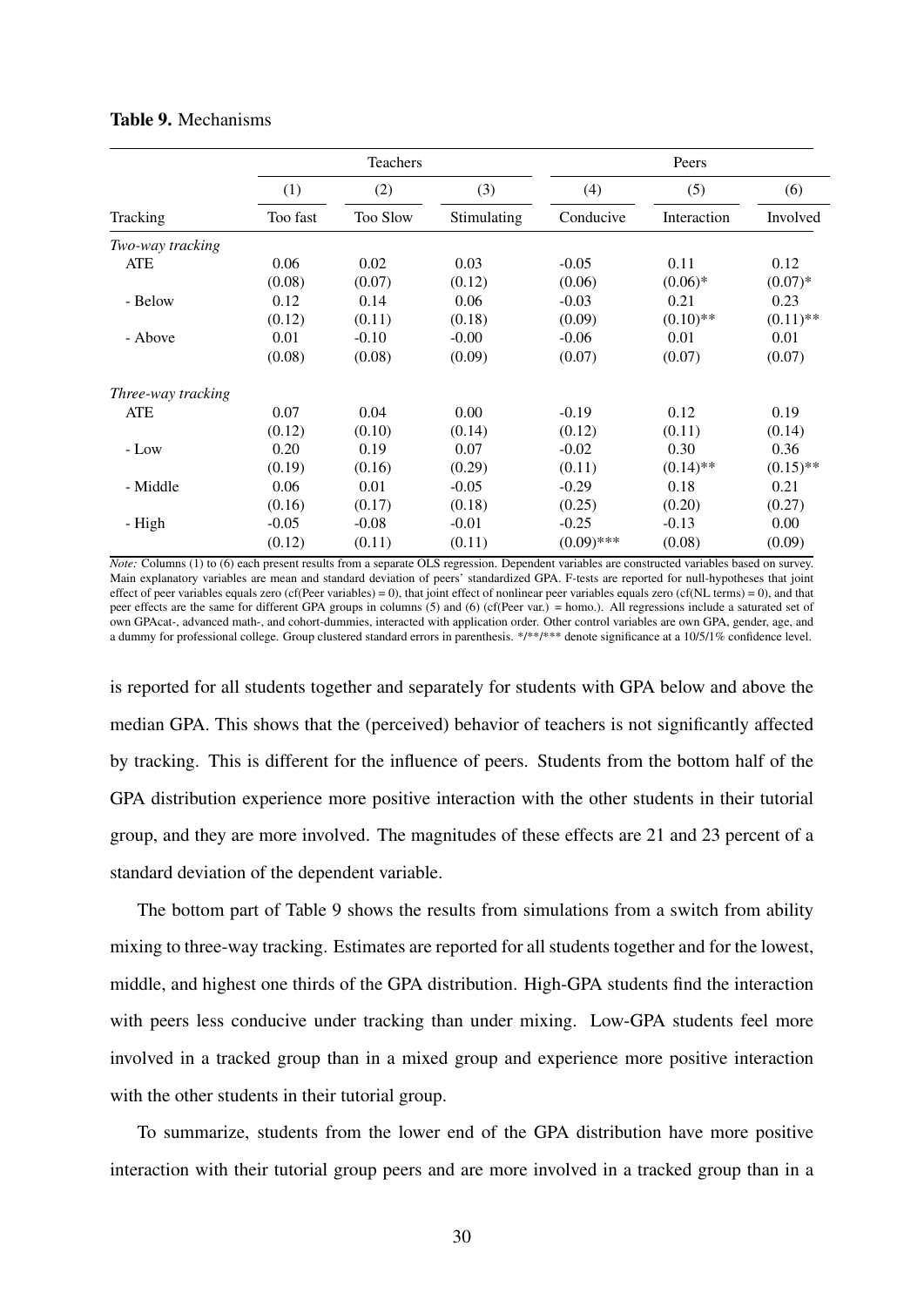**Table 9.** Mechanisms

| | Teachers | | | Peers | | |
|---|---|---|---|---|---|---|
| | (1) | (2) | (3) | (4) | (5) | (6) |
| Tracking | Too fast | Too Slow | Stimulating | Conducive | Interaction | Involved |
| *Two-way tracking* | | | | | | |
| ATE | 0.06 | 0.02 | 0.03 | -0.05 | 0.11 | 0.12 |
| | (0.08) | (0.07) | (0.12) | (0.06) | (0.06)* | (0.07)* |
| - Below | 0.12 | 0.14 | 0.06 | -0.03 | 0.21 | 0.23 |
| | (0.12) | (0.11) | (0.18) | (0.09) | (0.10)** | (0.11)** |
| - Above | 0.01 | -0.10 | -0.00 | -0.06 | 0.01 | 0.01 |
| | (0.08) | (0.08) | (0.09) | (0.07) | (0.07) | (0.07) |
| *Three-way tracking* | | | | | | |
| ATE | 0.07 | 0.04 | 0.00 | -0.19 | 0.12 | 0.19 |
| | (0.12) | (0.10) | (0.14) | (0.12) | (0.11) | (0.14) |
| - Low | 0.20 | 0.19 | 0.07 | -0.02 | 0.30 | 0.36 |
| | (0.19) | (0.16) | (0.29) | (0.11) | (0.14)** | (0.15)** |
| - Middle | 0.06 | 0.01 | -0.05 | -0.29 | 0.18 | 0.21 |
| | (0.16) | (0.17) | (0.18) | (0.25) | (0.20) | (0.27) |
| - High | -0.05 | -0.08 | -0.01 | -0.25 | -0.13 | 0.00 |
| | (0.12) | (0.11) | (0.11) | (0.09)*** | (0.08) | (0.09) |

*Note:* Columns (1) to (6) each present results from a separate OLS regression. Dependent variables are constructed variables based on survey. Main explanatory variables are mean and standard deviation of peers' standardized GPA. F-tests are reported for null-hypotheses that joint effect of peer variables equals zero (cf(Peer variables) = 0), that joint effect of nonlinear peer variables equals zero (cf(NL terms) = 0), and that peer effects are the same for different GPA groups in columns (5) and (6) (cf(Peer var.) = homo.). All regressions include a saturated set of own GPAcat-, advanced math-, and cohort-dummies, interacted with application order. Other control variables are own GPA, gender, age, and a dummy for professional college. Group clustered standard errors in parenthesis. \*/\*\*/\*\*\* denote significance at a 10/5/1% confidence level.

is reported for all students together and separately for students with GPA below and above the median GPA. This shows that the (perceived) behavior of teachers is not significantly affected by tracking. This is different for the influence of peers. Students from the bottom half of the GPA distribution experience more positive interaction with the other students in their tutorial group, and they are more involved. The magnitudes of these effects are 21 and 23 percent of a standard deviation of the dependent variable.

The bottom part of Table 9 shows the results from simulations from a switch from ability mixing to three-way tracking. Estimates are reported for all students together and for the lowest, middle, and highest one thirds of the GPA distribution. High-GPA students find the interaction with peers less conducive under tracking than under mixing. Low-GPA students feel more involved in a tracked group than in a mixed group and experience more positive interaction with the other students in their tutorial group.

To summarize, students from the lower end of the GPA distribution have more positive interaction with their tutorial group peers and are more involved in a tracked group than in a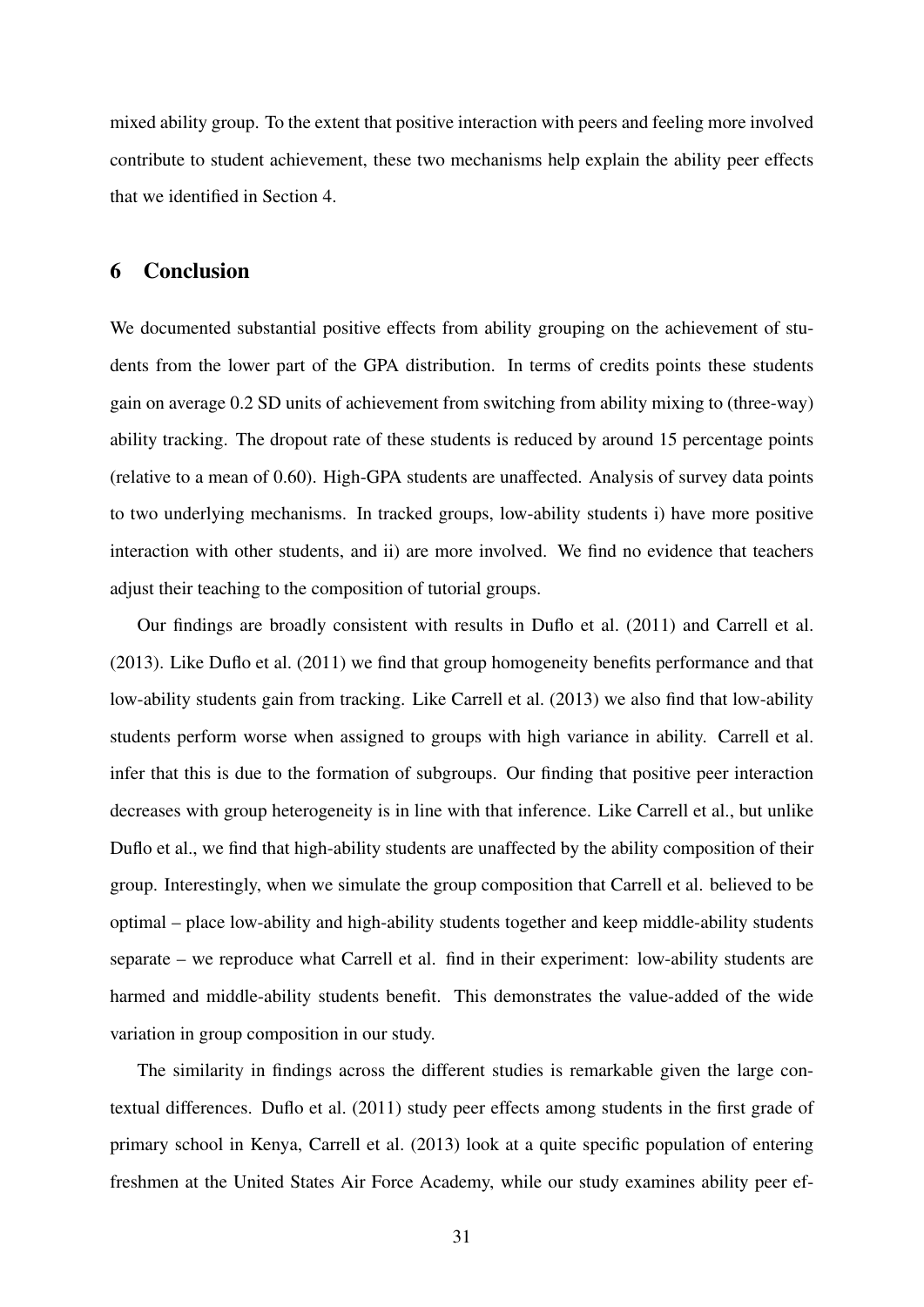mixed ability group. To the extent that positive interaction with peers and feeling more involved contribute to student achievement, these two mechanisms help explain the ability peer effects that we identified in Section 4.

## 6 Conclusion

We documented substantial positive effects from ability grouping on the achievement of students from the lower part of the GPA distribution. In terms of credits points these students gain on average 0.2 SD units of achievement from switching from ability mixing to (three-way) ability tracking. The dropout rate of these students is reduced by around 15 percentage points (relative to a mean of 0.60). High-GPA students are unaffected. Analysis of survey data points to two underlying mechanisms. In tracked groups, low-ability students i) have more positive interaction with other students, and ii) are more involved. We find no evidence that teachers adjust their teaching to the composition of tutorial groups.

Our findings are broadly consistent with results in Duflo et al. (2011) and Carrell et al. (2013). Like Duflo et al. (2011) we find that group homogeneity benefits performance and that low-ability students gain from tracking. Like Carrell et al. (2013) we also find that low-ability students perform worse when assigned to groups with high variance in ability. Carrell et al. infer that this is due to the formation of subgroups. Our finding that positive peer interaction decreases with group heterogeneity is in line with that inference. Like Carrell et al., but unlike Duflo et al., we find that high-ability students are unaffected by the ability composition of their group. Interestingly, when we simulate the group composition that Carrell et al. believed to be optimal – place low-ability and high-ability students together and keep middle-ability students separate – we reproduce what Carrell et al. find in their experiment: low-ability students are harmed and middle-ability students benefit. This demonstrates the value-added of the wide variation in group composition in our study.

The similarity in findings across the different studies is remarkable given the large contextual differences. Duflo et al. (2011) study peer effects among students in the first grade of primary school in Kenya, Carrell et al. (2013) look at a quite specific population of entering freshmen at the United States Air Force Academy, while our study examines ability peer ef-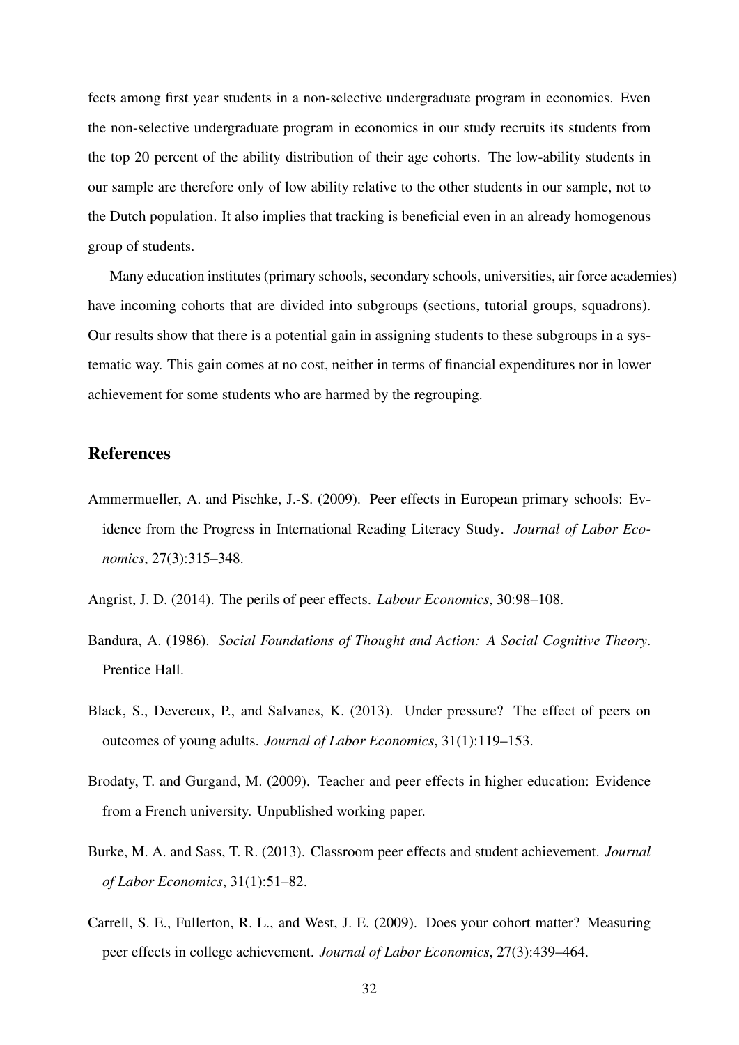fects among first year students in a non-selective undergraduate program in economics. Even the non-selective undergraduate program in economics in our study recruits its students from the top 20 percent of the ability distribution of their age cohorts. The low-ability students in our sample are therefore only of low ability relative to the other students in our sample, not to the Dutch population. It also implies that tracking is beneficial even in an already homogenous group of students.

Many education institutes (primary schools, secondary schools, universities, air force academies) have incoming cohorts that are divided into subgroups (sections, tutorial groups, squadrons). Our results show that there is a potential gain in assigning students to these subgroups in a systematic way. This gain comes at no cost, neither in terms of financial expenditures nor in lower achievement for some students who are harmed by the regrouping.

## References

Ammermueller, A. and Pischke, J.-S. (2009). Peer effects in European primary schools: Evidence from the Progress in International Reading Literacy Study. *Journal of Labor Economics*, 27(3):315–348.

Angrist, J. D. (2014). The perils of peer effects. *Labour Economics*, 30:98–108.

Bandura, A. (1986). *Social Foundations of Thought and Action: A Social Cognitive Theory*. Prentice Hall.

Black, S., Devereux, P., and Salvanes, K. (2013). Under pressure? The effect of peers on outcomes of young adults. *Journal of Labor Economics*, 31(1):119–153.

Brodaty, T. and Gurgand, M. (2009). Teacher and peer effects in higher education: Evidence from a French university. Unpublished working paper.

Burke, M. A. and Sass, T. R. (2013). Classroom peer effects and student achievement. *Journal of Labor Economics*, 31(1):51–82.

Carrell, S. E., Fullerton, R. L., and West, J. E. (2009). Does your cohort matter? Measuring peer effects in college achievement. *Journal of Labor Economics*, 27(3):439–464.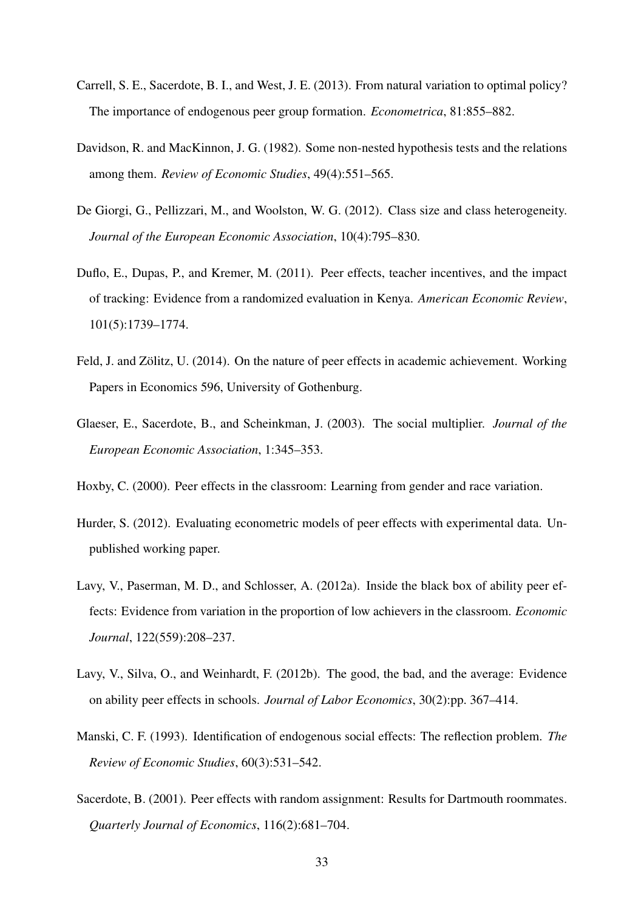Carrell, S. E., Sacerdote, B. I., and West, J. E. (2013). From natural variation to optimal policy? The importance of endogenous peer group formation. *Econometrica*, 81:855–882.

Davidson, R. and MacKinnon, J. G. (1982). Some non-nested hypothesis tests and the relations among them. *Review of Economic Studies*, 49(4):551–565.

De Giorgi, G., Pellizzari, M., and Woolston, W. G. (2012). Class size and class heterogeneity. *Journal of the European Economic Association*, 10(4):795–830.

Duflo, E., Dupas, P., and Kremer, M. (2011). Peer effects, teacher incentives, and the impact of tracking: Evidence from a randomized evaluation in Kenya. *American Economic Review*, 101(5):1739–1774.

Feld, J. and Zölitz, U. (2014). On the nature of peer effects in academic achievement. Working Papers in Economics 596, University of Gothenburg.

Glaeser, E., Sacerdote, B., and Scheinkman, J. (2003). The social multiplier. *Journal of the European Economic Association*, 1:345–353.

Hoxby, C. (2000). Peer effects in the classroom: Learning from gender and race variation.

Hurder, S. (2012). Evaluating econometric models of peer effects with experimental data. Unpublished working paper.

Lavy, V., Paserman, M. D., and Schlosser, A. (2012a). Inside the black box of ability peer effects: Evidence from variation in the proportion of low achievers in the classroom. *Economic Journal*, 122(559):208–237.

Lavy, V., Silva, O., and Weinhardt, F. (2012b). The good, the bad, and the average: Evidence on ability peer effects in schools. *Journal of Labor Economics*, 30(2):pp. 367–414.

Manski, C. F. (1993). Identification of endogenous social effects: The reflection problem. *The Review of Economic Studies*, 60(3):531–542.

Sacerdote, B. (2001). Peer effects with random assignment: Results for Dartmouth roommates. *Quarterly Journal of Economics*, 116(2):681–704.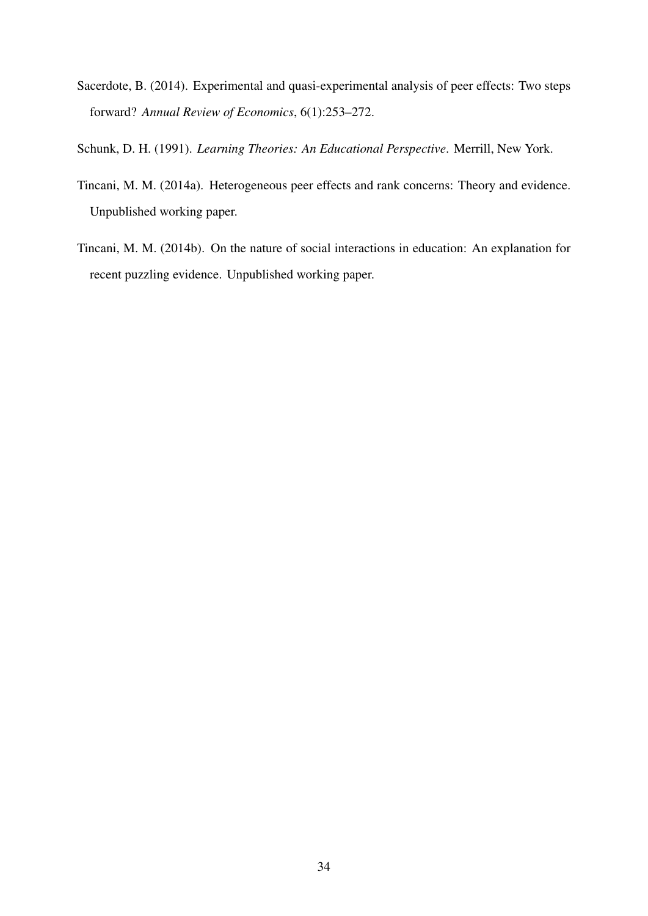Sacerdote, B. (2014). Experimental and quasi-experimental analysis of peer effects: Two steps forward? *Annual Review of Economics*, 6(1):253–272.

Schunk, D. H. (1991). *Learning Theories: An Educational Perspective*. Merrill, New York.

Tincani, M. M. (2014a). Heterogeneous peer effects and rank concerns: Theory and evidence. Unpublished working paper.

Tincani, M. M. (2014b). On the nature of social interactions in education: An explanation for recent puzzling evidence. Unpublished working paper.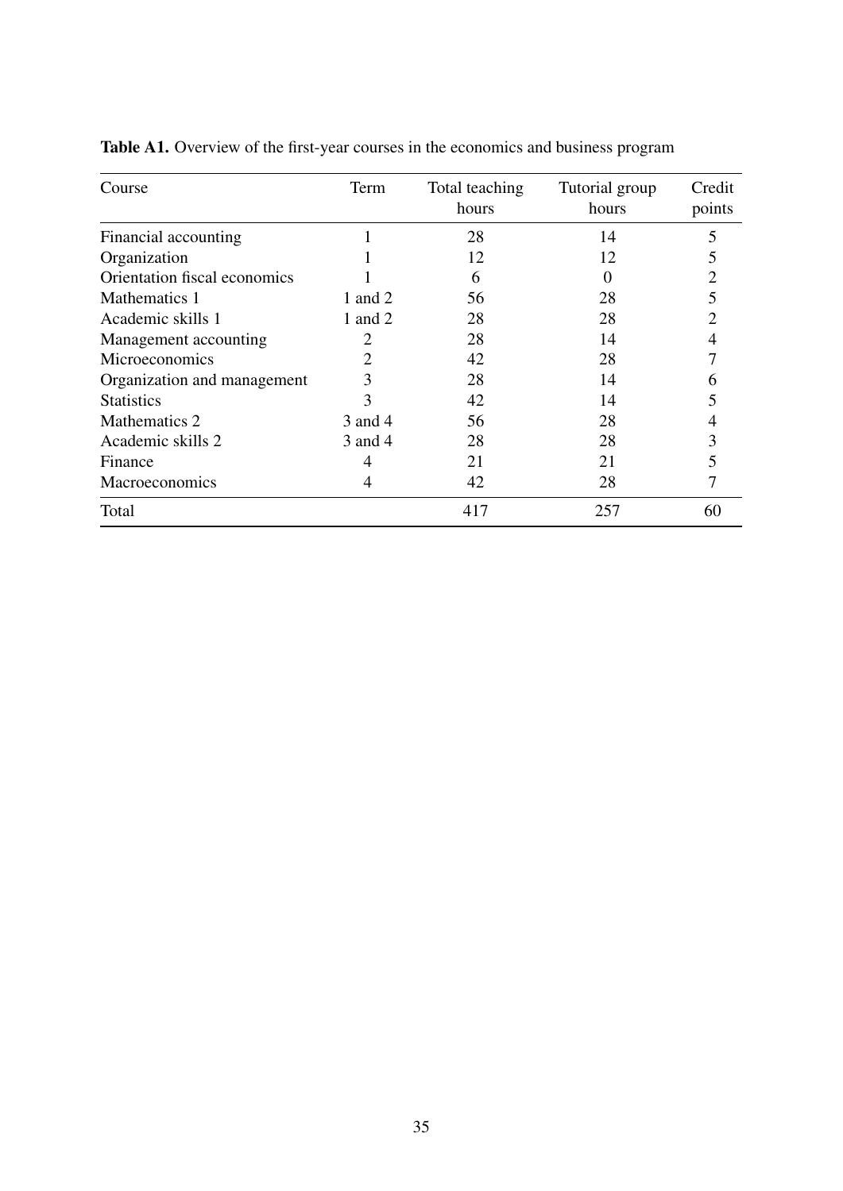**Table A1.** Overview of the first-year courses in the economics and business program

| Course | Term | Total teaching hours | Tutorial group hours | Credit points |
|---|---|---|---|---|
| Financial accounting | 1 | 28 | 14 | 5 |
| Organization | 1 | 12 | 12 | 5 |
| Orientation fiscal economics | 1 | 6 | 0 | 2 |
| Mathematics 1 | 1 and 2 | 56 | 28 | 5 |
| Academic skills 1 | 1 and 2 | 28 | 28 | 2 |
| Management accounting | 2 | 28 | 14 | 4 |
| Microeconomics | 2 | 42 | 28 | 7 |
| Organization and management | 3 | 28 | 14 | 6 |
| Statistics | 3 | 42 | 14 | 5 |
| Mathematics 2 | 3 and 4 | 56 | 28 | 4 |
| Academic skills 2 | 3 and 4 | 28 | 28 | 3 |
| Finance | 4 | 21 | 21 | 5 |
| Macroeconomics | 4 | 42 | 28 | 7 |
| Total | | 417 | 257 | 60 |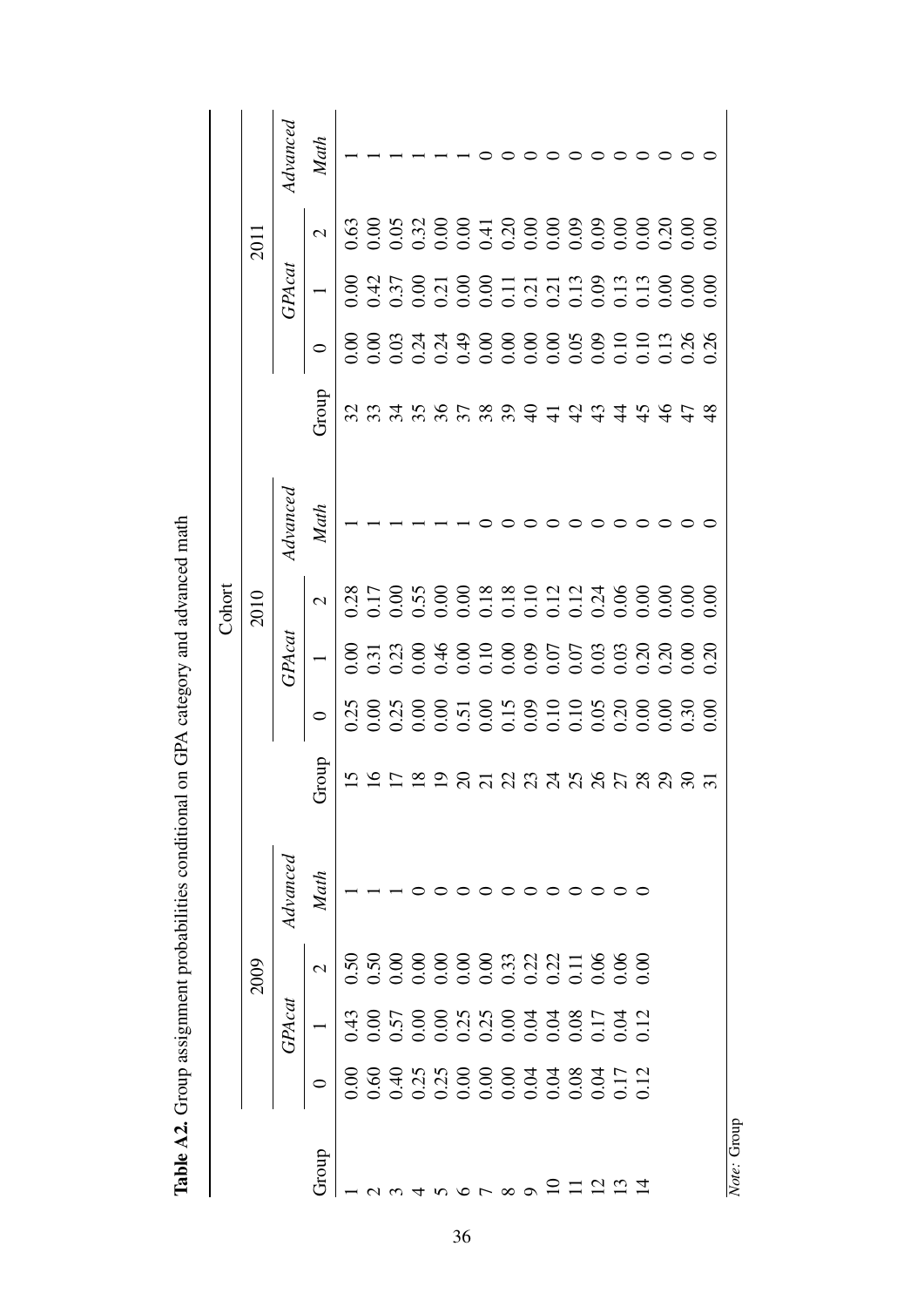**Table A2.** Group assignment probabilities conditional on GPA category and advanced math

| Cohort | | | | | | | | | | | | | | |
|---|---|---|---|---|---|---|---|---|---|---|---|---|---|---|
| 2009 | | | | | 2010 | | | | | 2011 | | | | |
| | *GPAcat* | | | *Advanced* | | *GPAcat* | | | *Advanced* | | *GPAcat* | | | *Advanced* |
| Group | 0 | 1 | 2 | *Math* | Group | 0 | 1 | 2 | *Math* | Group | 0 | 1 | 2 | *Math* |
| 1 | 0.00 | 0.43 | 0.50 | 1 | 15 | 0.25 | 0.00 | 0.28 | 1 | 32 | 0.00 | 0.00 | 0.63 | 1 |
| 2 | 0.60 | 0.00 | 0.50 | 1 | 16 | 0.00 | 0.31 | 0.17 | 1 | 33 | 0.00 | 0.42 | 0.00 | 1 |
| 3 | 0.40 | 0.57 | 0.00 | 1 | 17 | 0.25 | 0.23 | 0.00 | 1 | 34 | 0.03 | 0.37 | 0.05 | 1 |
| 4 | 0.25 | 0.00 | 0.00 | 0 | 18 | 0.00 | 0.00 | 0.55 | 1 | 35 | 0.24 | 0.00 | 0.32 | 1 |
| 5 | 0.25 | 0.00 | 0.00 | 0 | 19 | 0.00 | 0.46 | 0.00 | 1 | 36 | 0.24 | 0.21 | 0.00 | 1 |
| 6 | 0.00 | 0.25 | 0.00 | 0 | 20 | 0.51 | 0.00 | 0.00 | 1 | 37 | 0.49 | 0.00 | 0.00 | 1 |
| 7 | 0.00 | 0.25 | 0.00 | 0 | 21 | 0.00 | 0.10 | 0.18 | 0 | 38 | 0.00 | 0.00 | 0.41 | 0 |
| 8 | 0.00 | 0.00 | 0.33 | 0 | 22 | 0.15 | 0.00 | 0.18 | 0 | 39 | 0.00 | 0.11 | 0.20 | 0 |
| 9 | 0.04 | 0.04 | 0.22 | 0 | 23 | 0.09 | 0.09 | 0.10 | 0 | 40 | 0.00 | 0.21 | 0.00 | 0 |
| 10 | 0.04 | 0.04 | 0.22 | 0 | 24 | 0.10 | 0.07 | 0.12 | 0 | 41 | 0.00 | 0.21 | 0.00 | 0 |
| 11 | 0.08 | 0.08 | 0.11 | 0 | 25 | 0.10 | 0.07 | 0.12 | 0 | 42 | 0.05 | 0.13 | 0.09 | 0 |
| 12 | 0.04 | 0.17 | 0.06 | 0 | 26 | 0.05 | 0.03 | 0.24 | 0 | 43 | 0.09 | 0.09 | 0.09 | 0 |
| 13 | 0.17 | 0.04 | 0.06 | 0 | 27 | 0.20 | 0.03 | 0.06 | 0 | 44 | 0.10 | 0.13 | 0.00 | 0 |
| 14 | 0.12 | 0.12 | 0.00 | 0 | 28 | 0.00 | 0.20 | 0.00 | 0 | 45 | 0.10 | 0.13 | 0.00 | 0 |
| | | | | | 29 | 0.00 | 0.20 | 0.00 | 0 | 46 | 0.13 | 0.00 | 0.20 | 0 |
| | | | | | 30 | 0.30 | 0.00 | 0.00 | 0 | 47 | 0.26 | 0.00 | 0.00 | 0 |
| | | | | | 31 | 0.00 | 0.20 | 0.00 | 0 | 48 | 0.26 | 0.00 | 0.00 | 0 |

*Note:* Group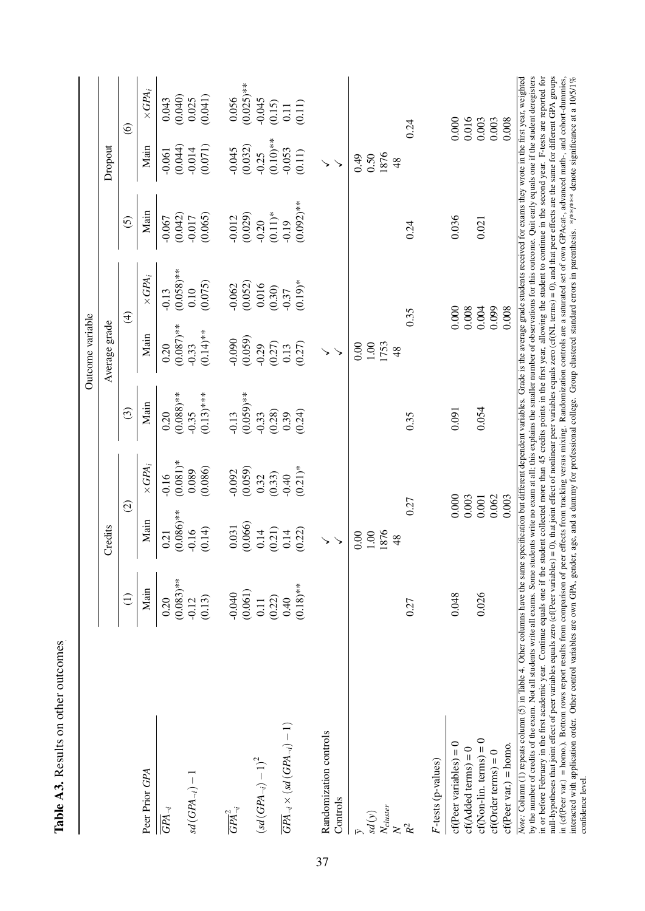**Table A3.** Results on other outcomes

| | Outcome variable | | | | | | | | | |
|---|---|---|---|---|---|---|---|---|---|---|
| | Credits | | | Average grade | | | Dropout | | | |
| | (1) | (2) | | (3) | (4) | | (5) | (6) | | |
| Peer Prior *GPA* | Main | Main | $\times GPA_i$ | Main | Main | $\times GPA_i$ | Main | Main | $\times GPA_i$ | |
| $\overline{GPA}_{-i}$ | 0.20 | 0.21 | -0.16 | 0.20 | 0.20 | -0.13 | -0.067 | -0.061 | 0.043 | |
| | (0.083)** | (0.086)** | (0.081)* | (0.088)** | (0.087)** | (0.058)** | (0.042) | (0.044) | (0.040) | |
| $sd(GPA_{-i}) - 1$ | -0.12 | -0.16 | 0.089 | -0.35 | -0.33 | 0.10 | -0.017 | -0.014 | 0.025 | |
| | (0.13) | (0.14) | (0.086) | (0.13)*** | (0.14)** | (0.075) | (0.065) | (0.071) | (0.041) | |
| $\overline{GPA}^2_{-i}$ | -0.040 | 0.031 | -0.092 | -0.13 | -0.090 | -0.062 | -0.012 | -0.045 | 0.056 | |
| | (0.061) | (0.066) | (0.059) | (0.059)** | (0.059) | (0.052) | (0.029) | (0.032) | (0.025)** | |
| $(sd(GPA_{-i}) - 1)^2$ | 0.11 | 0.14 | 0.32 | -0.33 | -0.29 | 0.016 | -0.20 | -0.25 | -0.045 | |
| | (0.22) | (0.21) | (0.33) | (0.28) | (0.27) | (0.30) | (0.11)* | (0.10)** | (0.15) | |
| $\overline{GPA}_{-i} \times (sd(GPA_{-i}) - 1)$ | 0.40 | 0.14 | -0.40 | 0.39 | 0.13 | -0.37 | -0.19 | -0.053 | 0.11 | |
| | (0.18)** | (0.22) | (0.21)* | (0.24) | (0.27) | (0.19)* | (0.092)** | (0.11) | (0.11) | |
| Randomization controls | | ✓ | | | ✓ | | | ✓ | | |
| Controls | | ✓ | | | ✓ | | | ✓ | | |
| $\bar{y}$ | | 0.00 | | | 0.00 | | | 0.49 | | |
| $sd(y)$ | | 1.00 | | | 1.00 | | | 0.50 | | |
| $N_{cluster}$ | | 1876 | | | 1753 | | | 1876 | | |
| $N$ | | 48 | | | 48 | | | 48 | | |
| $R^2$ | 0.27 | 0.27 | | 0.35 | 0.35 | | 0.24 | 0.24 | | |
| *F*-tests (p-values) | | | | | | | | | | |
| cf(Peer variables) = 0 | 0.048 | 0.000 | | 0.091 | 0.000 | | 0.036 | 0.000 | | |
| cf(Added terms) = 0 | | 0.003 | | | 0.008 | | | 0.016 | | |
| cf(Non-lin. terms) = 0 | 0.026 | 0.001 | | 0.054 | 0.004 | | 0.021 | 0.003 | | |
| cf(Order terms) = 0 | | 0.062 | | | 0.099 | | | 0.003 | | |
| cf(Peer var.) = homo. | | 0.003 | | | 0.008 | | | 0.008 | | |

*Note:* Column (1) repeats column (5) in Table 4. Other columns have the same specification but different dependent variables. Grade is the average grade students received for exams they wrote in the first year, weighted by the number of credits of the exam. Not all students write all exams. Some students write no exam at all; this explains the smaller number of observations for this outcome. Quit early equals one if the student deregisters in or before February in the first academic year. Continue equals one if the student collected more than 45 credits points in the first year, allowing the student to continue in the second year. F-tests are reported for null-hypotheses that joint effect of peer variables equals zero (cf(Peer variables) = 0), that joint effect of nonlinear peer variables equals zero (cf(NL terms) = 0), and that peer effects are the same for different GPA groups in (cf(Peer var.) = homo.). Bottom rows report results from comparison of peer effects from tracking versus mixing. Randomization controls are a saturated set of own GPAcat-, advanced math-, and cohort-dummies, interacted with application order. Other control variables are own GPA, gender, age, and a dummy for professional college. Group clustered standard errors in parenthesis. */**/*** denote significance at a 10/5/1% confidence level.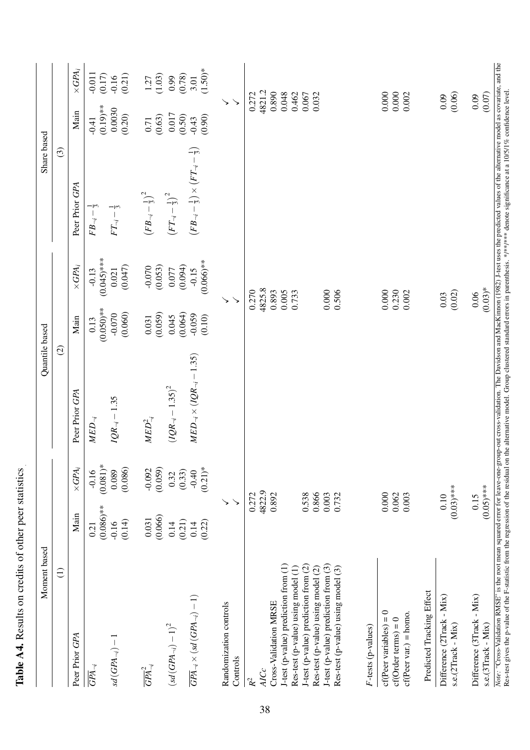**Table A4.** Results on credits of other peer statistics

| | Moment based | | | Quantile based | | | Share based | |
|---|---|---|---|---|---|---|---|---|
| | (1) | | | (2) | | | (3) | |
| Peer Prior *GPA* | Main | $\times GPA_i$ | Peer Prior *GPA* | Main | $\times GPA_i$ | Peer Prior *GPA* | Main | $\times GPA_i$ |
| $\overline{GPA}_{\neg i}$ | 0.21 | -0.16 | $MED_{\neg i}$ | 0.13 | -0.13 | $FB_{\neg i} - \frac{1}{3}$ | -0.41 | -0.011 |
| | (0.086)** | (0.081)* | | (0.050)** | (0.045)*** | | (0.19)** | (0.17) |
| $sd(GPA_{\neg i}) - 1$ | -0.16 | 0.089 | $IQR_{\neg i} - 1.35$ | -0.070 | 0.021 | $FT_{\neg i} - \frac{1}{3}$ | 0.0030 | -0.16 |
| | (0.14) | (0.086) | | (0.060) | (0.047) | | (0.20) | (0.21) |
| $\overline{GPA}^2_{\neg i}$ | 0.031 | -0.092 | $MED^2_{\neg i}$ | 0.031 | -0.070 | $\left(FB_{\neg i} - \frac{1}{3}\right)^2$ | 0.71 | 1.27 |
| | (0.066) | (0.059) | | (0.059) | (0.053) | | (0.63) | (1.03) |
| $\left(sd(GPA_{\neg i}) - 1\right)^2$ | 0.14 | 0.32 | $\left(IQR_{\neg i} - 1.35\right)^2$ | 0.045 | 0.077 | $\left(FT_{\neg i} - \frac{1}{3}\right)^2$ | 0.017 | 0.99 |
| | (0.21) | (0.33) | | (0.064) | (0.094) | | (0.50) | (0.78) |
| $\overline{GPA}_{\neg i} \times \left(sd(GPA_{\neg i}) - 1\right)$ | 0.14 | -0.40 | $MED_{\neg i} \times \left(IQR_{\neg i} - 1.35\right)$ | -0.059 | -0.15 | $\left(FB_{\neg i} - \frac{1}{3}\right) \times \left(FT_{\neg i} - \frac{1}{3}\right)$ | -0.43 | 3.01 |
| | (0.22) | (0.21)* | | (0.10) | (0.066)** | | (0.90) | (1.50)* |
| Randomization controls | ✓ | | | ✓ | | | ✓ | |
| Controls | ✓ | | | ✓ | | | ✓ | |
| $R^2$ | 0.272 | | | 0.270 | | | 0.272 | |
| *AICc* | 4822.9 | | | 4825.8 | | | 4821.2 | |
| Cross-Validation MRSE | 0.892 | | | 0.893 | | | 0.890 | |
| J-test (p-value) prediction from (1) | | | | 0.005 | | | 0.048 | |
| Res-test (p-value) using model (1) | | | | 0.733 | | | 0.462 | |
| J-test (p-value) prediction from (2) | 0.538 | | | | | | 0.067 | |
| Res-test (p-value) using model (2) | 0.866 | | | | | | 0.032 | |
| J-test (p-value) prediction from (3) | 0.003 | | | 0.000 | | | | |
| Res-test (p-value) using model (3) | 0.732 | | | 0.506 | | | | |
| *F*-tests (p-values) | | | | | | | | |
| cf(Peer variables) = 0 | 0.000 | | | 0.000 | | | 0.000 | |
| cf(Order terms) = 0 | 0.062 | | | 0.230 | | | 0.000 | |
| cf(Peer var.) = homo. | 0.003 | | | 0.002 | | | 0.002 | |
| Predicted Tracking Effect | | | | | | | | |
| Difference (2Track - Mix) | 0.10 | | | 0.03 | | | 0.09 | |
| s.e.(2Track - Mix) | (0.03)*** | | | (0.02) | | | (0.06) | |
| Difference (3Track - Mix) | 0.15 | | | 0.06 | | | 0.09 | |
| s.e.(3Track - Mix) | (0.05)*** | | | (0.03)* | | | (0.07) | |

*Note:* "Cross-Validation RMSE" is the root mean squared error for leave-one-group-out cross-validation. The Davidson and MacKinnon (1982) J-test uses the predicted values of the alternative model as covariate, and the Res-test gives the p-value of the F-statistic from the regression of the residual on the alternative model. Group clustered standard errors in parenthesis. */**/*** denote significance at a 10/5/1% confidence level.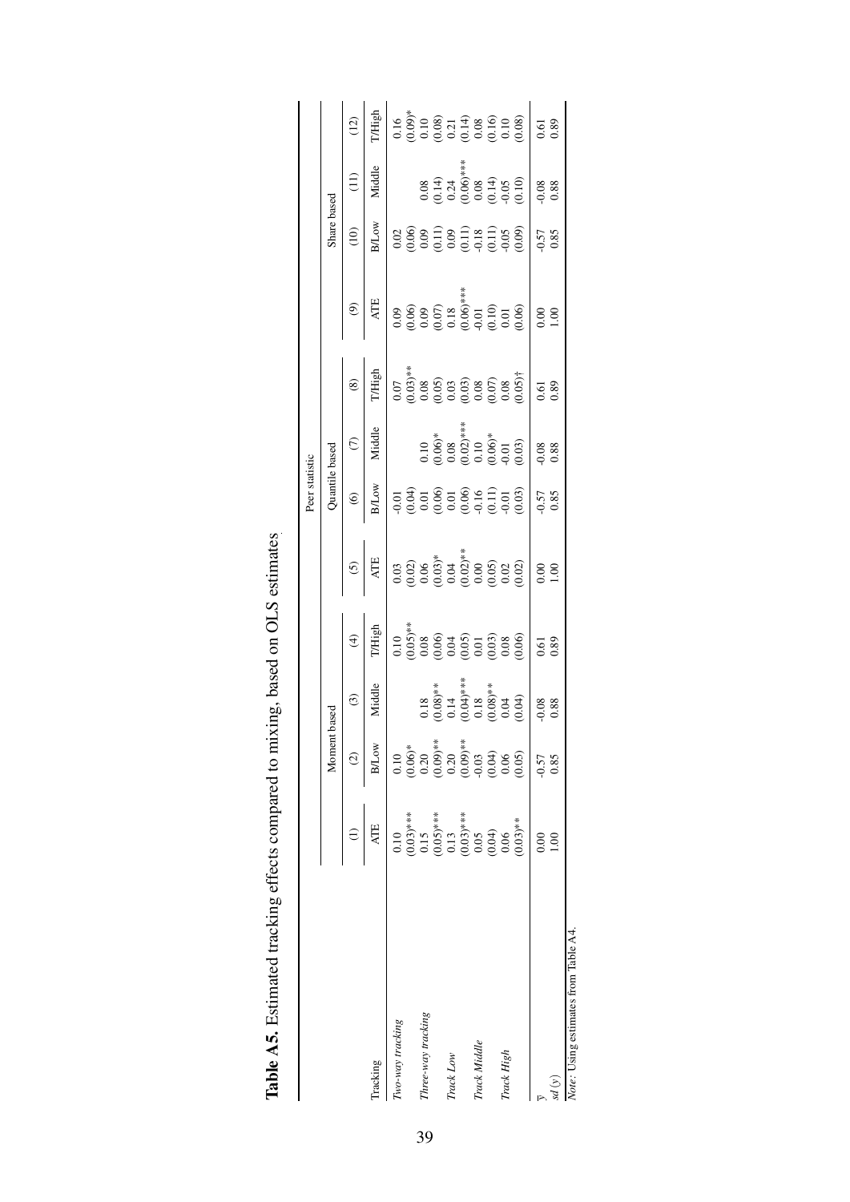**Table A5.** Estimated tracking effects compared to mixing, based on OLS estimates

| | Peer statistic | | | | | | | | | | | |
|---|---|---|---|---|---|---|---|---|---|---|---|---|
| | Moment based | | | | Quantile based | | | | Share based | | | |
| | (1) | (2) | (3) | (4) | (5) | (6) | (7) | (8) | (9) | (10) | (11) | (12) |
| Tracking | ATE | B/Low | Middle | T/High | ATE | B/Low | Middle | T/High | ATE | B/Low | Middle | T/High |
| *Two-way tracking* | 0.10 | 0.10 | | 0.10 | 0.03 | -0.01 | | 0.07 | 0.09 | 0.02 | | 0.16 |
| | (0.03)*** | (0.06)* | | (0.05)** | (0.02) | (0.04) | | (0.03)** | (0.06) | (0.06) | | (0.09)* |
| *Three-way tracking* | 0.15 | 0.20 | 0.18 | 0.08 | 0.06 | 0.01 | 0.10 | 0.08 | 0.09 | 0.09 | 0.08 | 0.10 |
| | (0.05)*** | (0.09)** | (0.08)** | (0.06) | (0.03)* | (0.06) | (0.06)* | (0.05) | (0.07) | (0.11) | (0.14) | (0.08) |
| *Track Low* | 0.13 | 0.20 | 0.14 | 0.04 | 0.04 | 0.01 | 0.08 | 0.03 | 0.18 | 0.09 | 0.24 | 0.21 |
| | (0.03)*** | (0.09)** | (0.04)*** | (0.05) | (0.02)** | (0.06) | (0.02)*** | (0.03) | (0.06)*** | (0.11) | (0.06)*** | (0.14) |
| *Track Middle* | 0.05 | -0.03 | 0.18 | 0.01 | 0.00 | -0.16 | 0.10 | 0.08 | -0.01 | -0.18 | 0.08 | 0.08 |
| | (0.04) | (0.04) | (0.08)** | (0.03) | (0.05) | (0.11) | (0.06)* | (0.07) | (0.10) | (0.11) | (0.14) | (0.16) |
| *Track High* | 0.06 | 0.06 | 0.04 | 0.08 | 0.02 | -0.01 | -0.01 | 0.08 | 0.01 | -0.05 | -0.05 | 0.10 |
| | (0.03)** | (0.05) | (0.04) | (0.06) | (0.02) | (0.03) | (0.03) | (0.05)† | (0.06) | (0.09) | (0.10) | (0.08) |
| $\bar{y}$ | 0.00 | -0.57 | -0.08 | 0.61 | 0.00 | -0.57 | -0.08 | 0.61 | 0.00 | -0.57 | -0.08 | 0.61 |
| $sd\,(y)$ | 1.00 | 0.85 | 0.88 | 0.89 | 1.00 | 0.85 | 0.88 | 0.89 | 1.00 | 0.85 | 0.88 | 0.89 |

*Note*: Using estimates from Table A4.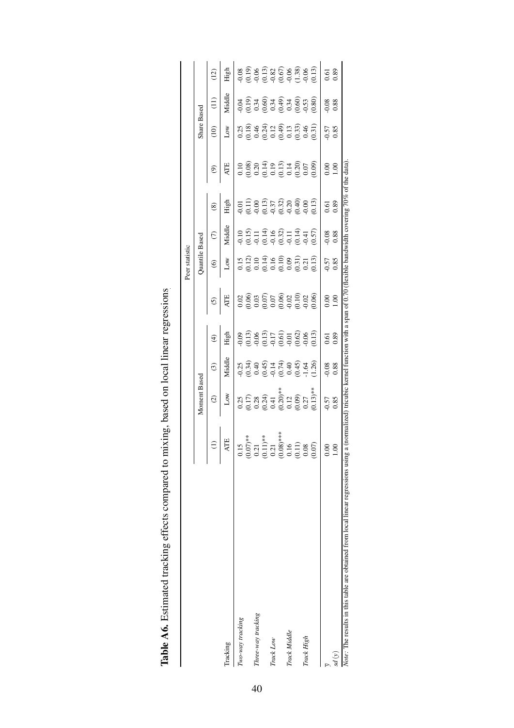**Table A6.** Estimated tracking effects compared to mixing, based on local linear regressions

| | Peer statistic | | | | | | | | | | | |
|---|---|---|---|---|---|---|---|---|---|---|---|---|
| | Moment Based | | | | Quantile Based | | | | Share Based | | | |
| | (1) | (2) | (3) | (4) | (5) | (6) | (7) | (8) | (9) | (10) | (11) | (12) |
| Tracking | ATE | Low | Middle | High | ATE | Low | Middle | High | ATE | Low | Middle | High |
| *Two-way tracking* | 0.15 | 0.25 | -0.25 | -0.09 | 0.02 | 0.15 | -0.10 | -0.01 | 0.10 | 0.25 | -0.04 | -0.08 |
| | (0.07)** | (0.17) | (0.34) | (0.13) | (0.06) | (0.12) | (0.15) | (0.11) | (0.08) | (0.18) | (0.19) | (0.19) |
| *Three-way tracking* | 0.21 | 0.28 | 0.40 | -0.06 | 0.03 | 0.10 | -0.11 | -0.00 | 0.20 | 0.46 | 0.34 | -0.06 |
| | (0.11)** | (0.24) | (0.45) | (0.13) | (0.07) | (0.14) | (0.14) | (0.13) | (0.14) | (0.24) | (0.60) | (0.13) |
| *Track Low* | 0.21 | 0.41 | -0.14 | -0.17 | 0.07 | 0.16 | -0.16 | -0.37 | 0.19 | 0.12 | 0.34 | -0.82 |
| | (0.08)*** | (0.20)** | (0.74) | (0.61) | (0.06) | (0.10) | (0.32) | (0.32) | (0.13) | (0.49) | (0.49) | (0.67) |
| *Track Middle* | 0.16 | 0.12 | 0.40 | -0.01 | -0.02 | 0.09 | -0.11 | -0.20 | 0.14 | 0.13 | 0.34 | -0.06 |
| | (0.11) | (0.09) | (0.45) | (0.62) | (0.10) | (0.31) | (0.14) | (0.40) | (0.20) | (0.33) | (0.60) | (1.38) |
| *Track High* | 0.08 | 0.27 | -1.64 | -0.06 | -0.02 | 0.21 | -0.41 | -0.00 | 0.07 | 0.46 | -0.53 | -0.06 |
| | (0.07) | (0.13)** | (1.26) | (0.13) | (0.06) | (0.13) | (0.57) | (0.13) | (0.09) | (0.31) | (0.80) | (0.13) |
| $\bar{y}$ | 0.00 | -0.57 | -0.08 | 0.61 | 0.00 | -0.57 | -0.08 | 0.61 | 0.00 | -0.57 | -0.08 | 0.61 |
| $sd(y)$ | 1.00 | 0.85 | 0.88 | 0.89 | 1.00 | 0.85 | 0.88 | 0.89 | 1.00 | 0.85 | 0.88 | 0.89 |

*Note:* The results in this table are obtained from local linear regressions using a (normalized) tricubic kernel function with a span of 0.70 (flexible bandwidth covering 70% of the data).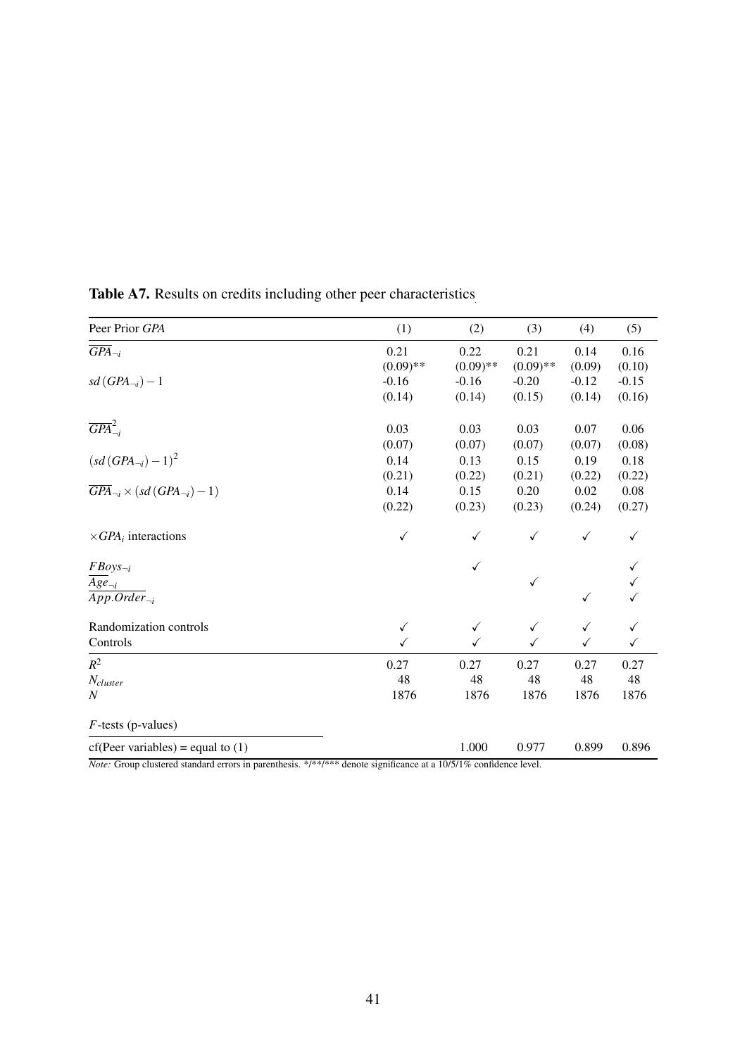**Table A7.** Results on credits including other peer characteristics

| Peer Prior *GPA* | (1) | (2) | (3) | (4) | (5) |
|---|---|---|---|---|---|
| $\overline{GPA}_{\neg i}$ | 0.21 | 0.22 | 0.21 | 0.14 | 0.16 |
| | (0.09)** | (0.09)** | (0.09)** | (0.09) | (0.10) |
| $sd\left(GPA_{\neg i}\right)-1$ | -0.16 | -0.16 | -0.20 | -0.12 | -0.15 |
| | (0.14) | (0.14) | (0.15) | (0.14) | (0.16) |
| $\overline{GPA}_{\neg i}^{2}$ | 0.03 | 0.03 | 0.03 | 0.07 | 0.06 |
| | (0.07) | (0.07) | (0.07) | (0.07) | (0.08) |
| $\left(sd\left(GPA_{\neg i}\right)-1\right)^2$ | 0.14 | 0.13 | 0.15 | 0.19 | 0.18 |
| | (0.21) | (0.22) | (0.21) | (0.22) | (0.22) |
| $\overline{GPA}_{\neg i}\times\left(sd\left(GPA_{\neg i}\right)-1\right)$ | 0.14 | 0.15 | 0.20 | 0.02 | 0.08 |
| | (0.22) | (0.23) | (0.23) | (0.24) | (0.27) |
| $\times GPA_i$ interactions | ✓ | ✓ | ✓ | ✓ | ✓ |
| $FBoys_{\neg i}$ | | ✓ | | | ✓ |
| $\overline{Age}_{\neg i}$ | | | ✓ | | ✓ |
| $\overline{App.Order}_{\neg i}$ | | | | ✓ | ✓ |
| Randomization controls | ✓ | ✓ | ✓ | ✓ | ✓ |
| Controls | ✓ | ✓ | ✓ | ✓ | ✓ |
| $R^2$ | 0.27 | 0.27 | 0.27 | 0.27 | 0.27 |
| $N_{cluster}$ | 48 | 48 | 48 | 48 | 48 |
| $N$ | 1876 | 1876 | 1876 | 1876 | 1876 |
| $F$-tests (p-values) | | | | | |
| cf(Peer variables) = equal to (1) | | 1.000 | 0.977 | 0.899 | 0.896 |

*Note:* Group clustered standard errors in parenthesis. */**/*** denote significance at a 10/5/1% confidence level.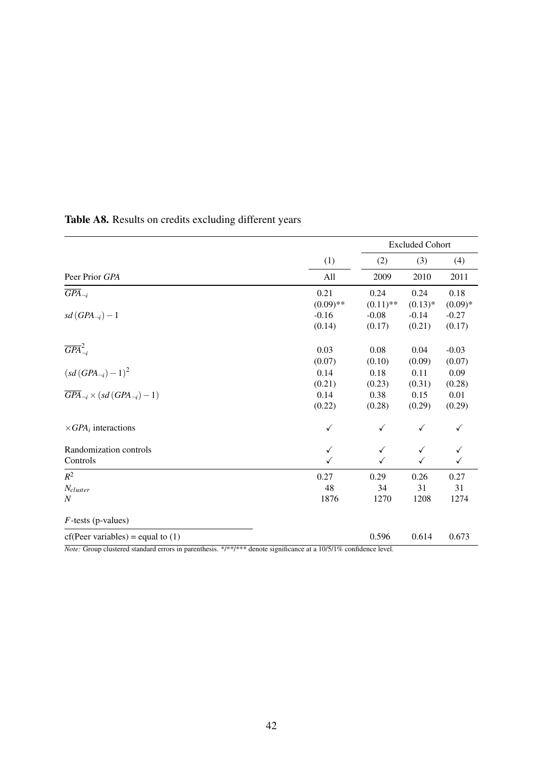**Table A8.** Results on credits excluding different years

| | (1) | Excluded Cohort (2) | (3) | (4) |
|---|---|---|---|---|
| Peer Prior *GPA* | All | 2009 | 2010 | 2011 |
| $\overline{GPA}_{\neg i}$ | 0.21 | 0.24 | 0.24 | 0.18 |
| | (0.09)** | (0.11)** | (0.13)* | (0.09)* |
| $sd\left(GPA_{\neg i}\right)-1$ | -0.16 | -0.08 | -0.14 | -0.27 |
| | (0.14) | (0.17) | (0.21) | (0.17) |
| $\overline{GPA}^2_{\neg i}$ | 0.03 | 0.08 | 0.04 | -0.03 |
| | (0.07) | (0.10) | (0.09) | (0.07) |
| $\left(sd\left(GPA_{\neg i}\right)-1\right)^2$ | 0.14 | 0.18 | 0.11 | 0.09 |
| | (0.21) | (0.23) | (0.31) | (0.28) |
| $\overline{GPA}_{\neg i}\times\left(sd\left(GPA_{\neg i}\right)-1\right)$ | 0.14 | 0.38 | 0.15 | 0.01 |
| | (0.22) | (0.28) | (0.29) | (0.29) |
| $\times GPA_i$ interactions | ✓ | ✓ | ✓ | ✓ |
| Randomization controls | ✓ | ✓ | ✓ | ✓ |
| Controls | ✓ | ✓ | ✓ | ✓ |
| $R^2$ | 0.27 | 0.29 | 0.26 | 0.27 |
| $N_{cluster}$ | 48 | 34 | 31 | 31 |
| $N$ | 1876 | 1270 | 1208 | 1274 |
| $F$-tests (p-values) | | | | |
| cf(Peer variables) = equal to (1) | | 0.596 | 0.614 | 0.673 |

*Note:* Group clustered standard errors in parenthesis. */**/*** denote significance at a 10/5/1% confidence level.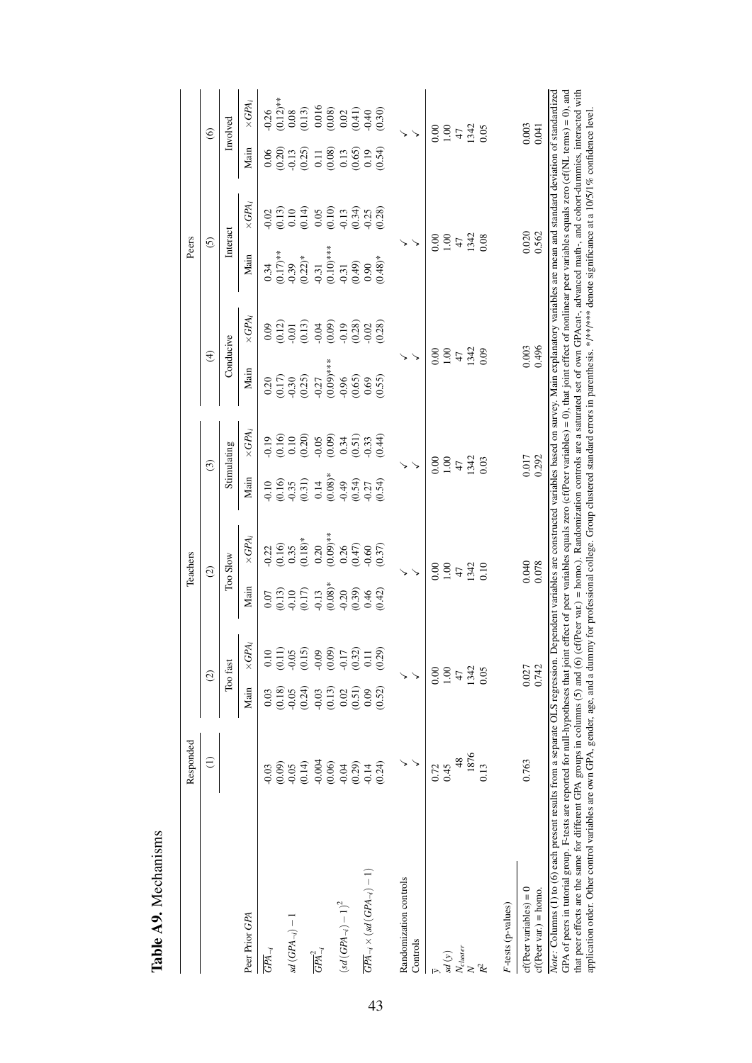**Table A9.** Mechanisms

| | Responded | Teachers | | | | | | Peers | | | | | |
|---|---|---|---|---|---|---|---|---|---|---|---|---|---|
| | (1) | (2) | | (2) | | (3) | | (4) | | (5) | | (6) | |
| | | Too fast | | Too Slow | | Stimulating | | Conducive | | Interact | | Involved | |
| Peer Prior *GPA* | | Main | $\times GPA_i$ | Main | $\times GPA_i$ | Main | $\times GPA_i$ | Main | $\times GPA_i$ | Main | $\times GPA_i$ | Main | $\times GPA_i$ |
| $\overline{GPA}_{-i}$ | -0.03 | 0.03 | 0.10 | 0.07 | -0.22 | -0.10 | -0.19 | 0.20 | 0.09 | 0.34 | -0.02 | 0.06 | -0.26 |
| | (0.09) | (0.18) | (0.11) | (0.13) | (0.16) | (0.16) | (0.16) | (0.17) | (0.12) | (0.17)** | (0.13) | (0.20) | (0.12)** |
| $sd\left(GPA_{-i}\right)-1$ | -0.05 | -0.05 | -0.05 | -0.10 | 0.35 | -0.35 | 0.10 | -0.30 | -0.01 | -0.39 | 0.10 | -0.13 | 0.08 |
| | (0.14) | (0.24) | (0.15) | (0.17) | (0.18)* | (0.31) | (0.20) | (0.25) | (0.13) | (0.22)* | (0.14) | (0.25) | (0.13) |
| $\overline{GPA}^2_{-i}$ | -0.004 | -0.03 | -0.09 | -0.13 | 0.20 | 0.14 | -0.05 | -0.27 | -0.04 | -0.31 | 0.05 | 0.11 | 0.016 |
| | (0.06) | (0.13) | (0.09) | (0.08)* | (0.09)** | (0.08)* | (0.09) | (0.09)*** | (0.09) | (0.10)*** | (0.10) | (0.08) | (0.08) |
| $\left(sd\left(GPA_{-i}\right)-1\right)^2$ | -0.04 | 0.02 | -0.17 | -0.20 | 0.26 | -0.49 | 0.34 | -0.96 | -0.19 | -0.31 | -0.13 | 0.13 | 0.02 |
| | (0.29) | (0.51) | (0.32) | (0.39) | (0.47) | (0.54) | (0.51) | (0.65) | (0.28) | (0.49) | (0.34) | (0.65) | (0.41) |
| $\overline{GPA}_{-i}\times\left(sd\left(GPA_{-i}\right)-1\right)$ | -0.14 | 0.09 | 0.11 | 0.46 | -0.60 | -0.27 | -0.33 | 0.69 | -0.02 | 0.90 | -0.25 | 0.19 | -0.40 |
| | (0.24) | (0.52) | (0.29) | (0.42) | (0.37) | (0.54) | (0.44) | (0.55) | (0.28) | (0.48)* | (0.28) | (0.54) | (0.30) |
| Randomization controls | ✓ | ✓ | | ✓ | | ✓ | | ✓ | | ✓ | | ✓ | |
| Controls | ✓ | ✓ | | ✓ | | ✓ | | ✓ | | ✓ | | ✓ | |
| $\bar{y}$ | 0.72 | 0.00 | | 0.00 | | 0.00 | | 0.00 | | 0.00 | | 0.00 | |
| $sd(y)$ | 0.45 | 1.00 | | 1.00 | | 1.00 | | 1.00 | | 1.00 | | 1.00 | |
| $N_{cluster}$ | 48 | 47 | | 47 | | 47 | | 47 | | 47 | | 47 | |
| $N$ | 1876 | 1342 | | 1342 | | 1342 | | 1342 | | 1342 | | 1342 | |
| $R^2$ | 0.13 | 0.05 | | 0.10 | | 0.03 | | 0.09 | | 0.08 | | 0.05 | |
| *F*-tests (p-values) | | | | | | | | | | | | | |
| cf(Peer variables) = 0 | 0.763 | 0.027 | | 0.040 | | 0.017 | | 0.003 | | 0.020 | | 0.003 | |
| cf(Peer var.) = homo. | | 0.742 | | 0.078 | | 0.292 | | 0.496 | | 0.562 | | 0.041 | |

*Note*: Columns (1) to (6) each present results from a separate OLS regression. Dependent variables are constructed variables based on survey. Main explanatory variables are mean and standard deviation of standardized GPA of peers in tutorial group. F-tests are reported for null-hypotheses that joint effect of peer variables equals zero (cf(Peer variables) = 0), that joint effect of nonlinear peer variables equals zero (cf(NL terms) = 0), and that peer effects are the same for different GPA groups in columns (5) and (6) (cf(Peer var.) = homo.). Randomization controls are a saturated set of own GPAcat-, advanced math-, and cohort-dummies, interacted with application order. Other control variables are own GPA, gender, age, and a dummy for professional college. Group clustered standard errors in parenthesis. */**/*** denote significance at a 10/5/1% confidence level.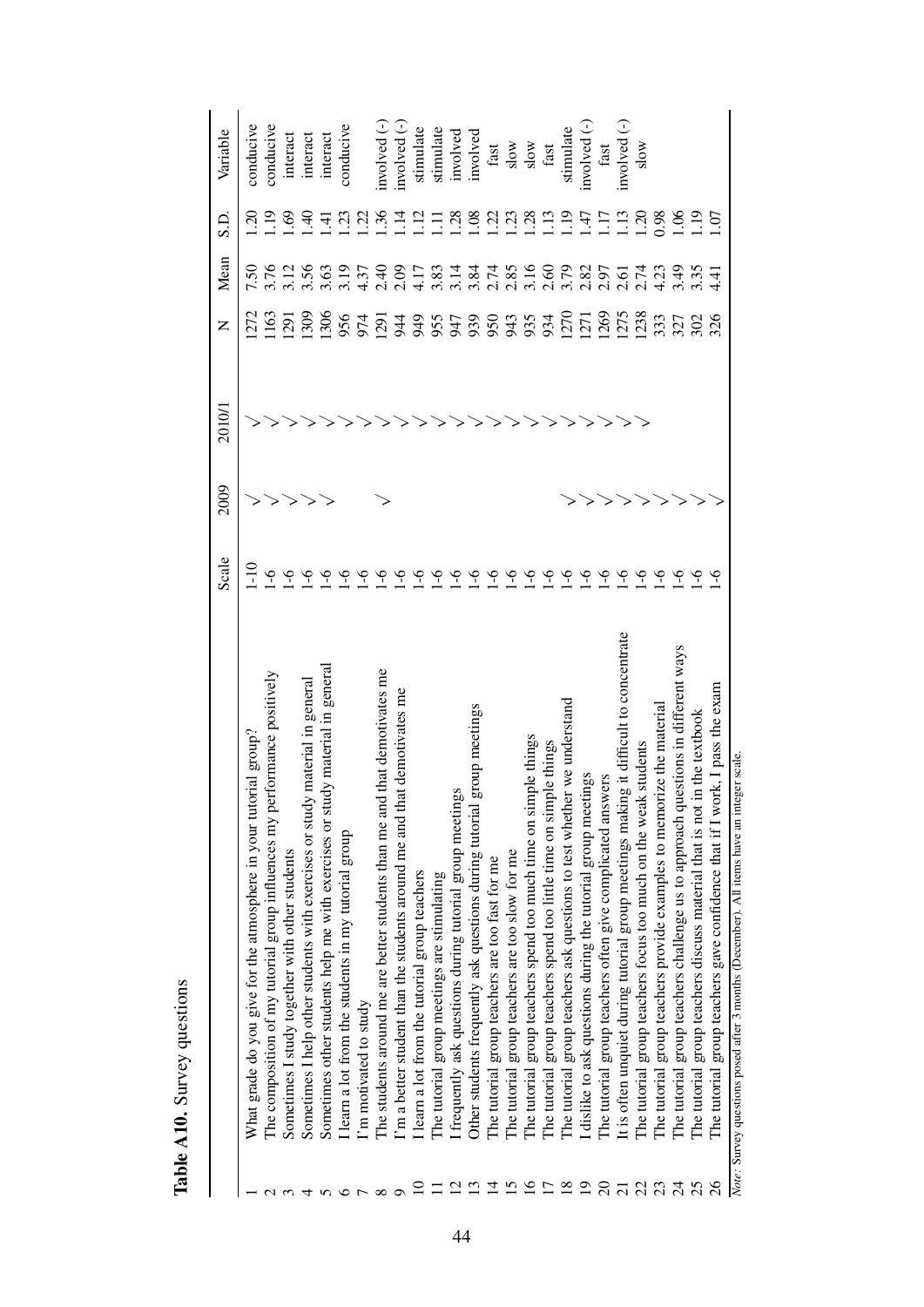**Table A10.** Survey questions

| | | Scale | 2009 | 2010/1 | N | Mean | S.D. | Variable |
|---|---|---|---|---|---|---|---|---|
| 1 | What grade do you give for the atmosphere in your tutorial group? | 1-10 | √ | √ | 1272 | 7.50 | 1.20 | conducive |
| 2 | The composition of my tutorial group influences my performance positively | 1-6 | √ | √ | 1163 | 3.76 | 1.19 | conducive |
| 3 | Sometimes I study together with other students | 1-6 | √ | √ | 1291 | 3.12 | 1.69 | interact |
| 4 | Sometimes I help other students with exercises or study material in general | 1-6 | √ | √ | 1309 | 3.56 | 1.40 | interact |
| 5 | Sometimes other students help me with exercises or study material in general | 1-6 | √ | √ | 1306 | 3.63 | 1.41 | interact |
| 6 | I learn a lot from the students in my tutorial group | 1-6 | | √ | 956 | 3.19 | 1.23 | conducive |
| 7 | I'm motivated to study | 1-6 | | √ | 974 | 4.37 | 1.22 | |
| 8 | The students around me are better students than me and that demotivates me | 1-6 | √ | √ | 1291 | 2.40 | 1.36 | involved (-) |
| 9 | I'm a better student than the students around me and that demotivates me | 1-6 | | √ | 944 | 2.09 | 1.14 | involved (-) |
| 10 | I learn a lot from the tutorial group teachers | 1-6 | | √ | 949 | 4.17 | 1.12 | stimulate |
| 11 | The tutorial group meetings are stimulating | 1-6 | | √ | 955 | 3.83 | 1.11 | stimulate |
| 12 | I frequently ask questions during tutorial group meetings | 1-6 | | √ | 947 | 3.14 | 1.28 | involved |
| 13 | Other students frequently ask questions during tutorial group meetings | 1-6 | | √ | 939 | 3.84 | 1.08 | involved |
| 14 | The tutorial group teachers are too fast for me | 1-6 | | √ | 950 | 2.74 | 1.22 | fast |
| 15 | The tutorial group teachers are too slow for me | 1-6 | | √ | 943 | 2.85 | 1.23 | slow |
| 16 | The tutorial group teachers spend too much time on simple things | 1-6 | | √ | 935 | 3.16 | 1.28 | slow |
| 17 | The tutorial group teachers spend too little time on simple things | 1-6 | | √ | 934 | 2.60 | 1.13 | fast |
| 18 | The tutorial group teachers ask questions to test whether we understand | 1-6 | √ | √ | 1270 | 3.79 | 1.19 | stimulate |
| 19 | I dislike to ask questions during the tutorial group meetings | 1-6 | √ | √ | 1271 | 2.82 | 1.47 | involved (-) |
| 20 | The tutorial group teachers often give complicated answers | 1-6 | √ | √ | 1269 | 2.97 | 1.17 | fast |
| 21 | It is often unquiet during tutorial group meetings making it difficult to concentrate | 1-6 | √ | √ | 1275 | 2.61 | 1.13 | involved (-) |
| 22 | The tutorial group teachers focus too much on the weak students | 1-6 | √ | √ | 1238 | 2.74 | 1.20 | slow |
| 23 | The tutorial group teachers provide examples to memorize the material | 1-6 | √ | | 333 | 4.23 | 0.98 | |
| 24 | The tutorial group teachers challenge us to approach questions in different ways | 1-6 | √ | | 327 | 3.49 | 1.06 | |
| 25 | The tutorial group teachers discuss material that is not in the textbook | 1-6 | √ | | 302 | 3.35 | 1.19 | |
| 26 | The tutorial group teachers gave confidence that if I work, I pass the exam | 1-6 | √ | | 326 | 4.41 | 1.07 | |

*Note*: Survey questions posed after 3 months (December). All items have an integer scale.